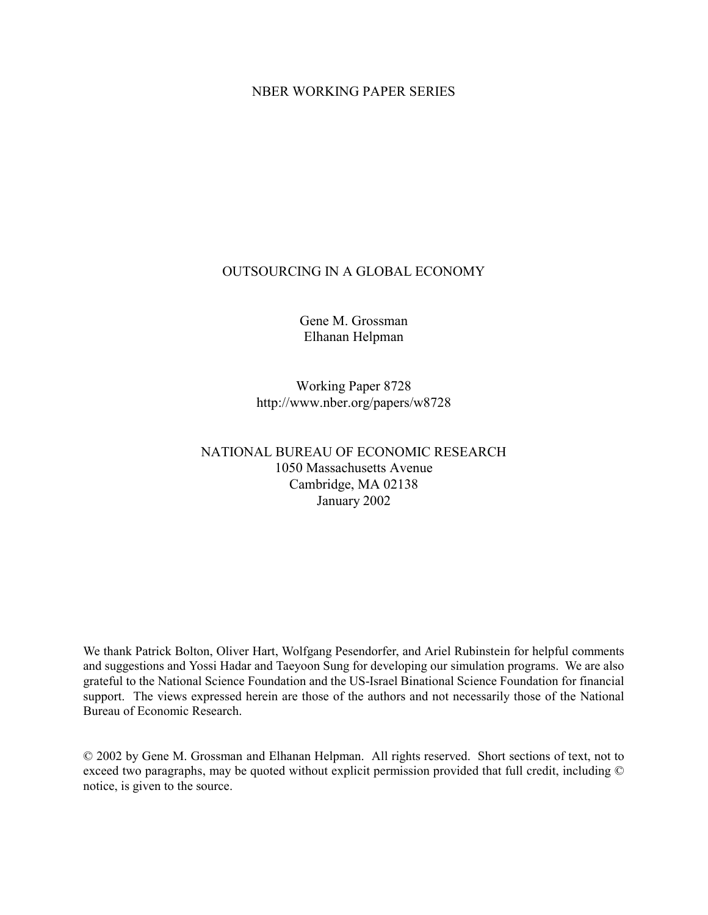NBER WORKING PAPER SERIES

# OUTSOURCING IN A GLOBAL ECONOMY

Gene M. Grossman
Elhanan Helpman

Working Paper 8728
http://www.nber.org/papers/w8728

NATIONAL BUREAU OF ECONOMIC RESEARCH
1050 Massachusetts Avenue
Cambridge, MA 02138
January 2002

We thank Patrick Bolton, Oliver Hart, Wolfgang Pesendorfer, and Ariel Rubinstein for helpful comments and suggestions and Yossi Hadar and Taeyoon Sung for developing our simulation programs. We are also grateful to the National Science Foundation and the US-Israel Binational Science Foundation for financial support. The views expressed herein are those of the authors and not necessarily those of the National Bureau of Economic Research.

© 2002 by Gene M. Grossman and Elhanan Helpman. All rights reserved. Short sections of text, not to exceed two paragraphs, may be quoted without explicit permission provided that full credit, including © notice, is given to the source.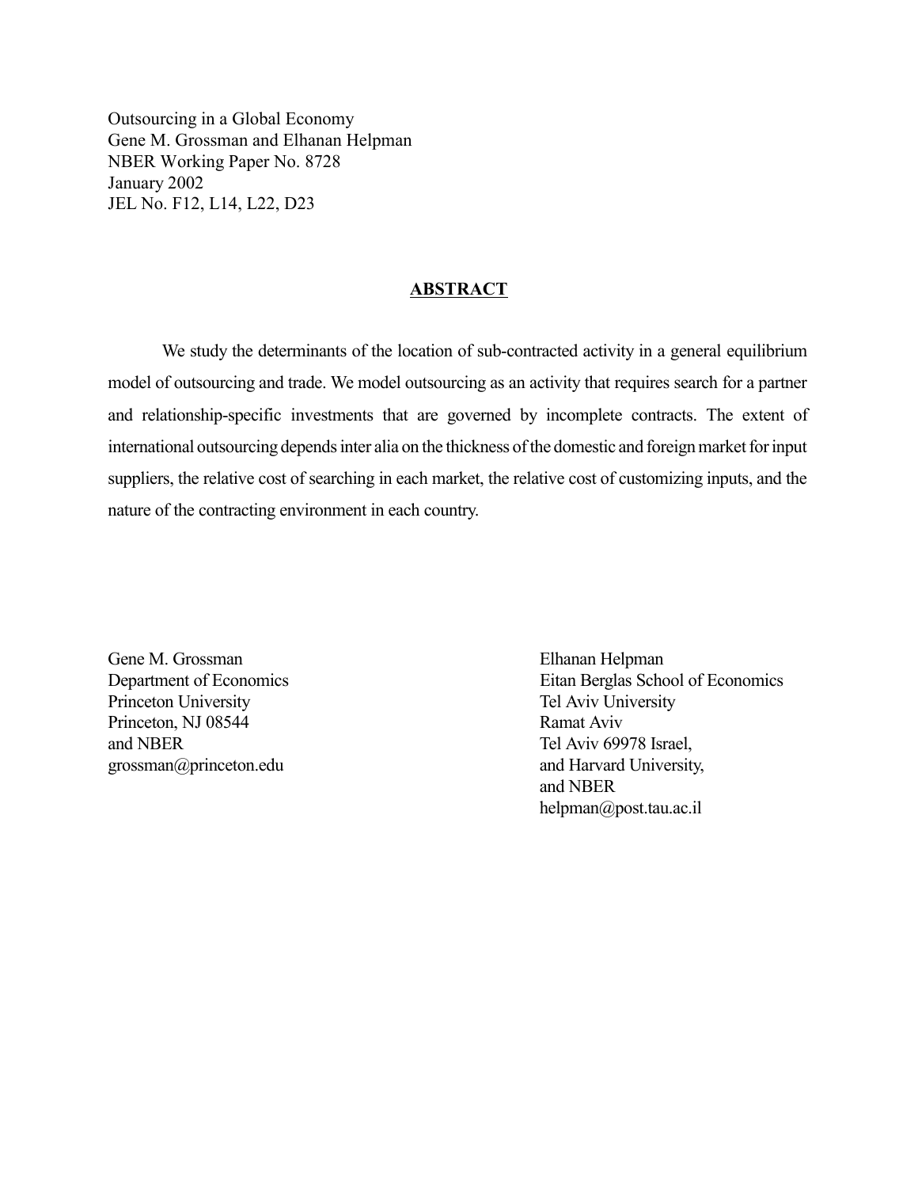Outsourcing in a Global Economy
Gene M. Grossman and Elhanan Helpman
NBER Working Paper No. 8728
January 2002
JEL No. F12, L14, L22, D23

## ABSTRACT

We study the determinants of the location of sub-contracted activity in a general equilibrium model of outsourcing and trade. We model outsourcing as an activity that requires search for a partner and relationship-specific investments that are governed by incomplete contracts. The extent of international outsourcing depends inter alia on the thickness of the domestic and foreign market for input suppliers, the relative cost of searching in each market, the relative cost of customizing inputs, and the nature of the contracting environment in each country.

Gene M. Grossman
Department of Economics
Princeton University
Princeton, NJ 08544
and NBER
grossman@princeton.edu

Elhanan Helpman
Eitan Berglas School of Economics
Tel Aviv University
Ramat Aviv
Tel Aviv 69978 Israel,
and Harvard University,
and NBER
helpman@post.tau.ac.il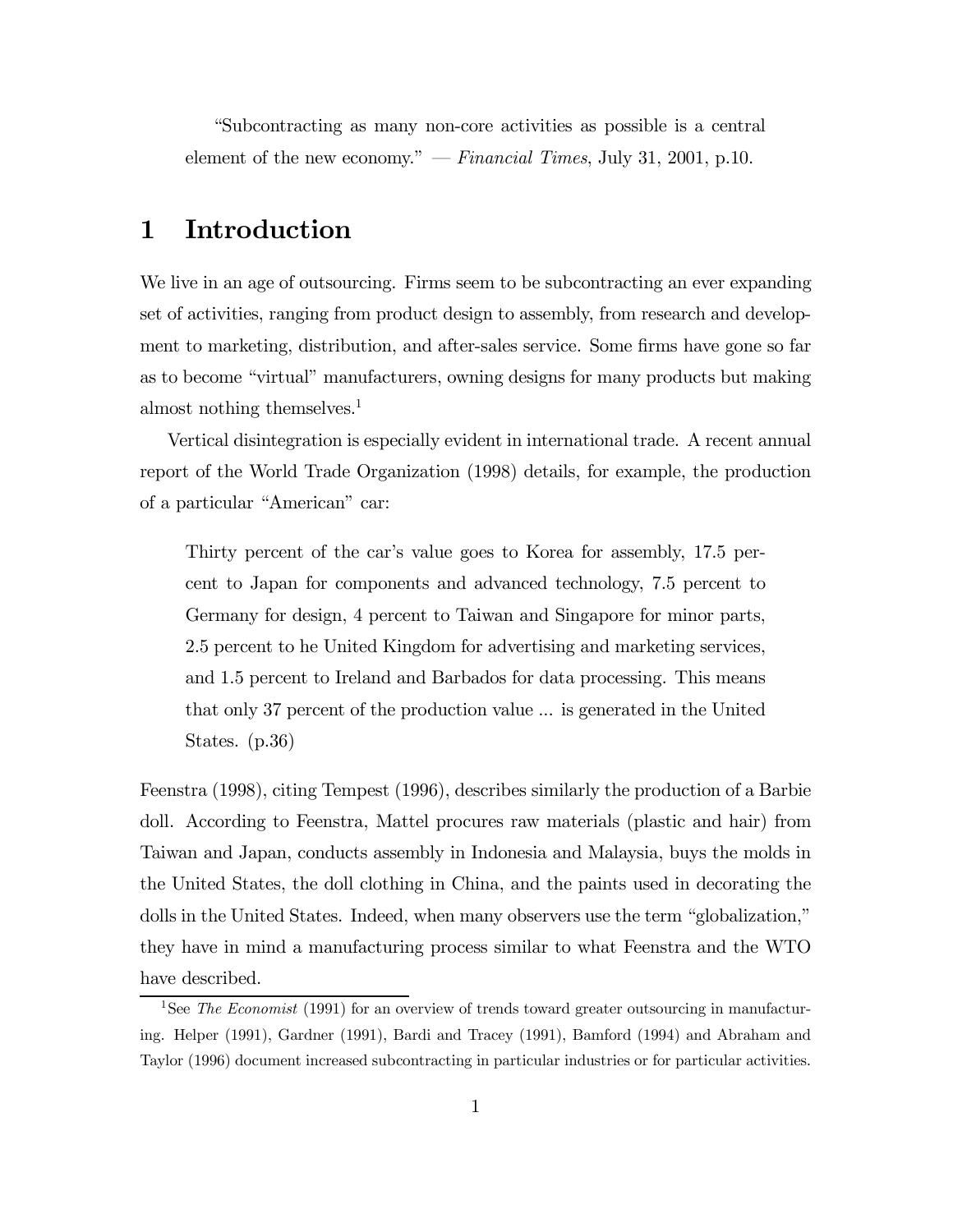"Subcontracting as many non-core activities as possible is a central element of the new economy." — *Financial Times*, July 31, 2001, p.10.

# 1 Introduction

We live in an age of outsourcing. Firms seem to be subcontracting an ever expanding set of activities, ranging from product design to assembly, from research and development to marketing, distribution, and after-sales service. Some firms have gone so far as to become "virtual" manufacturers, owning designs for many products but making almost nothing themselves.[1]

Vertical disintegration is especially evident in international trade. A recent annual report of the World Trade Organization (1998) details, for example, the production of a particular "American" car:

> Thirty percent of the car's value goes to Korea for assembly, 17.5 percent to Japan for components and advanced technology, 7.5 percent to Germany for design, 4 percent to Taiwan and Singapore for minor parts, 2.5 percent to he United Kingdom for advertising and marketing services, and 1.5 percent to Ireland and Barbados for data processing. This means that only 37 percent of the production value ... is generated in the United States. (p.36)

Feenstra (1998), citing Tempest (1996), describes similarly the production of a Barbie doll. According to Feenstra, Mattel procures raw materials (plastic and hair) from Taiwan and Japan, conducts assembly in Indonesia and Malaysia, buys the molds in the United States, the doll clothing in China, and the paints used in decorating the dolls in the United States. Indeed, when many observers use the term "globalization," they have in mind a manufacturing process similar to what Feenstra and the WTO have described.

[1] See *The Economist* (1991) for an overview of trends toward greater outsourcing in manufacturing. Helper (1991), Gardner (1991), Bardi and Tracey (1991), Bamford (1994) and Abraham and Taylor (1996) document increased subcontracting in particular industries or for particular activities.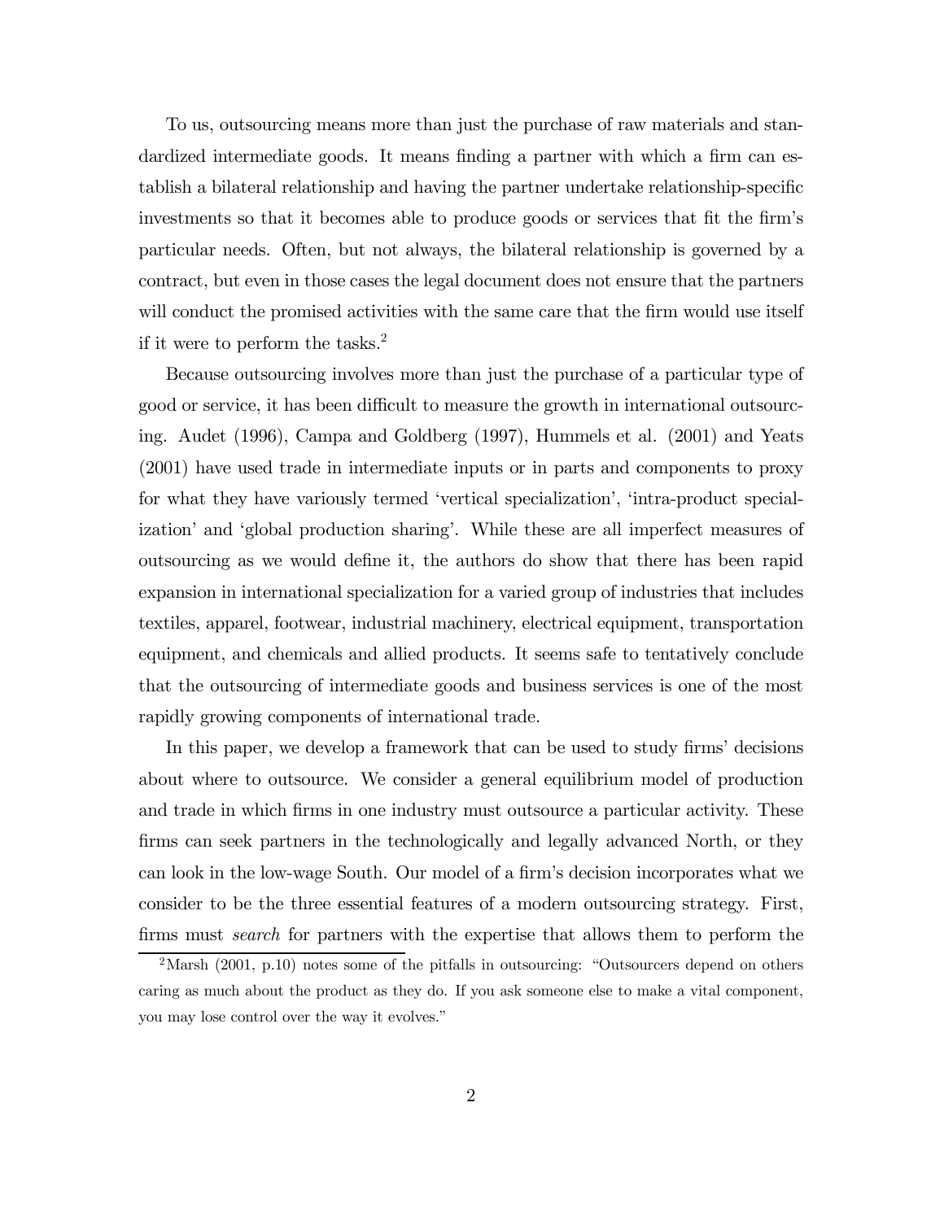To us, outsourcing means more than just the purchase of raw materials and standardized intermediate goods. It means finding a partner with which a firm can establish a bilateral relationship and having the partner undertake relationship-specific investments so that it becomes able to produce goods or services that fit the firm's particular needs. Often, but not always, the bilateral relationship is governed by a contract, but even in those cases the legal document does not ensure that the partners will conduct the promised activities with the same care that the firm would use itself if it were to perform the tasks.[2]

Because outsourcing involves more than just the purchase of a particular type of good or service, it has been difficult to measure the growth in international outsourcing. Audet (1996), Campa and Goldberg (1997), Hummels et al. (2001) and Yeats (2001) have used trade in intermediate inputs or in parts and components to proxy for what they have variously termed 'vertical specialization', 'intra-product specialization' and 'global production sharing'. While these are all imperfect measures of outsourcing as we would define it, the authors do show that there has been rapid expansion in international specialization for a varied group of industries that includes textiles, apparel, footwear, industrial machinery, electrical equipment, transportation equipment, and chemicals and allied products. It seems safe to tentatively conclude that the outsourcing of intermediate goods and business services is one of the most rapidly growing components of international trade.

In this paper, we develop a framework that can be used to study firms' decisions about where to outsource. We consider a general equilibrium model of production and trade in which firms in one industry must outsource a particular activity. These firms can seek partners in the technologically and legally advanced North, or they can look in the low-wage South. Our model of a firm's decision incorporates what we consider to be the three essential features of a modern outsourcing strategy. First, firms must *search* for partners with the expertise that allows them to perform the

[2] Marsh (2001, p.10) notes some of the pitfalls in outsourcing: "Outsourcers depend on others caring as much about the product as they do. If you ask someone else to make a vital component, you may lose control over the way it evolves."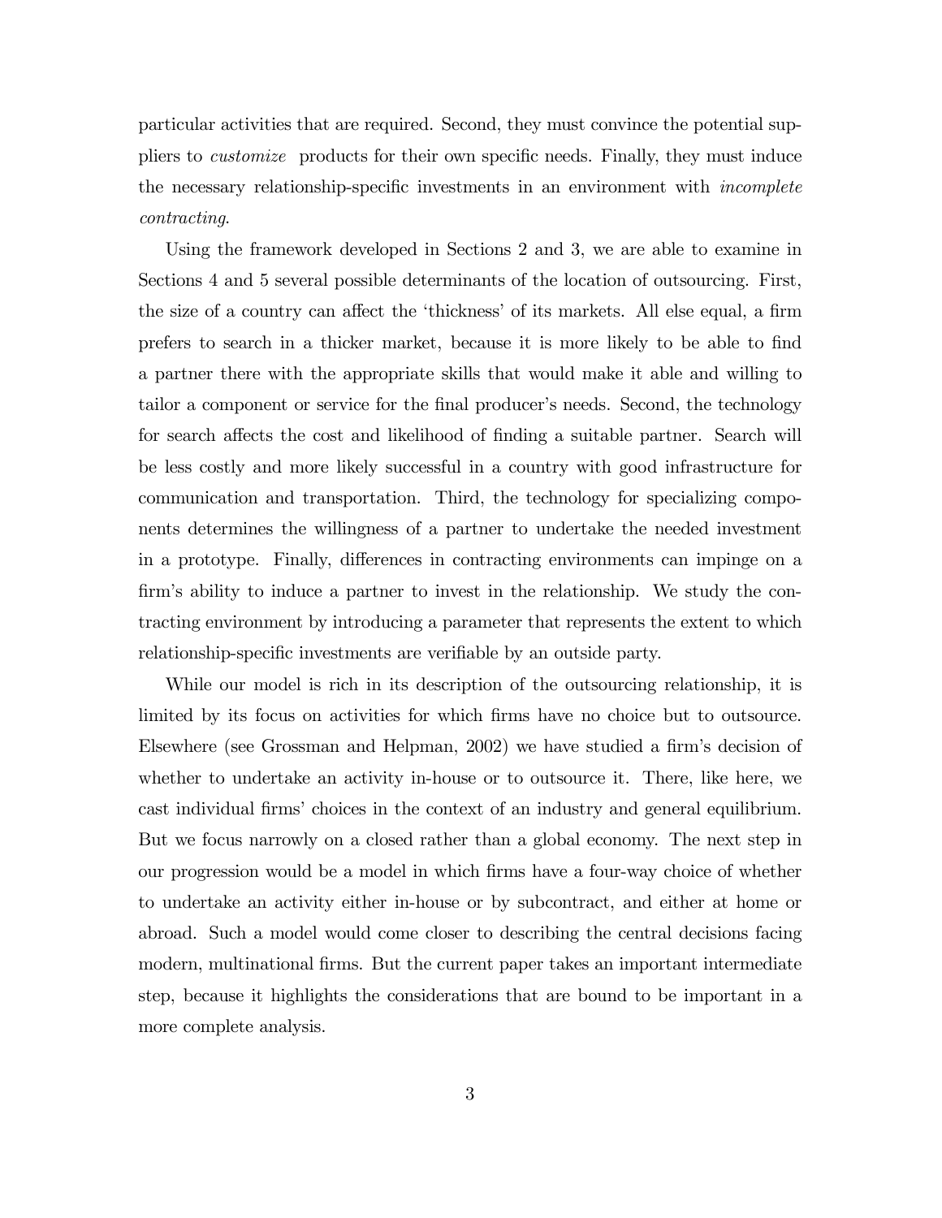particular activities that are required. Second, they must convince the potential suppliers to *customize* products for their own specific needs. Finally, they must induce the necessary relationship-specific investments in an environment with *incomplete contracting*.

Using the framework developed in Sections 2 and 3, we are able to examine in Sections 4 and 5 several possible determinants of the location of outsourcing. First, the size of a country can affect the 'thickness' of its markets. All else equal, a firm prefers to search in a thicker market, because it is more likely to be able to find a partner there with the appropriate skills that would make it able and willing to tailor a component or service for the final producer's needs. Second, the technology for search affects the cost and likelihood of finding a suitable partner. Search will be less costly and more likely successful in a country with good infrastructure for communication and transportation. Third, the technology for specializing components determines the willingness of a partner to undertake the needed investment in a prototype. Finally, differences in contracting environments can impinge on a firm's ability to induce a partner to invest in the relationship. We study the contracting environment by introducing a parameter that represents the extent to which relationship-specific investments are verifiable by an outside party.

While our model is rich in its description of the outsourcing relationship, it is limited by its focus on activities for which firms have no choice but to outsource. Elsewhere (see Grossman and Helpman, 2002) we have studied a firm's decision of whether to undertake an activity in-house or to outsource it. There, like here, we cast individual firms' choices in the context of an industry and general equilibrium. But we focus narrowly on a closed rather than a global economy. The next step in our progression would be a model in which firms have a four-way choice of whether to undertake an activity either in-house or by subcontract, and either at home or abroad. Such a model would come closer to describing the central decisions facing modern, multinational firms. But the current paper takes an important intermediate step, because it highlights the considerations that are bound to be important in a more complete analysis.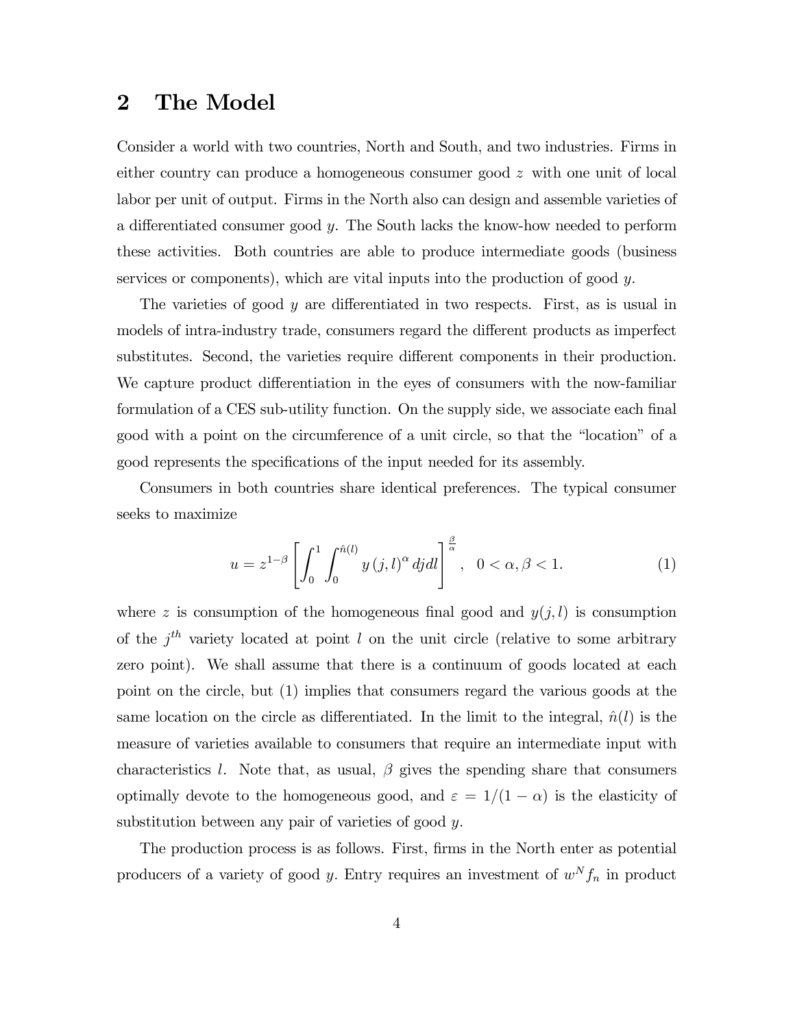## 2 The Model

Consider a world with two countries, North and South, and two industries. Firms in either country can produce a homogeneous consumer good $z$ with one unit of local labor per unit of output. Firms in the North also can design and assemble varieties of a differentiated consumer good $y$. The South lacks the know-how needed to perform these activities. Both countries are able to produce intermediate goods (business services or components), which are vital inputs into the production of good $y$.

The varieties of good $y$ are differentiated in two respects. First, as is usual in models of intra-industry trade, consumers regard the different products as imperfect substitutes. Second, the varieties require different components in their production. We capture product differentiation in the eyes of consumers with the now-familiar formulation of a CES sub-utility function. On the supply side, we associate each final good with a point on the circumference of a unit circle, so that the "location" of a good represents the specifications of the input needed for its assembly.

Consumers in both countries share identical preferences. The typical consumer seeks to maximize

$$u = z^{1-\beta} \left[ \int_0^1 \int_0^{\hat{n}(l)} y(j,l)^\alpha \, dj dl \right]^{\frac{\beta}{\alpha}}, \quad 0 < \alpha, \beta < 1. \tag{1}$$

where $z$ is consumption of the homogeneous final good and $y(j,l)$ is consumption of the $j^{th}$ variety located at point $l$ on the unit circle (relative to some arbitrary zero point). We shall assume that there is a continuum of goods located at each point on the circle, but (1) implies that consumers regard the various goods at the same location on the circle as differentiated. In the limit to the integral, $\hat{n}(l)$ is the measure of varieties available to consumers that require an intermediate input with characteristics $l$. Note that, as usual, $\beta$ gives the spending share that consumers optimally devote to the homogeneous good, and $\varepsilon = 1/(1-\alpha)$ is the elasticity of substitution between any pair of varieties of good $y$.

The production process is as follows. First, firms in the North enter as potential producers of a variety of good $y$. Entry requires an investment of $w^N f_n$ in product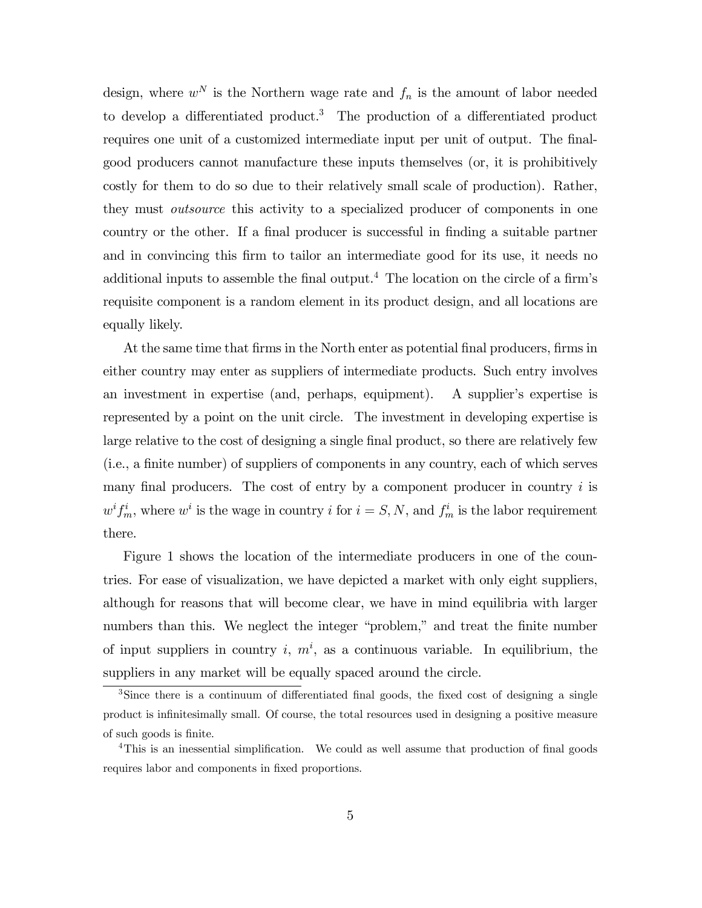design, where $w^N$ is the Northern wage rate and $f_n$ is the amount of labor needed to develop a differentiated product.[3] The production of a differentiated product requires one unit of a customized intermediate input per unit of output. The final-good producers cannot manufacture these inputs themselves (or, it is prohibitively costly for them to do so due to their relatively small scale of production). Rather, they must *outsource* this activity to a specialized producer of components in one country or the other. If a final producer is successful in finding a suitable partner and in convincing this firm to tailor an intermediate good for its use, it needs no additional inputs to assemble the final output.[4] The location on the circle of a firm's requisite component is a random element in its product design, and all locations are equally likely.

At the same time that firms in the North enter as potential final producers, firms in either country may enter as suppliers of intermediate products. Such entry involves an investment in expertise (and, perhaps, equipment). A supplier's expertise is represented by a point on the unit circle. The investment in developing expertise is large relative to the cost of designing a single final product, so there are relatively few (i.e., a finite number) of suppliers of components in any country, each of which serves many final producers. The cost of entry by a component producer in country $i$ is $w^i f_m^i$, where $w^i$ is the wage in country $i$ for $i = S, N$, and $f_m^i$ is the labor requirement there.

Figure 1 shows the location of the intermediate producers in one of the countries. For ease of visualization, we have depicted a market with only eight suppliers, although for reasons that will become clear, we have in mind equilibria with larger numbers than this. We neglect the integer "problem," and treat the finite number of input suppliers in country $i$, $m^i$, as a continuous variable. In equilibrium, the suppliers in any market will be equally spaced around the circle.

[3] Since there is a continuum of differentiated final goods, the fixed cost of designing a single product is infinitesimally small. Of course, the total resources used in designing a positive measure of such goods is finite.

[4] This is an inessential simplification. We could as well assume that production of final goods requires labor and components in fixed proportions.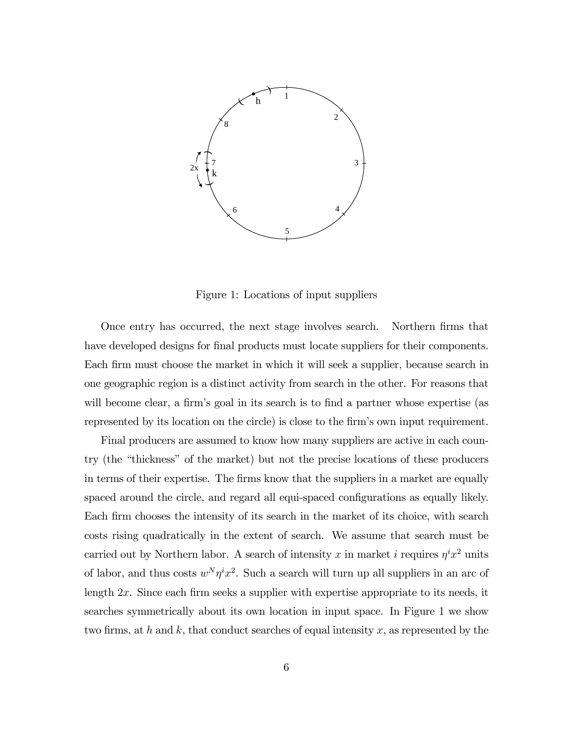Figure 1: Locations of input suppliers

Once entry has occurred, the next stage involves search. Northern firms that have developed designs for final products must locate suppliers for their components. Each firm must choose the market in which it will seek a supplier, because search in one geographic region is a distinct activity from search in the other. For reasons that will become clear, a firm's goal in its search is to find a partner whose expertise (as represented by its location on the circle) is close to the firm's own input requirement.

Final producers are assumed to know how many suppliers are active in each country (the "thickness" of the market) but not the precise locations of these producers in terms of their expertise. The firms know that the suppliers in a market are equally spaced around the circle, and regard all equi-spaced configurations as equally likely. Each firm chooses the intensity of its search in the market of its choice, with search costs rising quadratically in the extent of search. We assume that search must be carried out by Northern labor. A search of intensity $x$ in market $i$ requires $\eta^i x^2$ units of labor, and thus costs $w^N \eta^i x^2$. Such a search will turn up all suppliers in an arc of length $2x$. Since each firm seeks a supplier with expertise appropriate to its needs, it searches symmetrically about its own location in input space. In Figure 1 we show two firms, at $h$ and $k$, that conduct searches of equal intensity $x$, as represented by the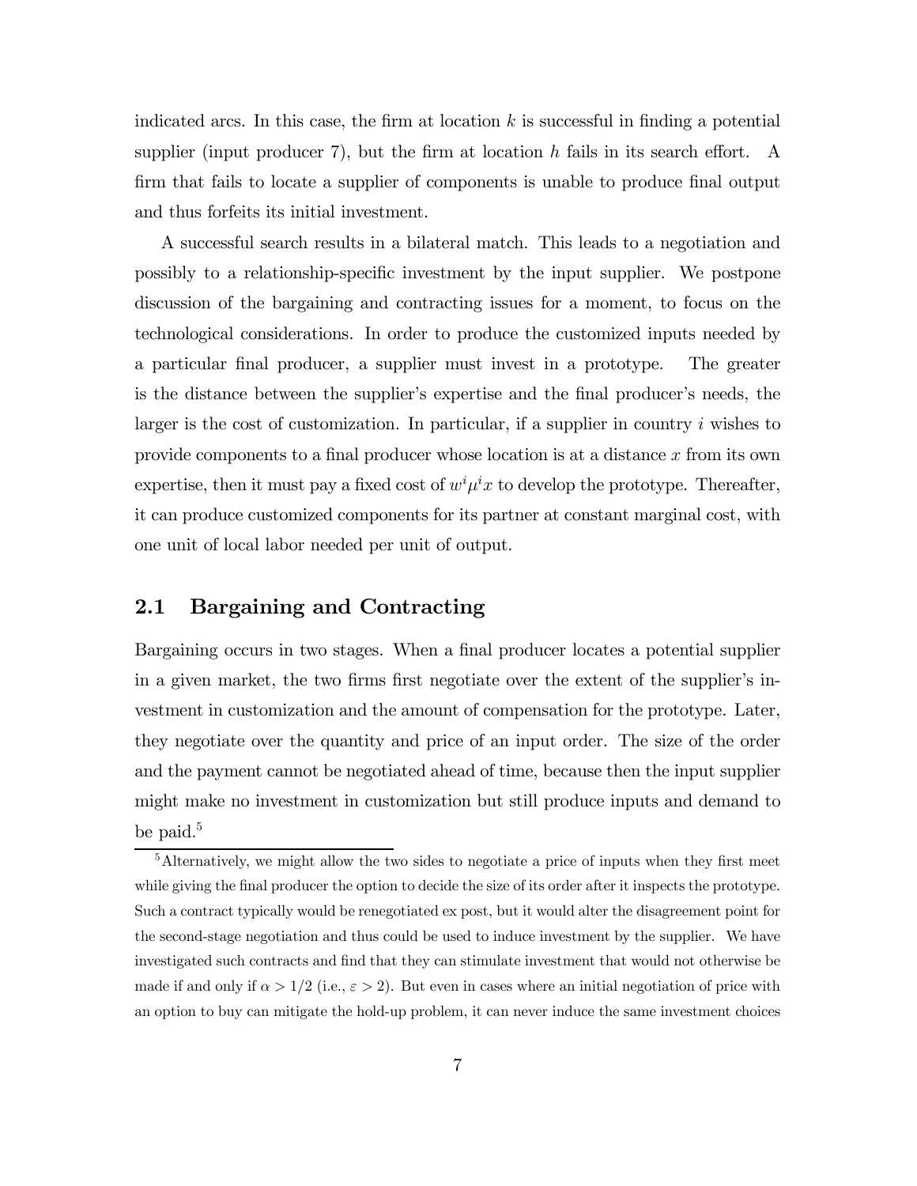indicated arcs. In this case, the firm at location $k$ is successful in finding a potential supplier (input producer 7), but the firm at location $h$ fails in its search effort. A firm that fails to locate a supplier of components is unable to produce final output and thus forfeits its initial investment.

A successful search results in a bilateral match. This leads to a negotiation and possibly to a relationship-specific investment by the input supplier. We postpone discussion of the bargaining and contracting issues for a moment, to focus on the technological considerations. In order to produce the customized inputs needed by a particular final producer, a supplier must invest in a prototype. The greater is the distance between the supplier's expertise and the final producer's needs, the larger is the cost of customization. In particular, if a supplier in country $i$ wishes to provide components to a final producer whose location is at a distance $x$ from its own expertise, then it must pay a fixed cost of $w^i \mu^i x$ to develop the prototype. Thereafter, it can produce customized components for its partner at constant marginal cost, with one unit of local labor needed per unit of output.

## 2.1 Bargaining and Contracting

Bargaining occurs in two stages. When a final producer locates a potential supplier in a given market, the two firms first negotiate over the extent of the supplier's investment in customization and the amount of compensation for the prototype. Later, they negotiate over the quantity and price of an input order. The size of the order and the payment cannot be negotiated ahead of time, because then the input supplier might make no investment in customization but still produce inputs and demand to be paid.[5]

[5] Alternatively, we might allow the two sides to negotiate a price of inputs when they first meet while giving the final producer the option to decide the size of its order after it inspects the prototype. Such a contract typically would be renegotiated ex post, but it would alter the disagreement point for the second-stage negotiation and thus could be used to induce investment by the supplier. We have investigated such contracts and find that they can stimulate investment that would not otherwise be made if and only if $\alpha > 1/2$ (i.e., $\varepsilon > 2$). But even in cases where an initial negotiation of price with an option to buy can mitigate the hold-up problem, it can never induce the same investment choices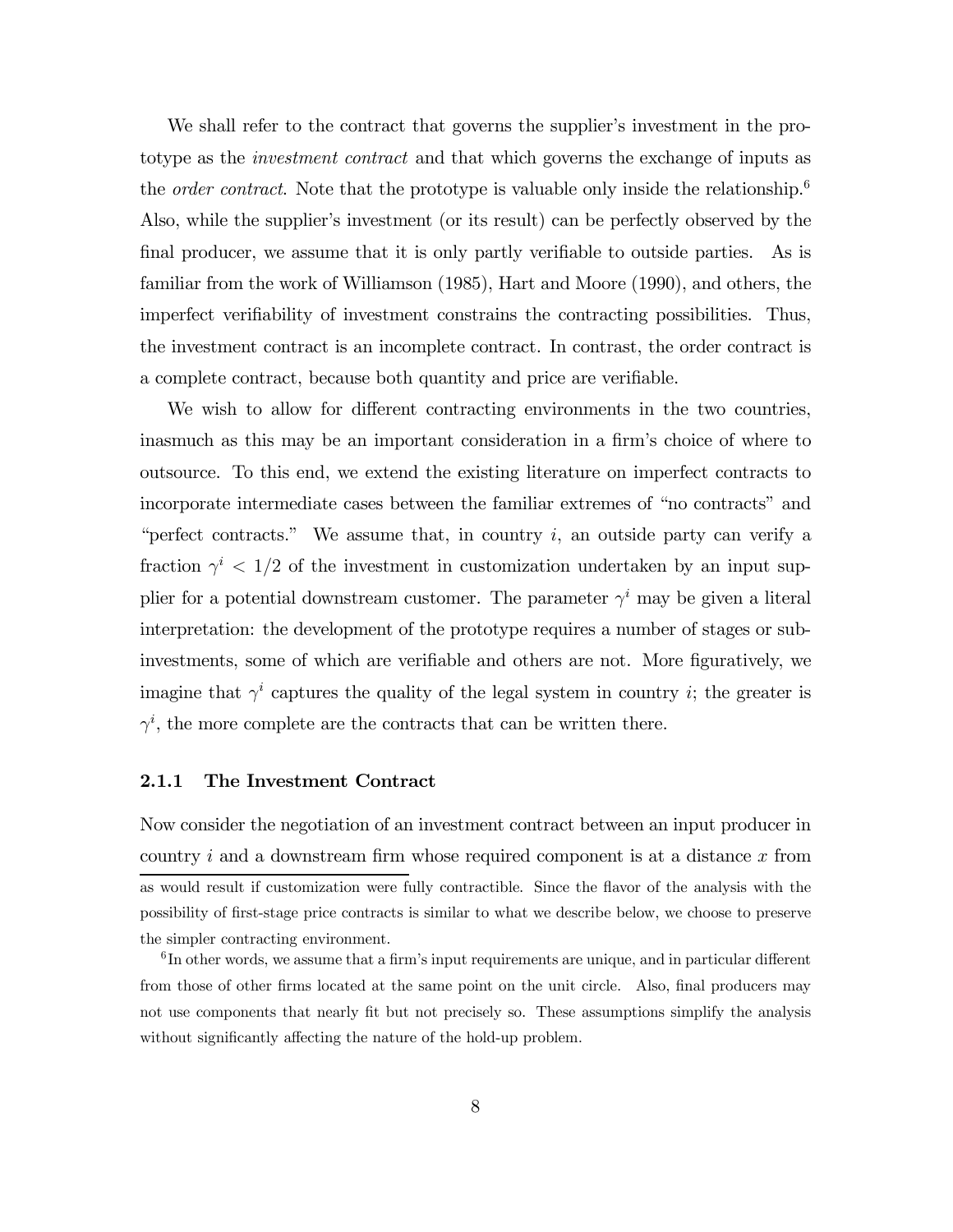We shall refer to the contract that governs the supplier's investment in the prototype as the *investment contract* and that which governs the exchange of inputs as the *order contract*. Note that the prototype is valuable only inside the relationship.[6] Also, while the supplier's investment (or its result) can be perfectly observed by the final producer, we assume that it is only partly verifiable to outside parties. As is familiar from the work of Williamson (1985), Hart and Moore (1990), and others, the imperfect verifiability of investment constrains the contracting possibilities. Thus, the investment contract is an incomplete contract. In contrast, the order contract is a complete contract, because both quantity and price are verifiable.

We wish to allow for different contracting environments in the two countries, inasmuch as this may be an important consideration in a firm's choice of where to outsource. To this end, we extend the existing literature on imperfect contracts to incorporate intermediate cases between the familiar extremes of "no contracts" and "perfect contracts." We assume that, in country $i$, an outside party can verify a fraction $\gamma^i < 1/2$ of the investment in customization undertaken by an input supplier for a potential downstream customer. The parameter $\gamma^i$ may be given a literal interpretation: the development of the prototype requires a number of stages or sub-investments, some of which are verifiable and others are not. More figuratively, we imagine that $\gamma^i$ captures the quality of the legal system in country $i$; the greater is $\gamma^i$, the more complete are the contracts that can be written there.

### 2.1.1 The Investment Contract

Now consider the negotiation of an investment contract between an input producer in country $i$ and a downstream firm whose required component is at a distance $x$ from

as would result if customization were fully contractible. Since the flavor of the analysis with the possibility of first-stage price contracts is similar to what we describe below, we choose to preserve the simpler contracting environment.

[6] In other words, we assume that a firm's input requirements are unique, and in particular different from those of other firms located at the same point on the unit circle. Also, final producers may not use components that nearly fit but not precisely so. These assumptions simplify the analysis without significantly affecting the nature of the hold-up problem.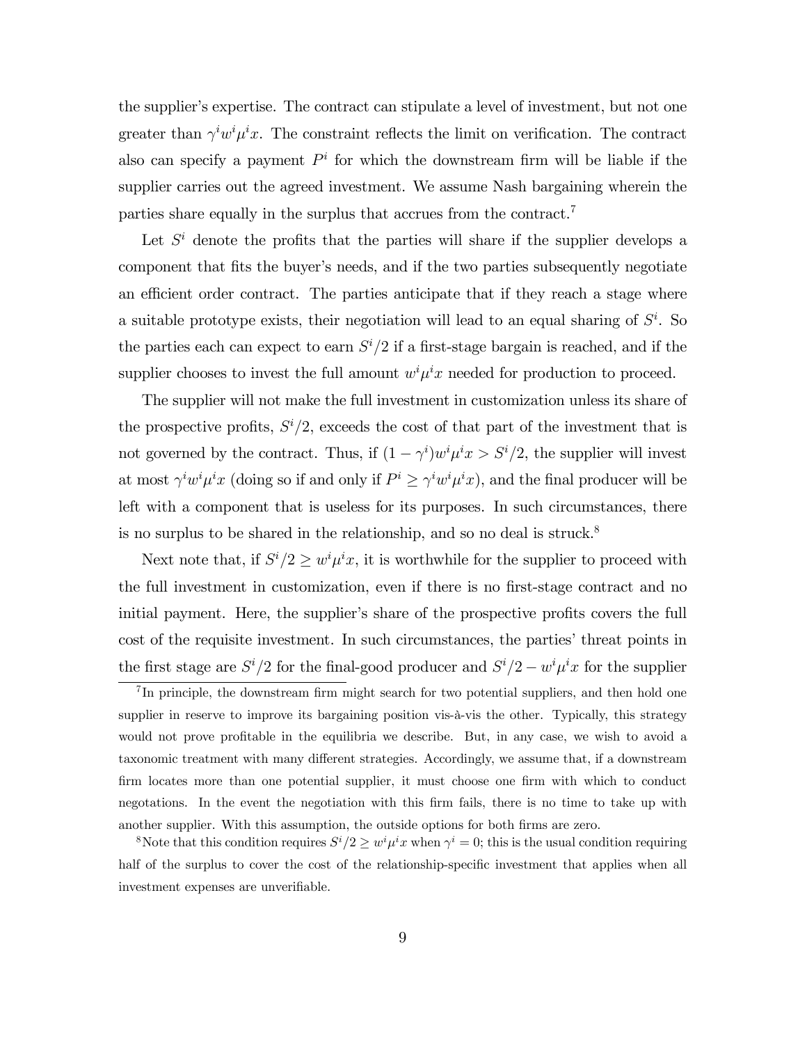the supplier's expertise. The contract can stipulate a level of investment, but not one greater than $\gamma^i w^i \mu^i x$. The constraint reflects the limit on verification. The contract also can specify a payment $P^i$ for which the downstream firm will be liable if the supplier carries out the agreed investment. We assume Nash bargaining wherein the parties share equally in the surplus that accrues from the contract.[7]

Let $S^i$ denote the profits that the parties will share if the supplier develops a component that fits the buyer's needs, and if the two parties subsequently negotiate an efficient order contract. The parties anticipate that if they reach a stage where a suitable prototype exists, their negotiation will lead to an equal sharing of $S^i$. So the parties each can expect to earn $S^i/2$ if a first-stage bargain is reached, and if the supplier chooses to invest the full amount $w^i \mu^i x$ needed for production to proceed.

The supplier will not make the full investment in customization unless its share of the prospective profits, $S^i/2$, exceeds the cost of that part of the investment that is not governed by the contract. Thus, if $(1 - \gamma^i) w^i \mu^i x > S^i/2$, the supplier will invest at most $\gamma^i w^i \mu^i x$ (doing so if and only if $P^i \geq \gamma^i w^i \mu^i x$), and the final producer will be left with a component that is useless for its purposes. In such circumstances, there is no surplus to be shared in the relationship, and so no deal is struck.[8]

Next note that, if $S^i/2 \geq w^i \mu^i x$, it is worthwhile for the supplier to proceed with the full investment in customization, even if there is no first-stage contract and no initial payment. Here, the supplier's share of the prospective profits covers the full cost of the requisite investment. In such circumstances, the parties' threat points in the first stage are $S^i/2$ for the final-good producer and $S^i/2 - w^i \mu^i x$ for the supplier

[7] In principle, the downstream firm might search for two potential suppliers, and then hold one supplier in reserve to improve its bargaining position vis-à-vis the other. Typically, this strategy would not prove profitable in the equilibria we describe. But, in any case, we wish to avoid a taxonomic treatment with many different strategies. Accordingly, we assume that, if a downstream firm locates more than one potential supplier, it must choose one firm with which to conduct negotations. In the event the negotiation with this firm fails, there is no time to take up with another supplier. With this assumption, the outside options for both firms are zero.

[8] Note that this condition requires $S^i/2 \geq w^i \mu^i x$ when $\gamma^i = 0$; this is the usual condition requiring half of the surplus to cover the cost of the relationship-specific investment that applies when all investment expenses are unverifiable.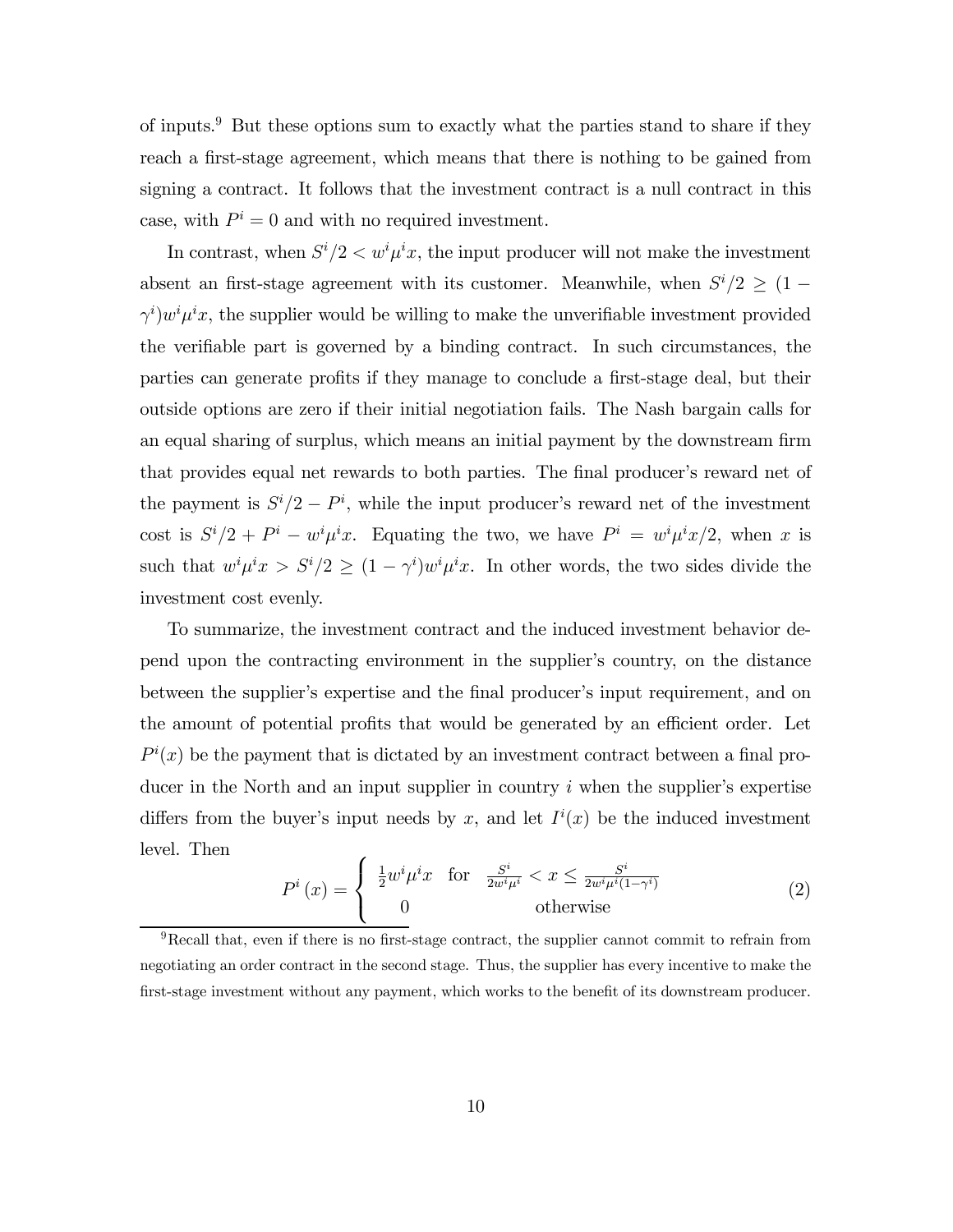of inputs.[9] But these options sum to exactly what the parties stand to share if they reach a first-stage agreement, which means that there is nothing to be gained from signing a contract. It follows that the investment contract is a null contract in this case, with $P^i = 0$ and with no required investment.

In contrast, when $S^i/2 < w^i\mu^i x$, the input producer will not make the investment absent an first-stage agreement with its customer. Meanwhile, when $S^i/2 \geq (1 - \gamma^i)w^i\mu^i x$, the supplier would be willing to make the unverifiable investment provided the verifiable part is governed by a binding contract. In such circumstances, the parties can generate profits if they manage to conclude a first-stage deal, but their outside options are zero if their initial negotiation fails. The Nash bargain calls for an equal sharing of surplus, which means an initial payment by the downstream firm that provides equal net rewards to both parties. The final producer's reward net of the payment is $S^i/2 - P^i$, while the input producer's reward net of the investment cost is $S^i/2 + P^i - w^i\mu^i x$. Equating the two, we have $P^i = w^i\mu^i x/2$, when $x$ is such that $w^i\mu^i x > S^i/2 \geq (1 - \gamma^i)w^i\mu^i x$. In other words, the two sides divide the investment cost evenly.

To summarize, the investment contract and the induced investment behavior depend upon the contracting environment in the supplier's country, on the distance between the supplier's expertise and the final producer's input requirement, and on the amount of potential profits that would be generated by an efficient order. Let $P^i(x)$ be the payment that is dictated by an investment contract between a final producer in the North and an input supplier in country $i$ when the supplier's expertise differs from the buyer's input needs by $x$, and let $I^i(x)$ be the induced investment level. Then

$$P^i(x) = \begin{cases} \frac{1}{2}w^i\mu^i x & \text{for} \quad \frac{S^i}{2w^i\mu^i} < x \leq \frac{S^i}{2w^i\mu^i(1-\gamma^i)} \\ 0 & \text{otherwise} \end{cases} \tag{2}$$

[9] Recall that, even if there is no first-stage contract, the supplier cannot commit to refrain from negotiating an order contract in the second stage. Thus, the supplier has every incentive to make the first-stage investment without any payment, which works to the benefit of its downstream producer.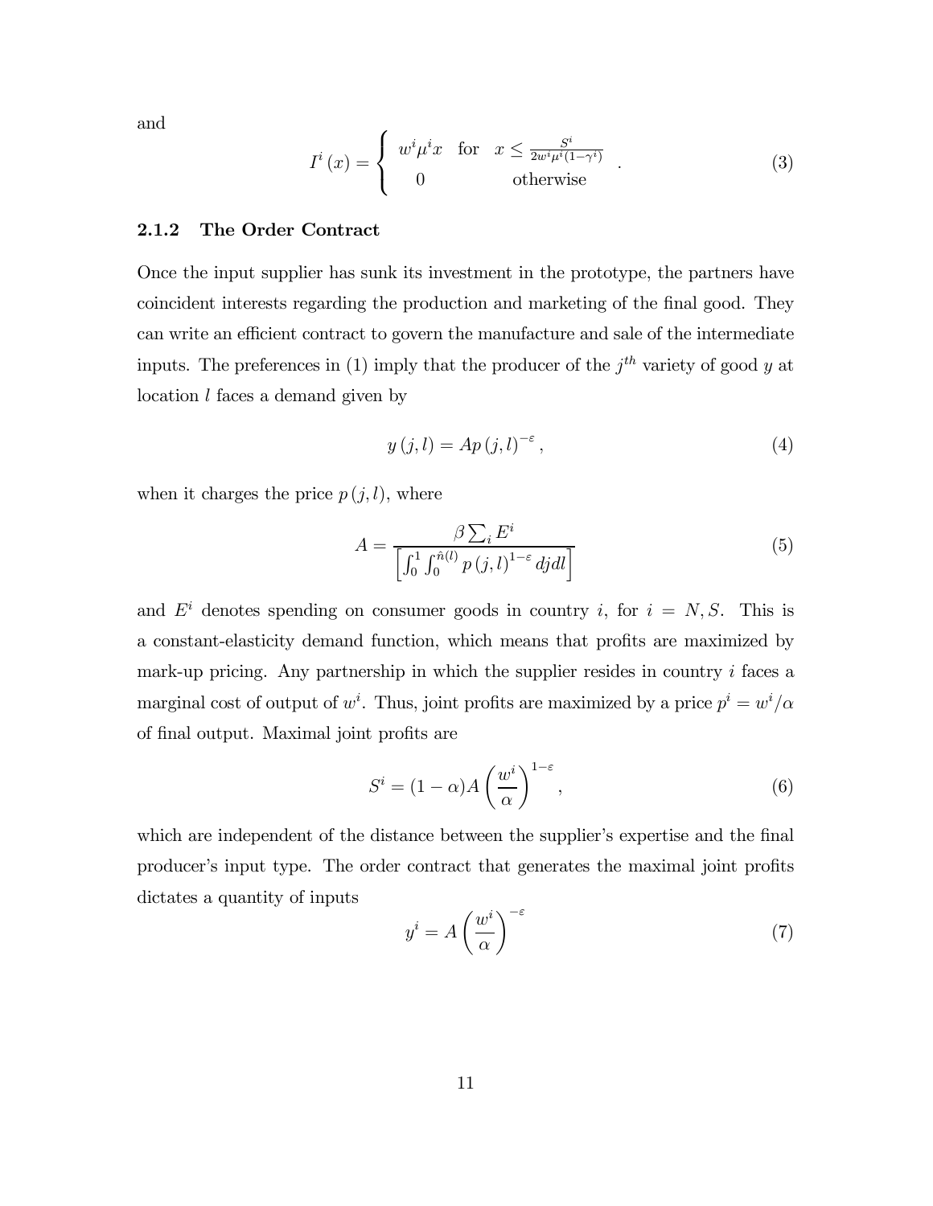and

$$I^i(x) = \begin{cases} w^i \mu^i x & \text{for} \quad x \leq \frac{S^i}{2w^i \mu^i (1-\gamma^i)} \\ 0 & \text{otherwise} \end{cases} . \tag{3}$$

### 2.1.2 The Order Contract

Once the input supplier has sunk its investment in the prototype, the partners have coincident interests regarding the production and marketing of the final good. They can write an efficient contract to govern the manufacture and sale of the intermediate inputs. The preferences in (1) imply that the producer of the $j^{th}$ variety of good $y$ at location $l$ faces a demand given by

$$y(j,l) = Ap(j,l)^{-\varepsilon}, \tag{4}$$

when it charges the price $p(j,l)$, where

$$A = \frac{\beta \sum_i E^i}{\left[\int_0^1 \int_0^{\hat{n}(l)} p(j,l)^{1-\varepsilon} djdl\right]} \tag{5}$$

and $E^i$ denotes spending on consumer goods in country $i$, for $i = N, S$. This is a constant-elasticity demand function, which means that profits are maximized by mark-up pricing. Any partnership in which the supplier resides in country $i$ faces a marginal cost of output of $w^i$. Thus, joint profits are maximized by a price $p^i = w^i/\alpha$ of final output. Maximal joint profits are

$$S^i = (1-\alpha)A\left(\frac{w^i}{\alpha}\right)^{1-\varepsilon}, \tag{6}$$

which are independent of the distance between the supplier's expertise and the final producer's input type. The order contract that generates the maximal joint profits dictates a quantity of inputs

$$y^i = A\left(\frac{w^i}{\alpha}\right)^{-\varepsilon} \tag{7}$$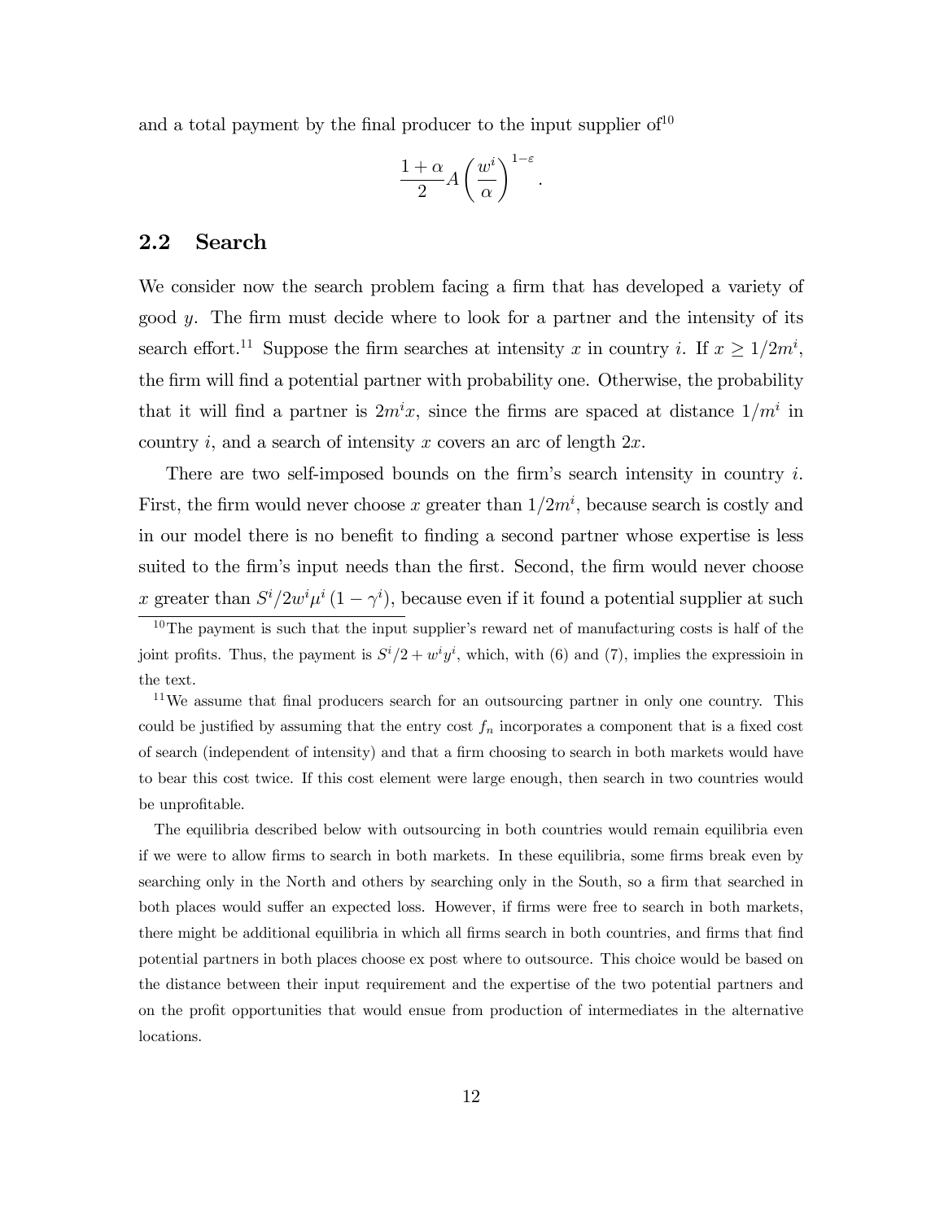and a total payment by the final producer to the input supplier of[10]

$$\frac{1+\alpha}{2} A \left(\frac{w^i}{\alpha}\right)^{1-\varepsilon}.$$

## 2.2 Search

We consider now the search problem facing a firm that has developed a variety of good $y$. The firm must decide where to look for a partner and the intensity of its search effort.[11] Suppose the firm searches at intensity $x$ in country $i$. If $x \geq 1/2m^i$, the firm will find a potential partner with probability one. Otherwise, the probability that it will find a partner is $2m^i x$, since the firms are spaced at distance $1/m^i$ in country $i$, and a search of intensity $x$ covers an arc of length $2x$.

There are two self-imposed bounds on the firm's search intensity in country $i$. First, the firm would never choose $x$ greater than $1/2m^i$, because search is costly and in our model there is no benefit to finding a second partner whose expertise is less suited to the firm's input needs than the first. Second, the firm would never choose $x$ greater than $S^i/2w^i\mu^i(1-\gamma^i)$, because even if it found a potential supplier at such

---

[10] The payment is such that the input supplier's reward net of manufacturing costs is half of the joint profits. Thus, the payment is $S^i/2 + w^i y^i$, which, with (6) and (7), implies the expressioin in the text.

[11] We assume that final producers search for an outsourcing partner in only one country. This could be justified by assuming that the entry cost $f_n$ incorporates a component that is a fixed cost of search (independent of intensity) and that a firm choosing to search in both markets would have to bear this cost twice. If this cost element were large enough, then search in two countries would be unprofitable.

The equilibria described below with outsourcing in both countries would remain equilibria even if we were to allow firms to search in both markets. In these equilibria, some firms break even by searching only in the North and others by searching only in the South, so a firm that searched in both places would suffer an expected loss. However, if firms were free to search in both markets, there might be additional equilibria in which all firms search in both countries, and firms that find potential partners in both places choose ex post where to outsource. This choice would be based on the distance between their input requirement and the expertise of the two potential partners and on the profit opportunities that would ensue from production of intermediates in the alternative locations.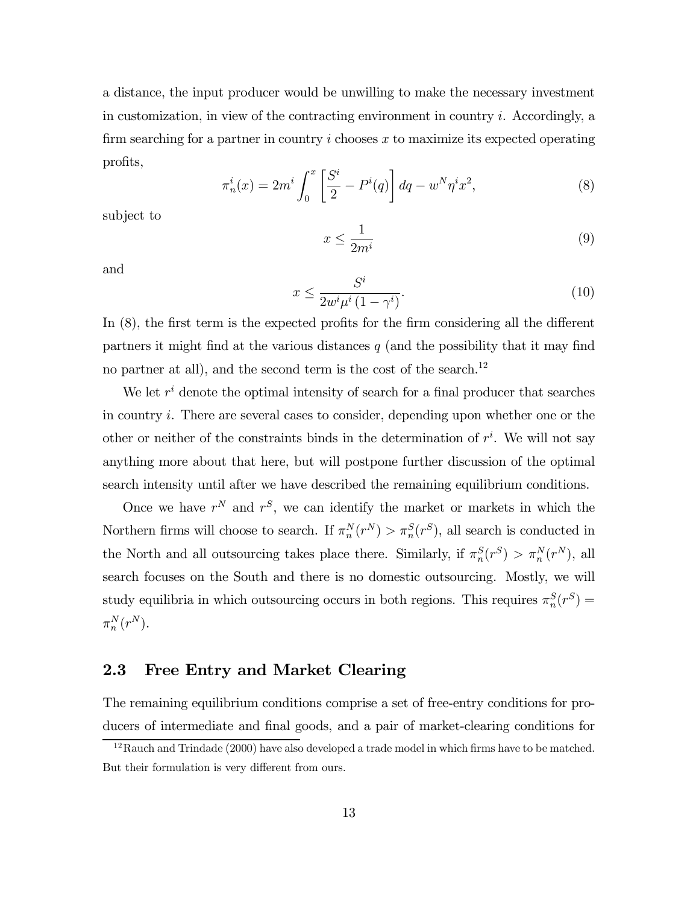a distance, the input producer would be unwilling to make the necessary investment in customization, in view of the contracting environment in country $i$. Accordingly, a firm searching for a partner in country $i$ chooses $x$ to maximize its expected operating profits,

$$\pi_n^i(x) = 2m^i \int_0^x \left[ \frac{S^i}{2} - P^i(q) \right] dq - w^N \eta^i x^2, \tag{8}$$

subject to

$$x \leq \frac{1}{2m^i} \tag{9}$$

and

$$x \leq \frac{S^i}{2w^i \mu^i \left(1 - \gamma^i\right)}. \tag{10}$$

In (8), the first term is the expected profits for the firm considering all the different partners it might find at the various distances $q$ (and the possibility that it may find no partner at all), and the second term is the cost of the search.[12]

We let $r^i$ denote the optimal intensity of search for a final producer that searches in country $i$. There are several cases to consider, depending upon whether one or the other or neither of the constraints binds in the determination of $r^i$. We will not say anything more about that here, but will postpone further discussion of the optimal search intensity until after we have described the remaining equilibrium conditions.

Once we have $r^N$ and $r^S$, we can identify the market or markets in which the Northern firms will choose to search. If $\pi_n^N(r^N) > \pi_n^S(r^S)$, all search is conducted in the North and all outsourcing takes place there. Similarly, if $\pi_n^S(r^S) > \pi_n^N(r^N)$, all search focuses on the South and there is no domestic outsourcing. Mostly, we will study equilibria in which outsourcing occurs in both regions. This requires $\pi_n^S(r^S) = \pi_n^N(r^N)$.

## 2.3 Free Entry and Market Clearing

The remaining equilibrium conditions comprise a set of free-entry conditions for producers of intermediate and final goods, and a pair of market-clearing conditions for

[12] Rauch and Trindade (2000) have also developed a trade model in which firms have to be matched. But their formulation is very different from ours.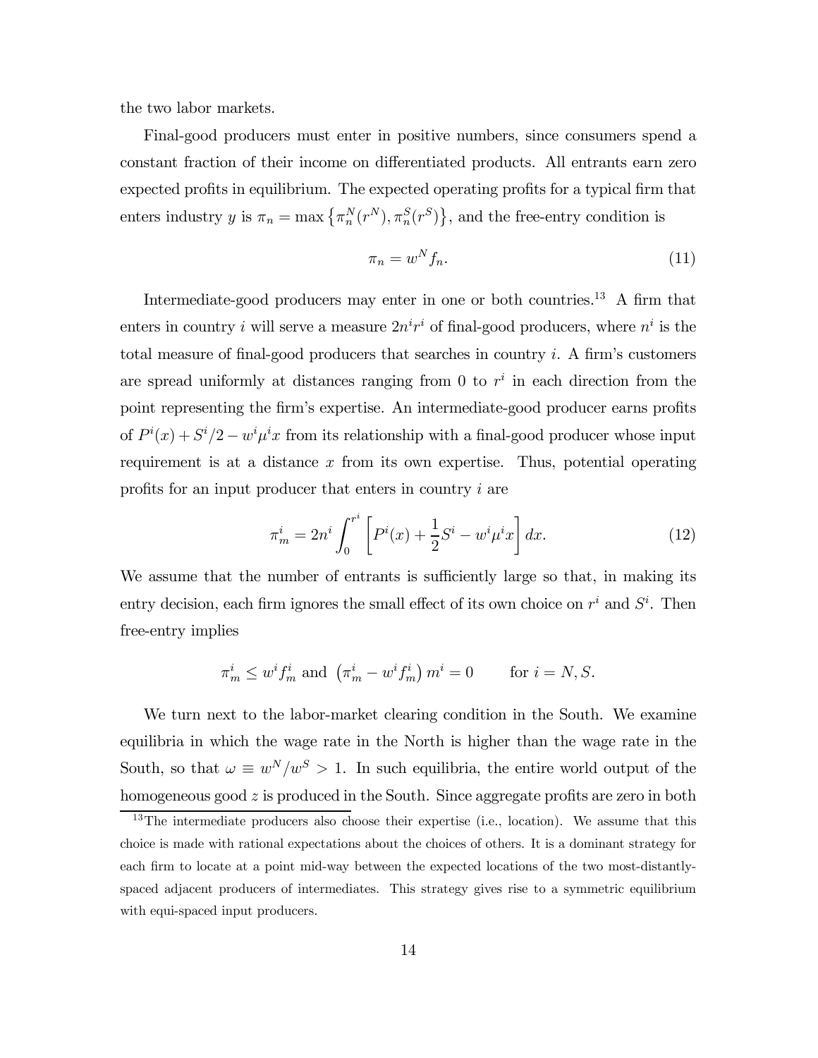the two labor markets.

Final-good producers must enter in positive numbers, since consumers spend a constant fraction of their income on differentiated products. All entrants earn zero expected profits in equilibrium. The expected operating profits for a typical firm that enters industry $y$ is $\pi_n = \max\left\{\pi_n^N(r^N), \pi_n^S(r^S)\right\}$, and the free-entry condition is

$$\pi_n = w^N f_n. \tag{11}$$

Intermediate-good producers may enter in one or both countries.[13] A firm that enters in country $i$ will serve a measure $2n^i r^i$ of final-good producers, where $n^i$ is the total measure of final-good producers that searches in country $i$. A firm's customers are spread uniformly at distances ranging from 0 to $r^i$ in each direction from the point representing the firm's expertise. An intermediate-good producer earns profits of $P^i(x) + S^i/2 - w^i \mu^i x$ from its relationship with a final-good producer whose input requirement is at a distance $x$ from its own expertise. Thus, potential operating profits for an input producer that enters in country $i$ are

$$\pi_m^i = 2n^i \int_0^{r^i} \left[P^i(x) + \frac{1}{2}S^i - w^i \mu^i x\right] dx. \tag{12}$$

We assume that the number of entrants is sufficiently large so that, in making its entry decision, each firm ignores the small effect of its own choice on $r^i$ and $S^i$. Then free-entry implies

$$\pi_m^i \leq w^i f_m^i \text{ and } \left(\pi_m^i - w^i f_m^i\right) m^i = 0 \qquad \text{for } i = N, S.$$

We turn next to the labor-market clearing condition in the South. We examine equilibria in which the wage rate in the North is higher than the wage rate in the South, so that $\omega \equiv w^N/w^S > 1$. In such equilibria, the entire world output of the homogeneous good $z$ is produced in the South. Since aggregate profits are zero in both

[13] The intermediate producers also choose their expertise (i.e., location). We assume that this choice is made with rational expectations about the choices of others. It is a dominant strategy for each firm to locate at a point mid-way between the expected locations of the two most-distantly-spaced adjacent producers of intermediates. This strategy gives rise to a symmetric equilibrium with equi-spaced input producers.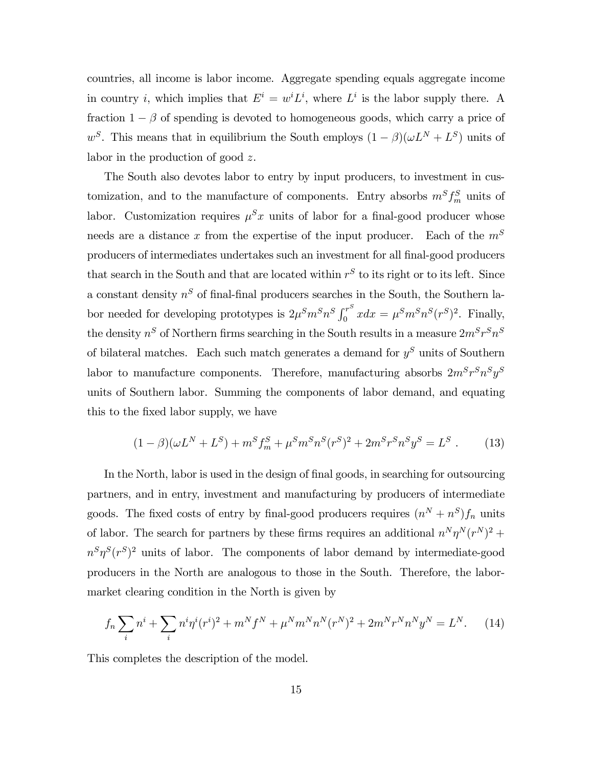countries, all income is labor income. Aggregate spending equals aggregate income in country $i$, which implies that $E^i = w^i L^i$, where $L^i$ is the labor supply there. A fraction $1 - \beta$ of spending is devoted to homogeneous goods, which carry a price of $w^S$. This means that in equilibrium the South employs $(1-\beta)(\omega L^N + L^S)$ units of labor in the production of good $z$.

The South also devotes labor to entry by input producers, to investment in customization, and to the manufacture of components. Entry absorbs $m^S f_m^S$ units of labor. Customization requires $\mu^S x$ units of labor for a final-good producer whose needs are a distance $x$ from the expertise of the input producer. Each of the $m^S$ producers of intermediates undertakes such an investment for all final-good producers that search in the South and that are located within $r^S$ to its right or to its left. Since a constant density $n^S$ of final-final producers searches in the South, the Southern labor needed for developing prototypes is $2\mu^S m^S n^S \int_0^{r^S} x dx = \mu^S m^S n^S (r^S)^2$. Finally, the density $n^S$ of Northern firms searching in the South results in a measure $2m^S r^S n^S$ of bilateral matches. Each such match generates a demand for $y^S$ units of Southern labor to manufacture components. Therefore, manufacturing absorbs $2m^S r^S n^S y^S$ units of Southern labor. Summing the components of labor demand, and equating this to the fixed labor supply, we have

$$(1-\beta)(\omega L^N + L^S) + m^S f_m^S + \mu^S m^S n^S (r^S)^2 + 2m^S r^S n^S y^S = L^S \ . \tag{13}$$

In the North, labor is used in the design of final goods, in searching for outsourcing partners, and in entry, investment and manufacturing by producers of intermediate goods. The fixed costs of entry by final-good producers requires $(n^N + n^S) f_n$ units of labor. The search for partners by these firms requires an additional $n^N \eta^N (r^N)^2 + n^S \eta^S (r^S)^2$ units of labor. The components of labor demand by intermediate-good producers in the North are analogous to those in the South. Therefore, the labor-market clearing condition in the North is given by

$$f_n \sum_i n^i + \sum_i n^i \eta^i (r^i)^2 + m^N f^N + \mu^N m^N n^N (r^N)^2 + 2m^N r^N n^N y^N = L^N. \tag{14}$$

This completes the description of the model.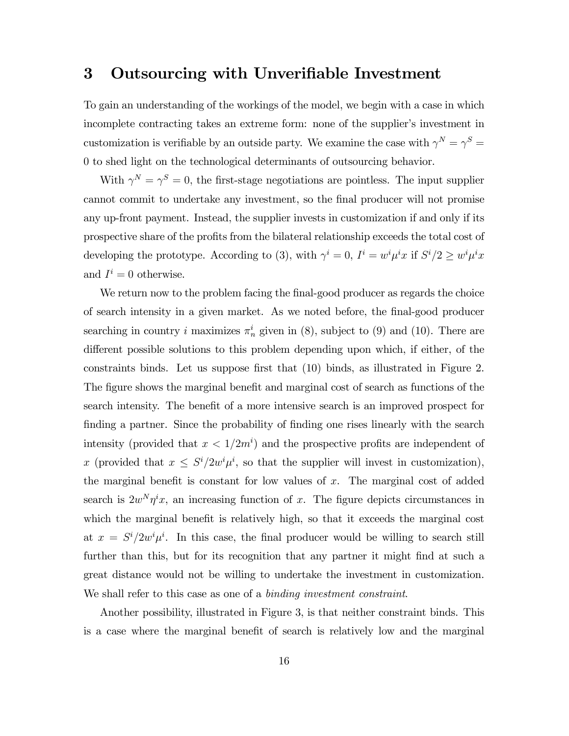## 3 Outsourcing with Unverifiable Investment

To gain an understanding of the workings of the model, we begin with a case in which incomplete contracting takes an extreme form: none of the supplier's investment in customization is verifiable by an outside party. We examine the case with $\gamma^N = \gamma^S = 0$ to shed light on the technological determinants of outsourcing behavior.

With $\gamma^N = \gamma^S = 0$, the first-stage negotiations are pointless. The input supplier cannot commit to undertake any investment, so the final producer will not promise any up-front payment. Instead, the supplier invests in customization if and only if its prospective share of the profits from the bilateral relationship exceeds the total cost of developing the prototype. According to (3), with $\gamma^i = 0$, $I^i = w^i \mu^i x$ if $S^i/2 \geq w^i \mu^i x$ and $I^i = 0$ otherwise.

We return now to the problem facing the final-good producer as regards the choice of search intensity in a given market. As we noted before, the final-good producer searching in country $i$ maximizes $\pi_n^i$ given in (8), subject to (9) and (10). There are different possible solutions to this problem depending upon which, if either, of the constraints binds. Let us suppose first that (10) binds, as illustrated in Figure 2. The figure shows the marginal benefit and marginal cost of search as functions of the search intensity. The benefit of a more intensive search is an improved prospect for finding a partner. Since the probability of finding one rises linearly with the search intensity (provided that $x < 1/2m^i$) and the prospective profits are independent of $x$ (provided that $x \leq S^i/2w^i\mu^i$, so that the supplier will invest in customization), the marginal benefit is constant for low values of $x$. The marginal cost of added search is $2w^N \eta^i x$, an increasing function of $x$. The figure depicts circumstances in which the marginal benefit is relatively high, so that it exceeds the marginal cost at $x = S^i/2w^i\mu^i$. In this case, the final producer would be willing to search still further than this, but for its recognition that any partner it might find at such a great distance would not be willing to undertake the investment in customization. We shall refer to this case as one of a *binding investment constraint*.

Another possibility, illustrated in Figure 3, is that neither constraint binds. This is a case where the marginal benefit of search is relatively low and the marginal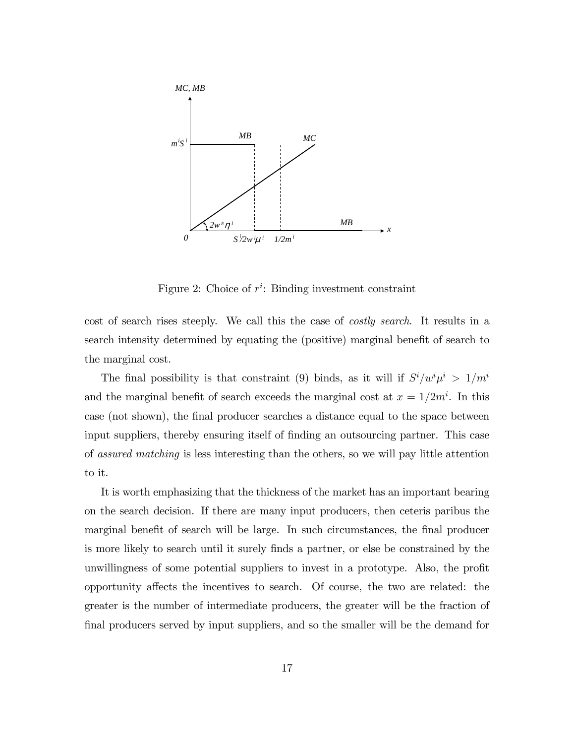Figure 2: Choice of $r^i$: Binding investment constraint

cost of search rises steeply. We call this the case of *costly search*. It results in a search intensity determined by equating the (positive) marginal benefit of search to the marginal cost.

The final possibility is that constraint (9) binds, as it will if $S^i/w^i\mu^i > 1/m^i$ and the marginal benefit of search exceeds the marginal cost at $x = 1/2m^i$. In this case (not shown), the final producer searches a distance equal to the space between input suppliers, thereby ensuring itself of finding an outsourcing partner. This case of *assured matching* is less interesting than the others, so we will pay little attention to it.

It is worth emphasizing that the thickness of the market has an important bearing on the search decision. If there are many input producers, then ceteris paribus the marginal benefit of search will be large. In such circumstances, the final producer is more likely to search until it surely finds a partner, or else be constrained by the unwillingness of some potential suppliers to invest in a prototype. Also, the profit opportunity affects the incentives to search. Of course, the two are related: the greater is the number of intermediate producers, the greater will be the fraction of final producers served by input suppliers, and so the smaller will be the demand for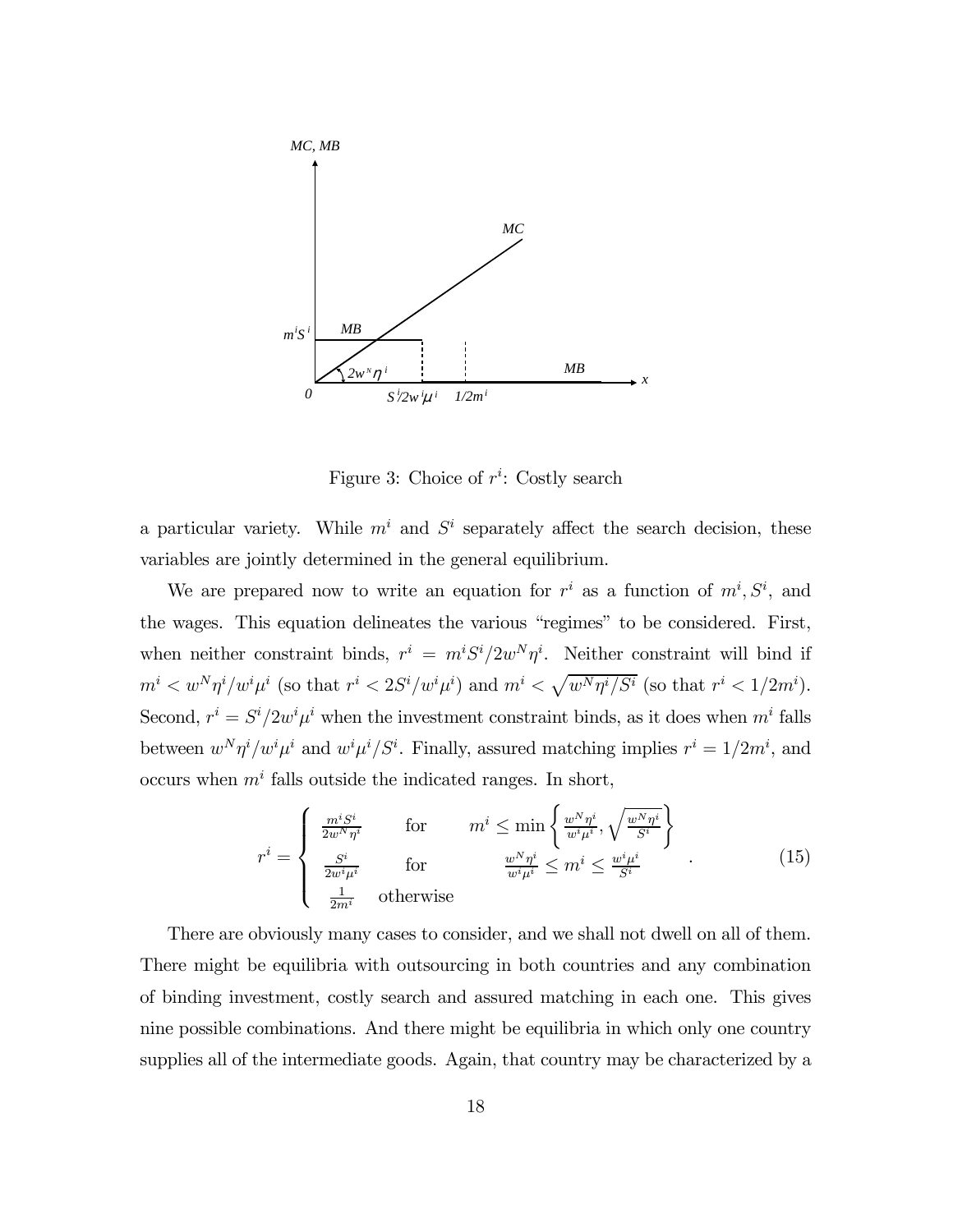Figure 3: Choice of $r^i$: Costly search

a particular variety. While $m^i$ and $S^i$ separately affect the search decision, these variables are jointly determined in the general equilibrium.

We are prepared now to write an equation for $r^i$ as a function of $m^i, S^i$, and the wages. This equation delineates the various "regimes" to be considered. First, when neither constraint binds, $r^i = m^i S^i / 2w^N \eta^i$. Neither constraint will bind if $m^i < w^N \eta^i / w^i \mu^i$ (so that $r^i < 2S^i / w^i \mu^i$) and $m^i < \sqrt{w^N \eta^i / S^i}$ (so that $r^i < 1/2m^i$). Second, $r^i = S^i / 2w^i \mu^i$ when the investment constraint binds, as it does when $m^i$ falls between $w^N \eta^i / w^i \mu^i$ and $w^i \mu^i / S^i$. Finally, assured matching implies $r^i = 1/2m^i$, and occurs when $m^i$ falls outside the indicated ranges. In short,

$$
r^i = \begin{cases} \frac{m^i S^i}{2w^N \eta^i} & \text{for} \quad m^i \leq \min\left\{ \frac{w^N \eta^i}{w^i \mu^i}, \sqrt{\frac{w^N \eta^i}{S^i}} \right\} \\ \frac{S^i}{2w^i \mu^i} & \text{for} \quad \frac{w^N \eta^i}{w^i \mu^i} \leq m^i \leq \frac{w^i \mu^i}{S^i} \\ \frac{1}{2m^i} & \text{otherwise} \end{cases} . \tag{15}
$$

There are obviously many cases to consider, and we shall not dwell on all of them. There might be equilibria with outsourcing in both countries and any combination of binding investment, costly search and assured matching in each one. This gives nine possible combinations. And there might be equilibria in which only one country supplies all of the intermediate goods. Again, that country may be characterized by a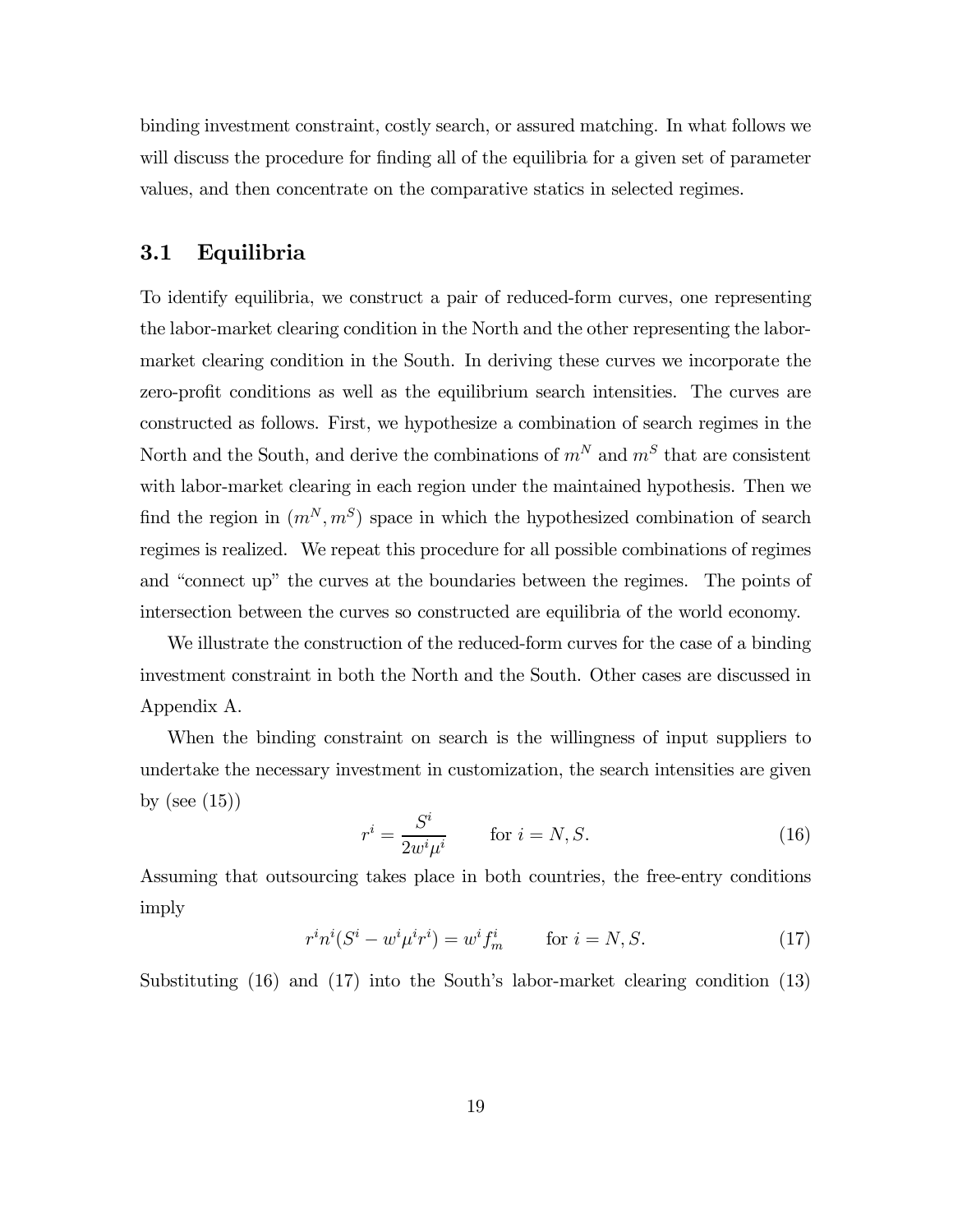binding investment constraint, costly search, or assured matching. In what follows we will discuss the procedure for finding all of the equilibria for a given set of parameter values, and then concentrate on the comparative statics in selected regimes.

## 3.1 Equilibria

To identify equilibria, we construct a pair of reduced-form curves, one representing the labor-market clearing condition in the North and the other representing the labor-market clearing condition in the South. In deriving these curves we incorporate the zero-profit conditions as well as the equilibrium search intensities. The curves are constructed as follows. First, we hypothesize a combination of search regimes in the North and the South, and derive the combinations of $m^N$ and $m^S$ that are consistent with labor-market clearing in each region under the maintained hypothesis. Then we find the region in $(m^N, m^S)$ space in which the hypothesized combination of search regimes is realized. We repeat this procedure for all possible combinations of regimes and "connect up" the curves at the boundaries between the regimes. The points of intersection between the curves so constructed are equilibria of the world economy.

We illustrate the construction of the reduced-form curves for the case of a binding investment constraint in both the North and the South. Other cases are discussed in Appendix A.

When the binding constraint on search is the willingness of input suppliers to undertake the necessary investment in customization, the search intensities are given by (see (15))

$$r^i = \frac{S^i}{2w^i \mu^i} \qquad \text{for } i = N, S. \tag{16}$$

Assuming that outsourcing takes place in both countries, the free-entry conditions imply

$$r^i n^i (S^i - w^i \mu^i r^i) = w^i f_m^i \qquad \text{for } i = N, S. \tag{17}$$

Substituting (16) and (17) into the South's labor-market clearing condition (13)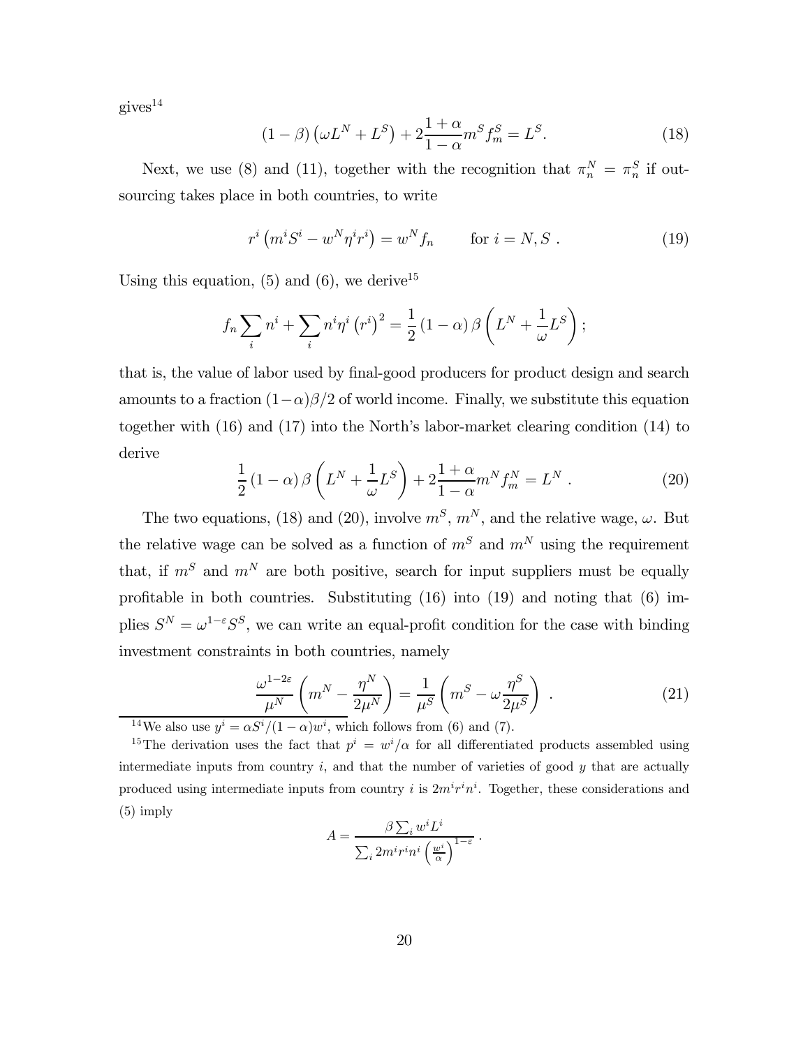gives[14]

$$\left(1-\beta\right)\left(\omega L^{N}+L^{S}\right)+2\frac{1+\alpha}{1-\alpha}m^{S}f_{m}^{S}=L^{S}. \tag{18}$$

Next, we use (8) and (11), together with the recognition that $\pi_n^N = \pi_n^S$ if outsourcing takes place in both countries, to write

$$r^{i}\left(m^{i}S^{i}-w^{N}\eta^{i}r^{i}\right)=w^{N}f_{n}\qquad\text{for } i=N,S\ . \tag{19}$$

Using this equation, (5) and (6), we derive[15]

$$f_{n}\sum_{i}n^{i}+\sum_{i}n^{i}\eta^{i}\left(r^{i}\right)^{2}=\frac{1}{2}\left(1-\alpha\right)\beta\left(L^{N}+\frac{1}{\omega}L^{S}\right);$$

that is, the value of labor used by final-good producers for product design and search amounts to a fraction $(1-\alpha)\beta/2$ of world income. Finally, we substitute this equation together with (16) and (17) into the North's labor-market clearing condition (14) to derive

$$\frac{1}{2}\left(1-\alpha\right)\beta\left(L^{N}+\frac{1}{\omega}L^{S}\right)+2\frac{1+\alpha}{1-\alpha}m^{N}f_{m}^{N}=L^{N}\ . \tag{20}$$

The two equations, (18) and (20), involve $m^S$, $m^N$, and the relative wage, $\omega$. But the relative wage can be solved as a function of $m^S$ and $m^N$ using the requirement that, if $m^S$ and $m^N$ are both positive, search for input suppliers must be equally profitable in both countries. Substituting (16) into (19) and noting that (6) implies $S^N = \omega^{1-\varepsilon}S^S$, we can write an equal-profit condition for the case with binding investment constraints in both countries, namely

$$\frac{\omega^{1-2\varepsilon}}{\mu^{N}}\left(m^{N}-\frac{\eta^{N}}{2\mu^{N}}\right)=\frac{1}{\mu^{S}}\left(m^{S}-\omega\frac{\eta^{S}}{2\mu^{S}}\right)\ . \tag{21}$$

[14] We also use $y^i = \alpha S^i/(1-\alpha)w^i$, which follows from (6) and (7).

[15] The derivation uses the fact that $p^i = w^i/\alpha$ for all differentiated products assembled using intermediate inputs from country $i$, and that the number of varieties of good $y$ that are actually produced using intermediate inputs from country $i$ is $2m^i r^i n^i$. Together, these considerations and (5) imply

$$A=\frac{\beta\sum_{i}w^{i}L^{i}}{\sum_{i}2m^{i}r^{i}n^{i}\left(\frac{w^{i}}{\alpha}\right)^{1-\varepsilon}}\ .$$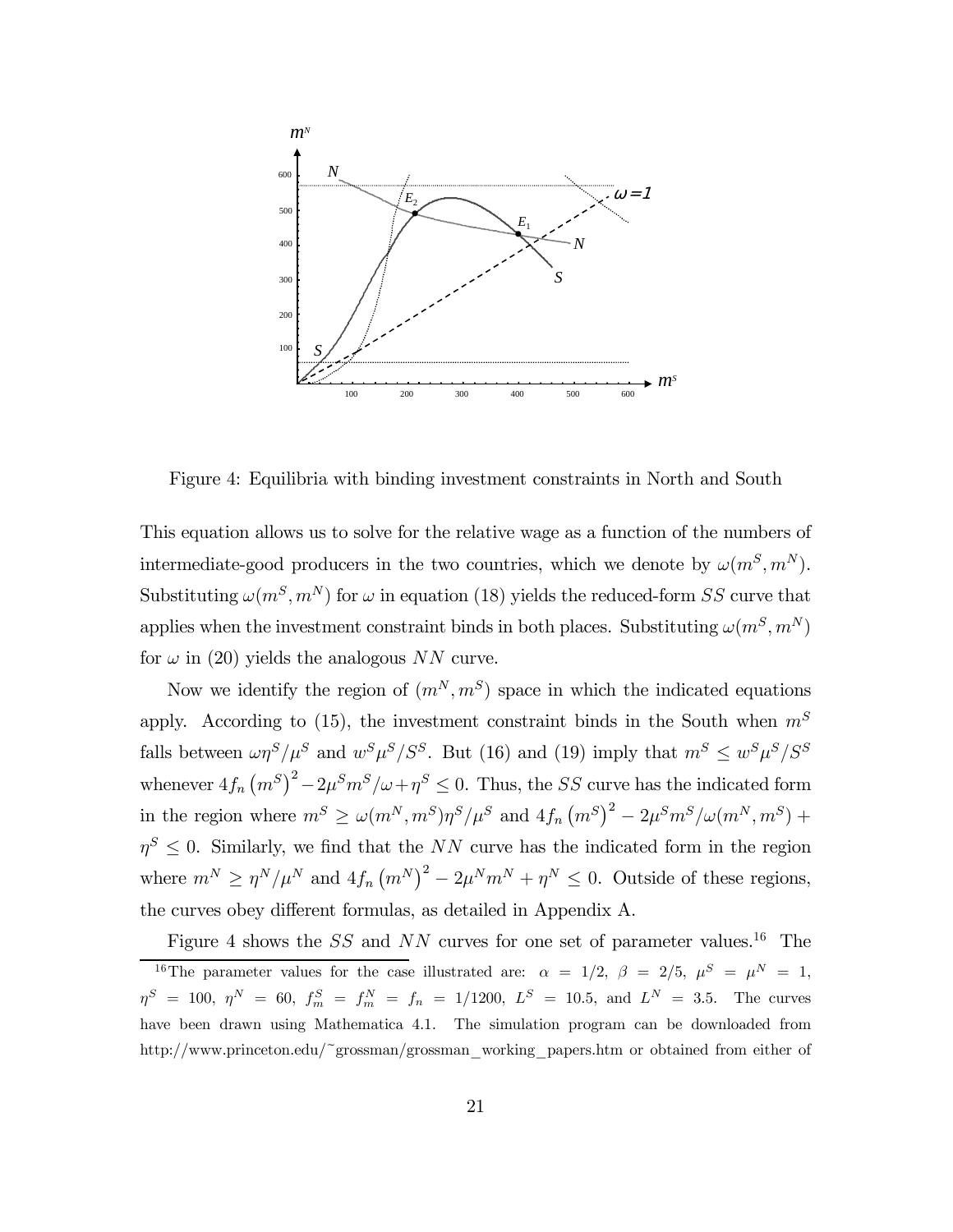Figure 4: Equilibria with binding investment constraints in North and South

This equation allows us to solve for the relative wage as a function of the numbers of intermediate-good producers in the two countries, which we denote by $\omega(m^S, m^N)$. Substituting $\omega(m^S, m^N)$ for $\omega$ in equation (18) yields the reduced-form $SS$ curve that applies when the investment constraint binds in both places. Substituting $\omega(m^S, m^N)$ for $\omega$ in (20) yields the analogous $NN$ curve.

Now we identify the region of $(m^N, m^S)$ space in which the indicated equations apply. According to (15), the investment constraint binds in the South when $m^S$ falls between $\omega\eta^S/\mu^S$ and $w^S\mu^S/S^S$. But (16) and (19) imply that $m^S \leq w^S\mu^S/S^S$ whenever $4f_n\left(m^S\right)^2 - 2\mu^S m^S/\omega + \eta^S \leq 0$. Thus, the $SS$ curve has the indicated form in the region where $m^S \geq \omega(m^N, m^S)\eta^S/\mu^S$ and $4f_n\left(m^S\right)^2 - 2\mu^S m^S/\omega(m^N, m^S) + \eta^S \leq 0$. Similarly, we find that the $NN$ curve has the indicated form in the region where $m^N \geq \eta^N/\mu^N$ and $4f_n\left(m^N\right)^2 - 2\mu^N m^N + \eta^N \leq 0$. Outside of these regions, the curves obey different formulas, as detailed in Appendix A.

Figure 4 shows the $SS$ and $NN$ curves for one set of parameter values.[16] The

[16] The parameter values for the case illustrated are: $\alpha = 1/2$, $\beta = 2/5$, $\mu^S = \mu^N = 1$, $\eta^S = 100$, $\eta^N = 60$, $f_m^S = f_m^N = f_n = 1/1200$, $L^S = 10.5$, and $L^N = 3.5$. The curves have been drawn using Mathematica 4.1. The simulation program can be downloaded from http://www.princeton.edu/~grossman/grossman_working_papers.htm or obtained from either of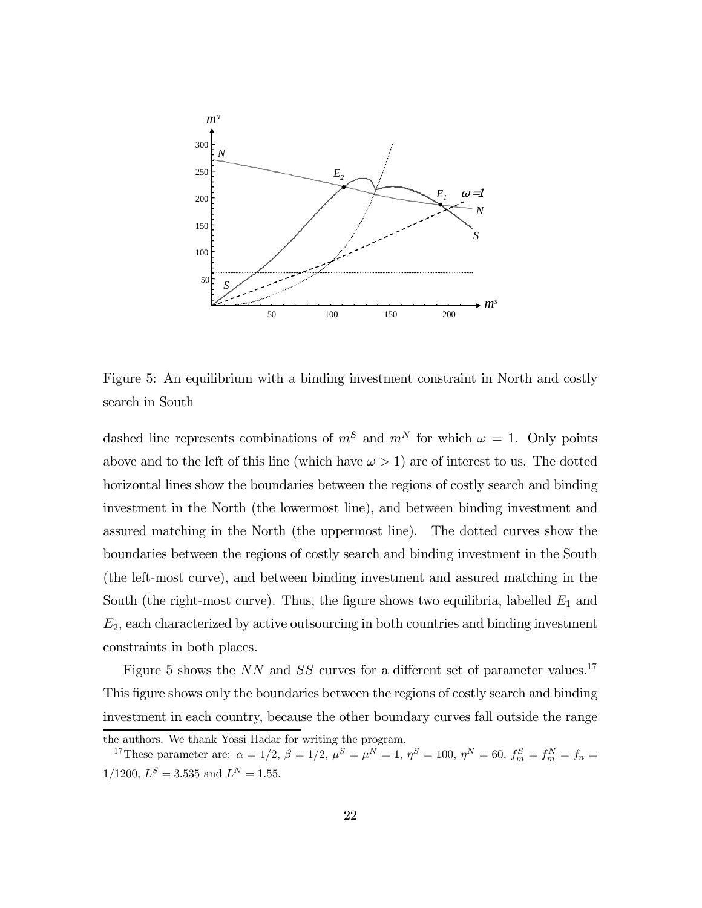Figure 5: An equilibrium with a binding investment constraint in North and costly search in South

dashed line represents combinations of $m^S$ and $m^N$ for which $\omega = 1$. Only points above and to the left of this line (which have $\omega > 1$) are of interest to us. The dotted horizontal lines show the boundaries between the regions of costly search and binding investment in the North (the lowermost line), and between binding investment and assured matching in the North (the uppermost line). The dotted curves show the boundaries between the regions of costly search and binding investment in the South (the left-most curve), and between binding investment and assured matching in the South (the right-most curve). Thus, the figure shows two equilibria, labelled $E_1$ and $E_2$, each characterized by active outsourcing in both countries and binding investment constraints in both places.

Figure 5 shows the $NN$ and $SS$ curves for a different set of parameter values.[17] This figure shows only the boundaries between the regions of costly search and binding investment in each country, because the other boundary curves fall outside the range

---

the authors. We thank Yossi Hadar for writing the program.

[17] These parameter are: $\alpha = 1/2$, $\beta = 1/2$, $\mu^S = \mu^N = 1$, $\eta^S = 100$, $\eta^N = 60$, $f_m^S = f_m^N = f_n = 1/1200$, $L^S = 3.535$ and $L^N = 1.55$.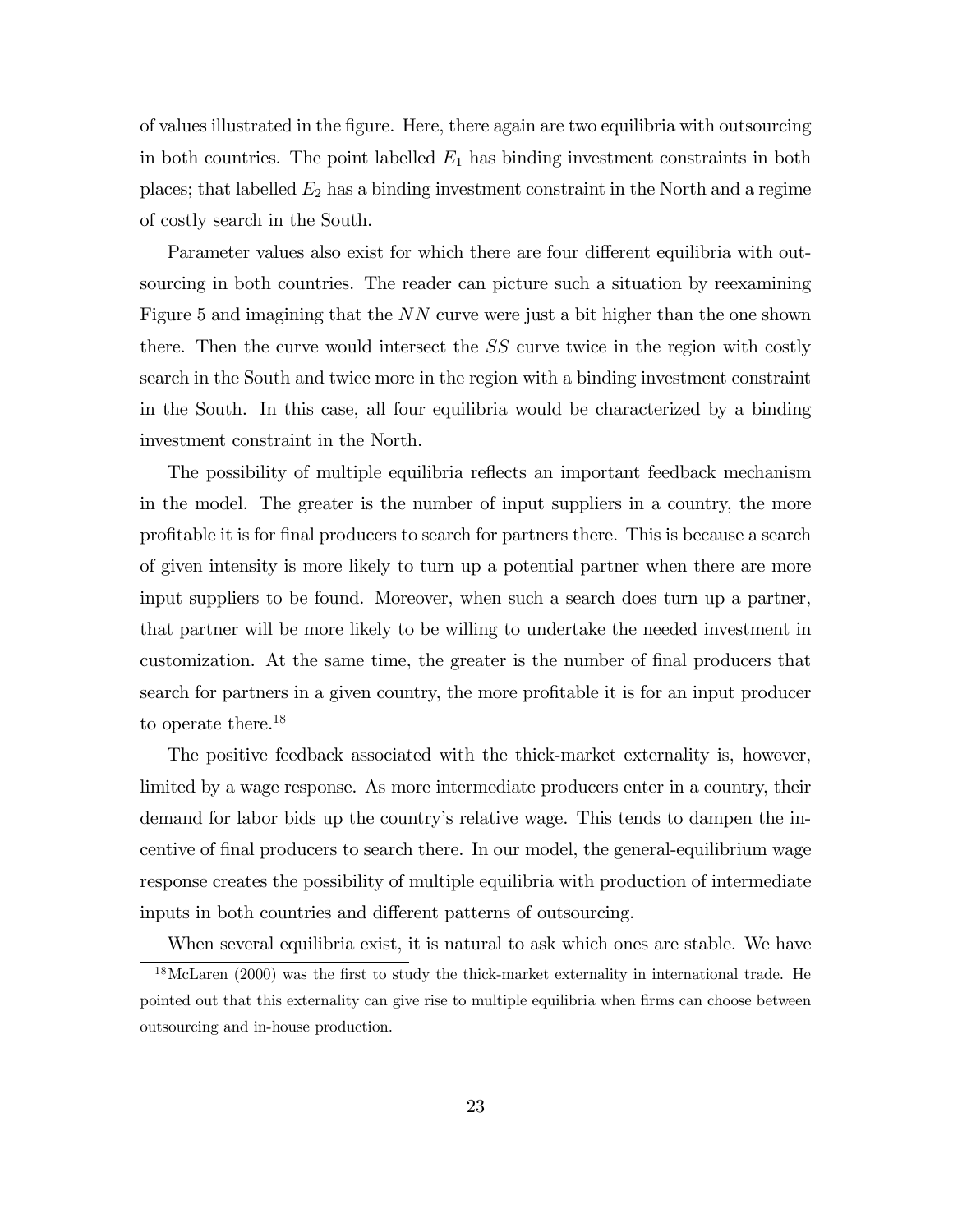of values illustrated in the figure. Here, there again are two equilibria with outsourcing in both countries. The point labelled $E_1$ has binding investment constraints in both places; that labelled $E_2$ has a binding investment constraint in the North and a regime of costly search in the South.

Parameter values also exist for which there are four different equilibria with outsourcing in both countries. The reader can picture such a situation by reexamining Figure 5 and imagining that the $NN$ curve were just a bit higher than the one shown there. Then the curve would intersect the $SS$ curve twice in the region with costly search in the South and twice more in the region with a binding investment constraint in the South. In this case, all four equilibria would be characterized by a binding investment constraint in the North.

The possibility of multiple equilibria reflects an important feedback mechanism in the model. The greater is the number of input suppliers in a country, the more profitable it is for final producers to search for partners there. This is because a search of given intensity is more likely to turn up a potential partner when there are more input suppliers to be found. Moreover, when such a search does turn up a partner, that partner will be more likely to be willing to undertake the needed investment in customization. At the same time, the greater is the number of final producers that search for partners in a given country, the more profitable it is for an input producer to operate there.[18]

The positive feedback associated with the thick-market externality is, however, limited by a wage response. As more intermediate producers enter in a country, their demand for labor bids up the country's relative wage. This tends to dampen the incentive of final producers to search there. In our model, the general-equilibrium wage response creates the possibility of multiple equilibria with production of intermediate inputs in both countries and different patterns of outsourcing.

When several equilibria exist, it is natural to ask which ones are stable. We have

[18] McLaren (2000) was the first to study the thick-market externality in international trade. He pointed out that this externality can give rise to multiple equilibria when firms can choose between outsourcing and in-house production.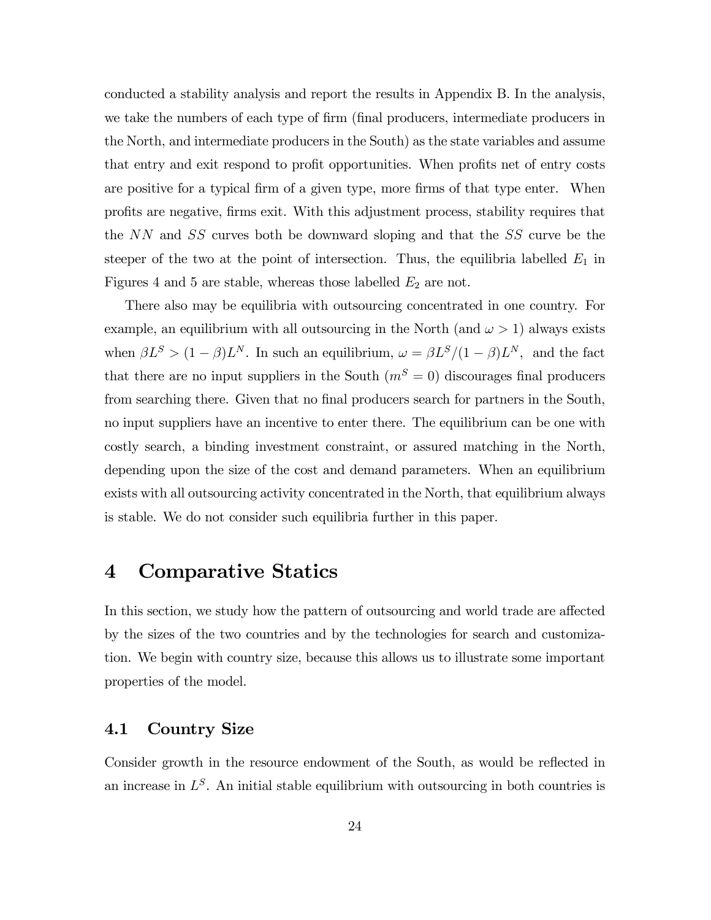conducted a stability analysis and report the results in Appendix B. In the analysis, we take the numbers of each type of firm (final producers, intermediate producers in the North, and intermediate producers in the South) as the state variables and assume that entry and exit respond to profit opportunities. When profits net of entry costs are positive for a typical firm of a given type, more firms of that type enter. When profits are negative, firms exit. With this adjustment process, stability requires that the $NN$ and $SS$ curves both be downward sloping and that the $SS$ curve be the steeper of the two at the point of intersection. Thus, the equilibria labelled $E_1$ in Figures 4 and 5 are stable, whereas those labelled $E_2$ are not.

There also may be equilibria with outsourcing concentrated in one country. For example, an equilibrium with all outsourcing in the North (and $\omega > 1$) always exists when $\beta L^S > (1-\beta)L^N$. In such an equilibrium, $\omega = \beta L^S/(1-\beta)L^N$, and the fact that there are no input suppliers in the South ($m^S = 0$) discourages final producers from searching there. Given that no final producers search for partners in the South, no input suppliers have an incentive to enter there. The equilibrium can be one with costly search, a binding investment constraint, or assured matching in the North, depending upon the size of the cost and demand parameters. When an equilibrium exists with all outsourcing activity concentrated in the North, that equilibrium always is stable. We do not consider such equilibria further in this paper.

# 4 Comparative Statics

In this section, we study how the pattern of outsourcing and world trade are affected by the sizes of the two countries and by the technologies for search and customization. We begin with country size, because this allows us to illustrate some important properties of the model.

## 4.1 Country Size

Consider growth in the resource endowment of the South, as would be reflected in an increase in $L^S$. An initial stable equilibrium with outsourcing in both countries is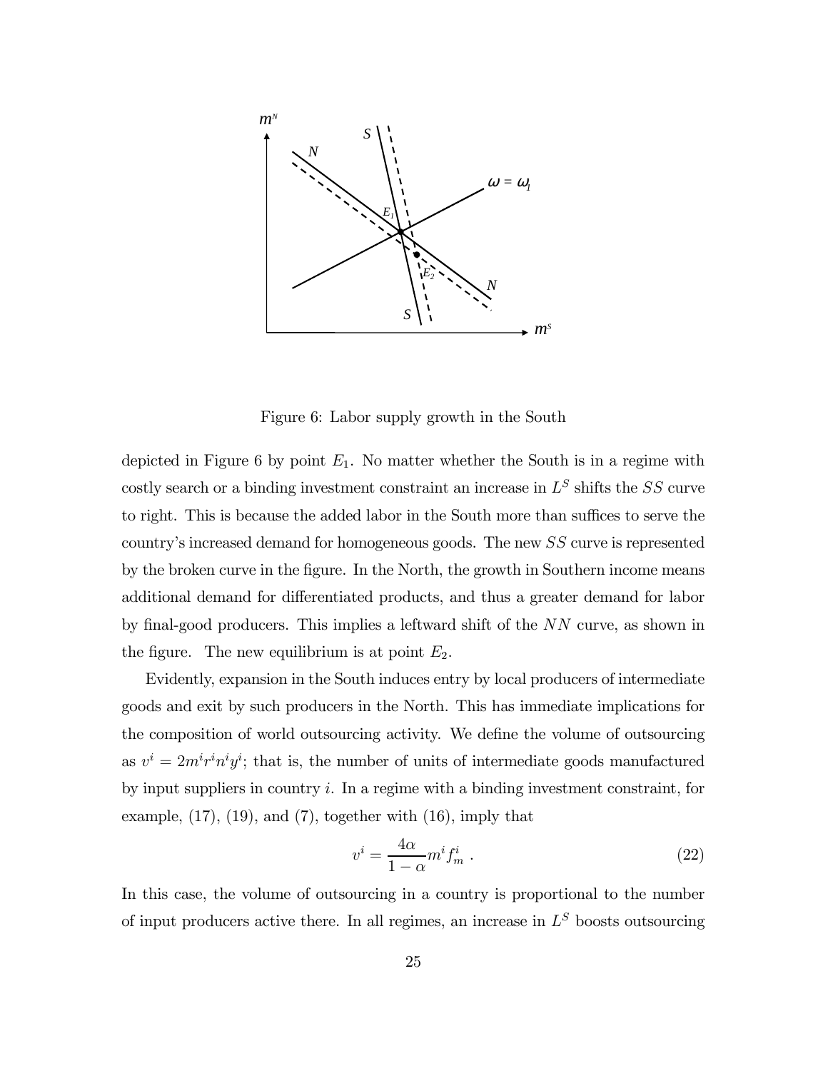Figure 6: Labor supply growth in the South

depicted in Figure 6 by point $E_1$. No matter whether the South is in a regime with costly search or a binding investment constraint an increase in $L^S$ shifts the $SS$ curve to right. This is because the added labor in the South more than suffices to serve the country's increased demand for homogeneous goods. The new $SS$ curve is represented by the broken curve in the figure. In the North, the growth in Southern income means additional demand for differentiated products, and thus a greater demand for labor by final-good producers. This implies a leftward shift of the $NN$ curve, as shown in the figure. The new equilibrium is at point $E_2$.

Evidently, expansion in the South induces entry by local producers of intermediate goods and exit by such producers in the North. This has immediate implications for the composition of world outsourcing activity. We define the volume of outsourcing as $v^i = 2m^i r^i n^i y^i$; that is, the number of units of intermediate goods manufactured by input suppliers in country $i$. In a regime with a binding investment constraint, for example, (17), (19), and (7), together with (16), imply that

$$v^i = \frac{4\alpha}{1-\alpha} m^i f_m^i \ . \tag{22}$$

In this case, the volume of outsourcing in a country is proportional to the number of input producers active there. In all regimes, an increase in $L^S$ boosts outsourcing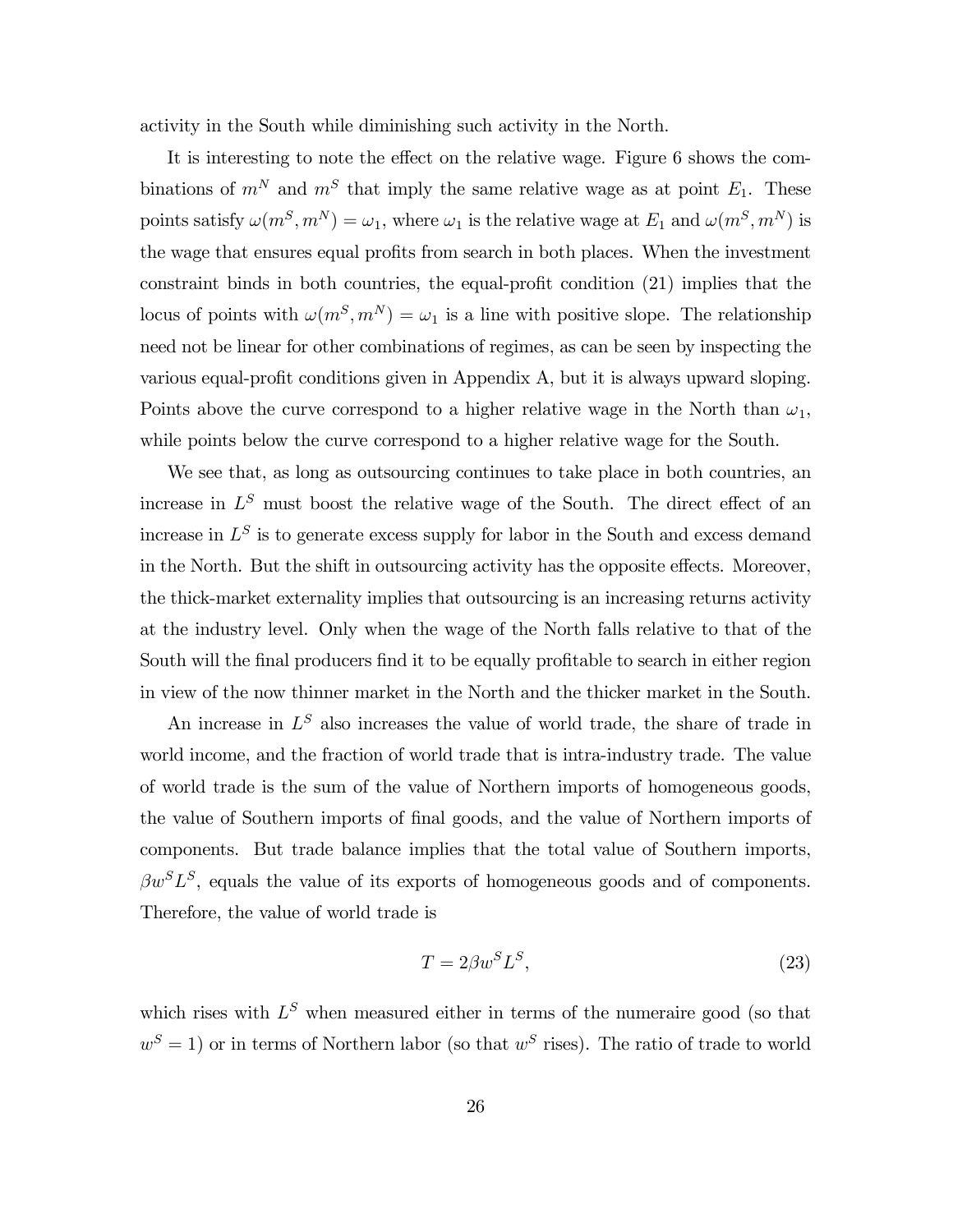activity in the South while diminishing such activity in the North.

It is interesting to note the effect on the relative wage. Figure 6 shows the combinations of $m^N$ and $m^S$ that imply the same relative wage as at point $E_1$. These points satisfy $\omega(m^S, m^N) = \omega_1$, where $\omega_1$ is the relative wage at $E_1$ and $\omega(m^S, m^N)$ is the wage that ensures equal profits from search in both places. When the investment constraint binds in both countries, the equal-profit condition (21) implies that the locus of points with $\omega(m^S, m^N) = \omega_1$ is a line with positive slope. The relationship need not be linear for other combinations of regimes, as can be seen by inspecting the various equal-profit conditions given in Appendix A, but it is always upward sloping. Points above the curve correspond to a higher relative wage in the North than $\omega_1$, while points below the curve correspond to a higher relative wage for the South.

We see that, as long as outsourcing continues to take place in both countries, an increase in $L^S$ must boost the relative wage of the South. The direct effect of an increase in $L^S$ is to generate excess supply for labor in the South and excess demand in the North. But the shift in outsourcing activity has the opposite effects. Moreover, the thick-market externality implies that outsourcing is an increasing returns activity at the industry level. Only when the wage of the North falls relative to that of the South will the final producers find it to be equally profitable to search in either region in view of the now thinner market in the North and the thicker market in the South.

An increase in $L^S$ also increases the value of world trade, the share of trade in world income, and the fraction of world trade that is intra-industry trade. The value of world trade is the sum of the value of Northern imports of homogeneous goods, the value of Southern imports of final goods, and the value of Northern imports of components. But trade balance implies that the total value of Southern imports, $\beta w^S L^S$, equals the value of its exports of homogeneous goods and of components. Therefore, the value of world trade is

$$T = 2\beta w^S L^S, \tag{23}$$

which rises with $L^S$ when measured either in terms of the numeraire good (so that $w^S = 1$) or in terms of Northern labor (so that $w^S$ rises). The ratio of trade to world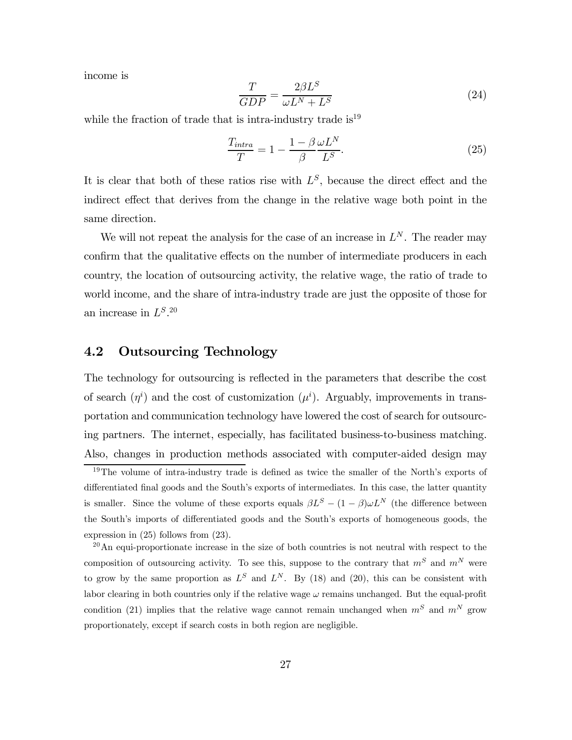income is

$$\frac{T}{GDP} = \frac{2\beta L^S}{\omega L^N + L^S} \tag{24}$$

while the fraction of trade that is intra-industry trade is[19]

$$\frac{T_{intra}}{T} = 1 - \frac{1-\beta}{\beta}\frac{\omega L^N}{L^S}. \tag{25}$$

It is clear that both of these ratios rise with $L^S$, because the direct effect and the indirect effect that derives from the change in the relative wage both point in the same direction.

We will not repeat the analysis for the case of an increase in $L^N$. The reader may confirm that the qualitative effects on the number of intermediate producers in each country, the location of outsourcing activity, the relative wage, the ratio of trade to world income, and the share of intra-industry trade are just the opposite of those for an increase in $L^S$.[20]

## 4.2 Outsourcing Technology

The technology for outsourcing is reflected in the parameters that describe the cost of search ($\eta^i$) and the cost of customization ($\mu^i$). Arguably, improvements in transportation and communication technology have lowered the cost of search for outsourcing partners. The internet, especially, has facilitated business-to-business matching. Also, changes in production methods associated with computer-aided design may

---

[19] The volume of intra-industry trade is defined as twice the smaller of the North's exports of differentiated final goods and the South's exports of intermediates. In this case, the latter quantity is smaller. Since the volume of these exports equals $\beta L^S - (1-\beta)\omega L^N$ (the difference between the South's imports of differentiated goods and the South's exports of homogeneous goods, the expression in (25) follows from (23).

[20] An equi-proportionate increase in the size of both countries is not neutral with respect to the composition of outsourcing activity. To see this, suppose to the contrary that $m^S$ and $m^N$ were to grow by the same proportion as $L^S$ and $L^N$. By (18) and (20), this can be consistent with labor clearing in both countries only if the relative wage $\omega$ remains unchanged. But the equal-profit condition (21) implies that the relative wage cannot remain unchanged when $m^S$ and $m^N$ grow proportionately, except if search costs in both region are negligible.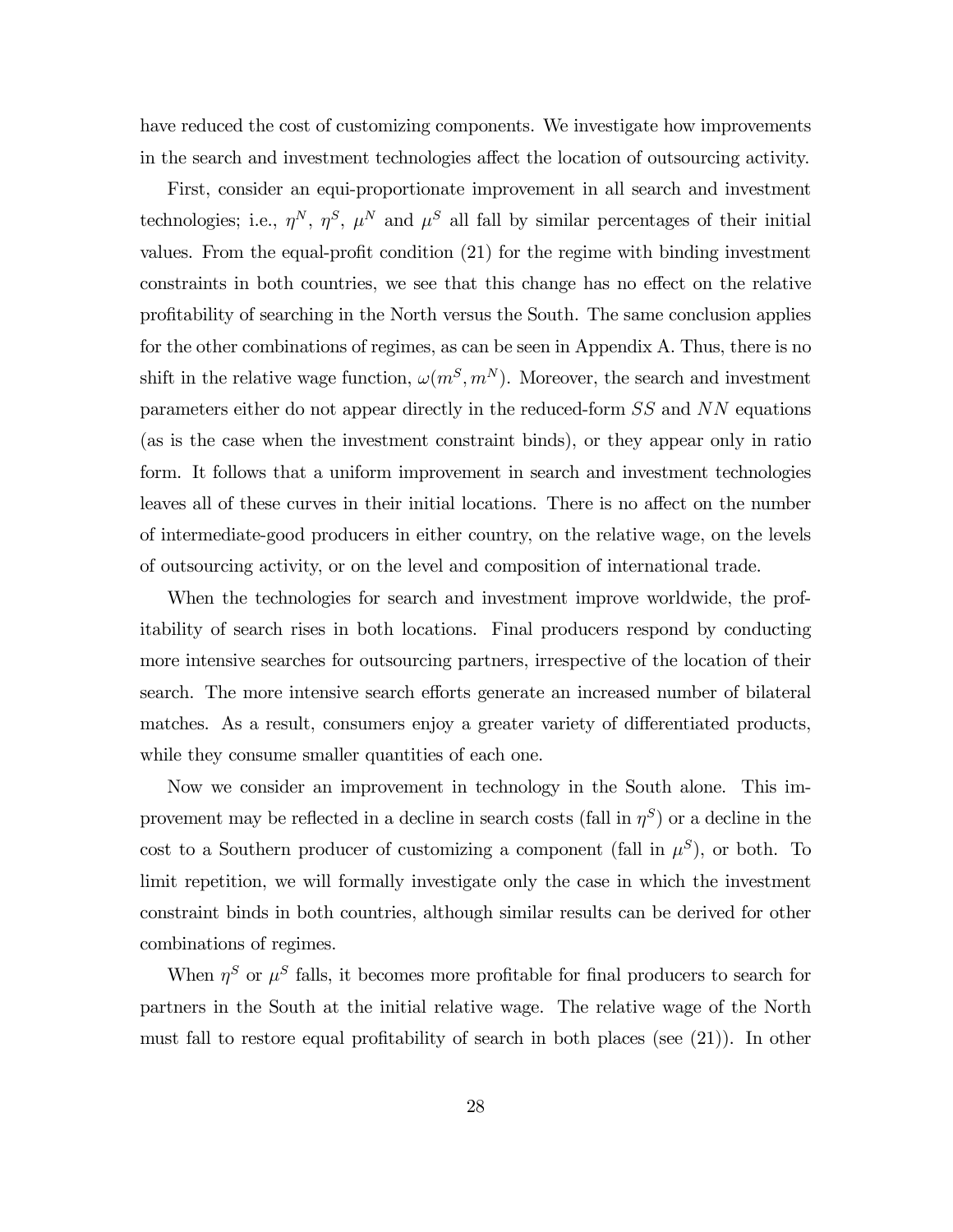have reduced the cost of customizing components. We investigate how improvements in the search and investment technologies affect the location of outsourcing activity.

First, consider an equi-proportionate improvement in all search and investment technologies; i.e., $\eta^N$, $\eta^S$, $\mu^N$ and $\mu^S$ all fall by similar percentages of their initial values. From the equal-profit condition (21) for the regime with binding investment constraints in both countries, we see that this change has no effect on the relative profitability of searching in the North versus the South. The same conclusion applies for the other combinations of regimes, as can be seen in Appendix A. Thus, there is no shift in the relative wage function, $\omega(m^S, m^N)$. Moreover, the search and investment parameters either do not appear directly in the reduced-form $SS$ and $NN$ equations (as is the case when the investment constraint binds), or they appear only in ratio form. It follows that a uniform improvement in search and investment technologies leaves all of these curves in their initial locations. There is no affect on the number of intermediate-good producers in either country, on the relative wage, on the levels of outsourcing activity, or on the level and composition of international trade.

When the technologies for search and investment improve worldwide, the profitability of search rises in both locations. Final producers respond by conducting more intensive searches for outsourcing partners, irrespective of the location of their search. The more intensive search efforts generate an increased number of bilateral matches. As a result, consumers enjoy a greater variety of differentiated products, while they consume smaller quantities of each one.

Now we consider an improvement in technology in the South alone. This improvement may be reflected in a decline in search costs (fall in $\eta^S$) or a decline in the cost to a Southern producer of customizing a component (fall in $\mu^S$), or both. To limit repetition, we will formally investigate only the case in which the investment constraint binds in both countries, although similar results can be derived for other combinations of regimes.

When $\eta^S$ or $\mu^S$ falls, it becomes more profitable for final producers to search for partners in the South at the initial relative wage. The relative wage of the North must fall to restore equal profitability of search in both places (see (21)). In other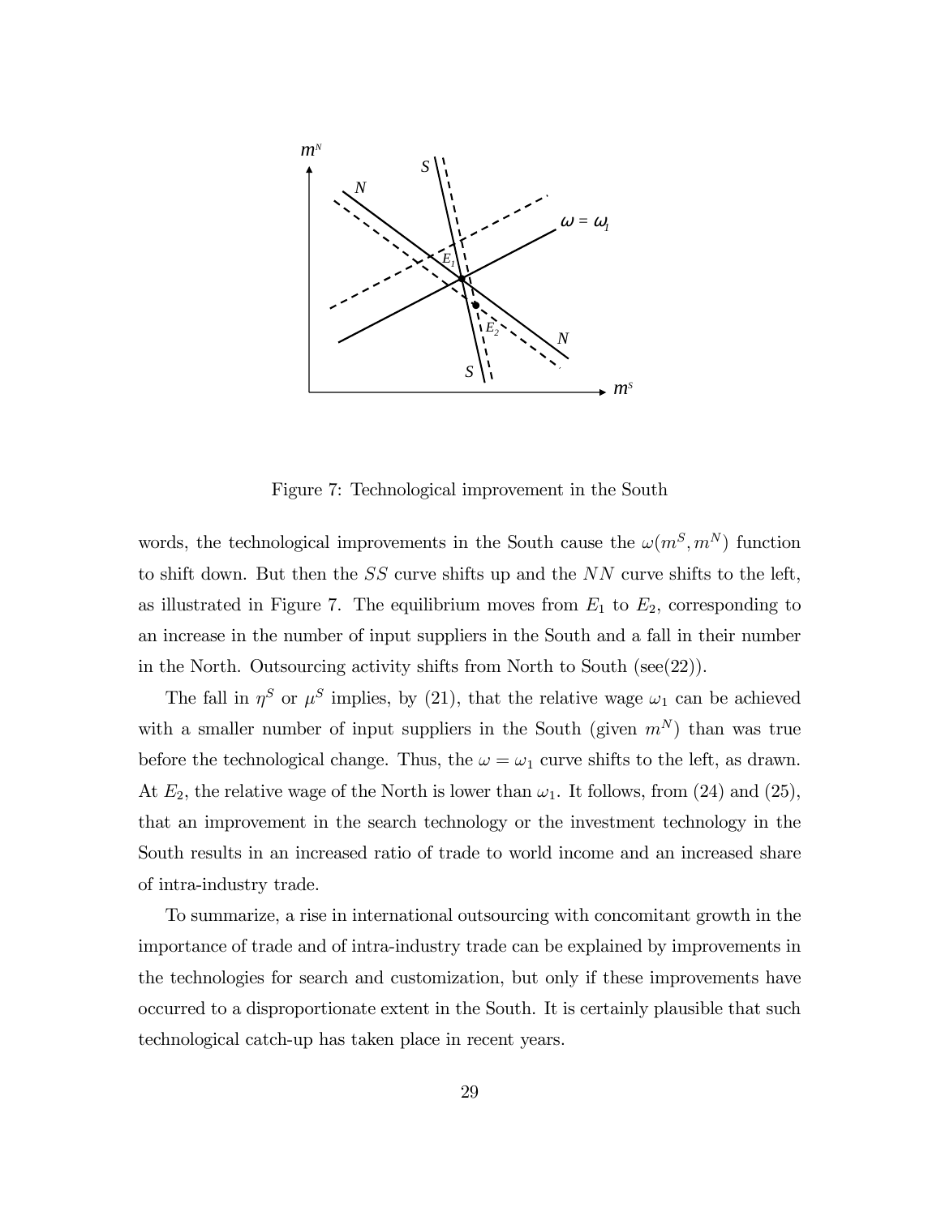Figure 7: Technological improvement in the South

words, the technological improvements in the South cause the $\omega(m^S, m^N)$ function to shift down. But then the $SS$ curve shifts up and the $NN$ curve shifts to the left, as illustrated in Figure 7. The equilibrium moves from $E_1$ to $E_2$, corresponding to an increase in the number of input suppliers in the South and a fall in their number in the North. Outsourcing activity shifts from North to South (see(22)).

The fall in $\eta^S$ or $\mu^S$ implies, by (21), that the relative wage $\omega_1$ can be achieved with a smaller number of input suppliers in the South (given $m^N$) than was true before the technological change. Thus, the $\omega = \omega_1$ curve shifts to the left, as drawn. At $E_2$, the relative wage of the North is lower than $\omega_1$. It follows, from (24) and (25), that an improvement in the search technology or the investment technology in the South results in an increased ratio of trade to world income and an increased share of intra-industry trade.

To summarize, a rise in international outsourcing with concomitant growth in the importance of trade and of intra-industry trade can be explained by improvements in the technologies for search and customization, but only if these improvements have occurred to a disproportionate extent in the South. It is certainly plausible that such technological catch-up has taken place in recent years.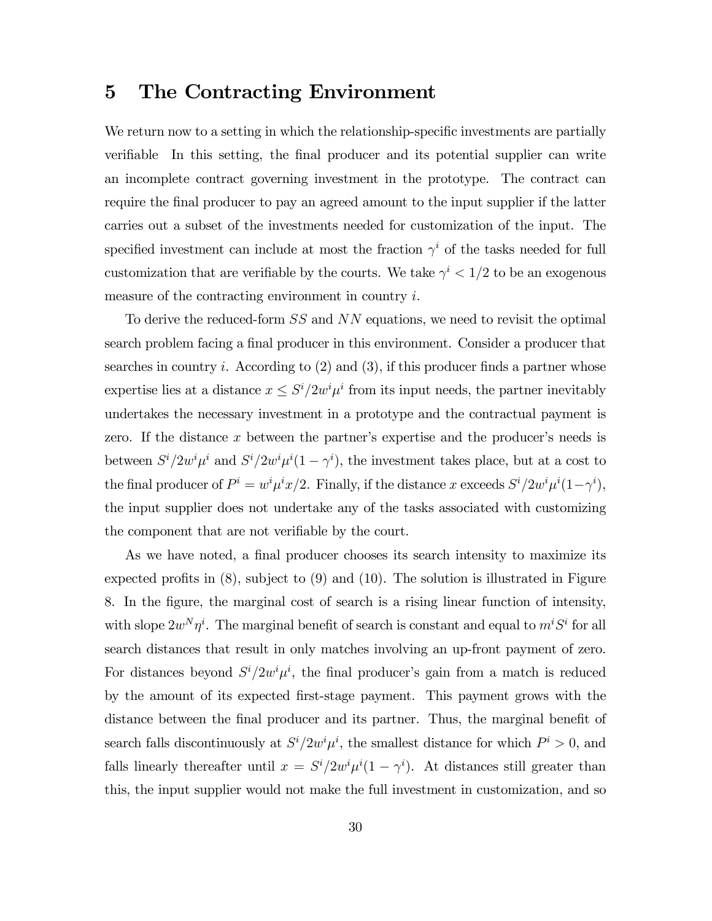# 5 The Contracting Environment

We return now to a setting in which the relationship-specific investments are partially verifiable In this setting, the final producer and its potential supplier can write an incomplete contract governing investment in the prototype. The contract can require the final producer to pay an agreed amount to the input supplier if the latter carries out a subset of the investments needed for customization of the input. The specified investment can include at most the fraction $\gamma^i$ of the tasks needed for full customization that are verifiable by the courts. We take $\gamma^i < 1/2$ to be an exogenous measure of the contracting environment in country $i$.

To derive the reduced-form $SS$ and $NN$ equations, we need to revisit the optimal search problem facing a final producer in this environment. Consider a producer that searches in country $i$. According to (2) and (3), if this producer finds a partner whose expertise lies at a distance $x \leq S^i/2w^i\mu^i$ from its input needs, the partner inevitably undertakes the necessary investment in a prototype and the contractual payment is zero. If the distance $x$ between the partner's expertise and the producer's needs is between $S^i/2w^i\mu^i$ and $S^i/2w^i\mu^i(1-\gamma^i)$, the investment takes place, but at a cost to the final producer of $P^i = w^i\mu^i x/2$. Finally, if the distance $x$ exceeds $S^i/2w^i\mu^i(1-\gamma^i)$, the input supplier does not undertake any of the tasks associated with customizing the component that are not verifiable by the court.

As we have noted, a final producer chooses its search intensity to maximize its expected profits in (8), subject to (9) and (10). The solution is illustrated in Figure 8. In the figure, the marginal cost of search is a rising linear function of intensity, with slope $2w^N\eta^i$. The marginal benefit of search is constant and equal to $m^iS^i$ for all search distances that result in only matches involving an up-front payment of zero. For distances beyond $S^i/2w^i\mu^i$, the final producer's gain from a match is reduced by the amount of its expected first-stage payment. This payment grows with the distance between the final producer and its partner. Thus, the marginal benefit of search falls discontinuously at $S^i/2w^i\mu^i$, the smallest distance for which $P^i > 0$, and falls linearly thereafter until $x = S^i/2w^i\mu^i(1-\gamma^i)$. At distances still greater than this, the input supplier would not make the full investment in customization, and so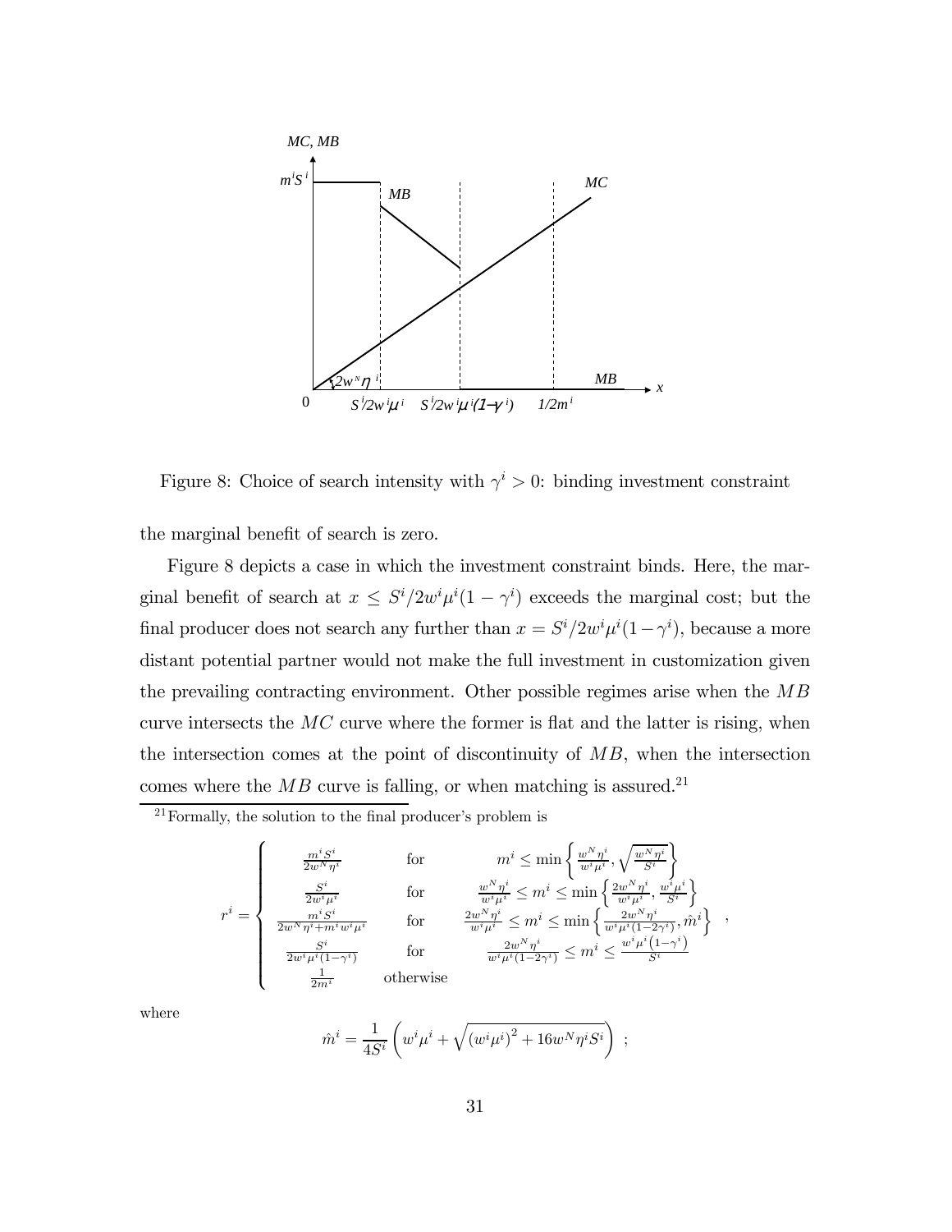Figure 8: Choice of search intensity with $\gamma^i > 0$: binding investment constraint

the marginal benefit of search is zero.

Figure 8 depicts a case in which the investment constraint binds. Here, the marginal benefit of search at $x \leq S^i/2w^i\mu^i(1-\gamma^i)$ exceeds the marginal cost; but the final producer does not search any further than $x = S^i/2w^i\mu^i(1-\gamma^i)$, because a more distant potential partner would not make the full investment in customization given the prevailing contracting environment. Other possible regimes arise when the $MB$ curve intersects the $MC$ curve where the former is flat and the latter is rising, when the intersection comes at the point of discontinuity of $MB$, when the intersection comes where the $MB$ curve is falling, or when matching is assured.[21]

[21] Formally, the solution to the final producer's problem is

$$r^i = \begin{cases} \frac{m^i S^i}{2w^N \eta^i} & \text{for} \quad m^i \leq \min\left\{\frac{w^N \eta^i}{w^i \mu^i}, \sqrt{\frac{w^N \eta^i}{S^i}}\right\} \\ \frac{S^i}{2w^i \mu^i} & \text{for} \quad \frac{w^N \eta^i}{w^i \mu^i} \leq m^i \leq \min\left\{\frac{2w^N \eta^i}{w^i \mu^i}, \frac{w^i \mu^i}{S^i}\right\} \\ \frac{m^i S^i}{2w^N \eta^i + m^i w^i \mu^i} & \text{for} \quad \frac{2w^N \eta^i}{w^i \mu^i} \leq m^i \leq \min\left\{\frac{2w^N \eta^i}{w^i \mu^i (1-2\gamma^i)}, \hat{m}^i\right\} \\ \frac{S^i}{2w^i \mu^i (1-\gamma^i)} & \text{for} \quad \frac{2w^N \eta^i}{w^i \mu^i (1-2\gamma^i)} \leq m^i \leq \frac{w^i \mu^i (1-\gamma^i)}{S^i} \\ \frac{1}{2m^i} & \text{otherwise} \end{cases},$$

where

$$\hat{m}^i = \frac{1}{4S^i}\left(w^i \mu^i + \sqrt{(w^i \mu^i)^2 + 16 w^N \eta^i S^i}\right) \; ;$$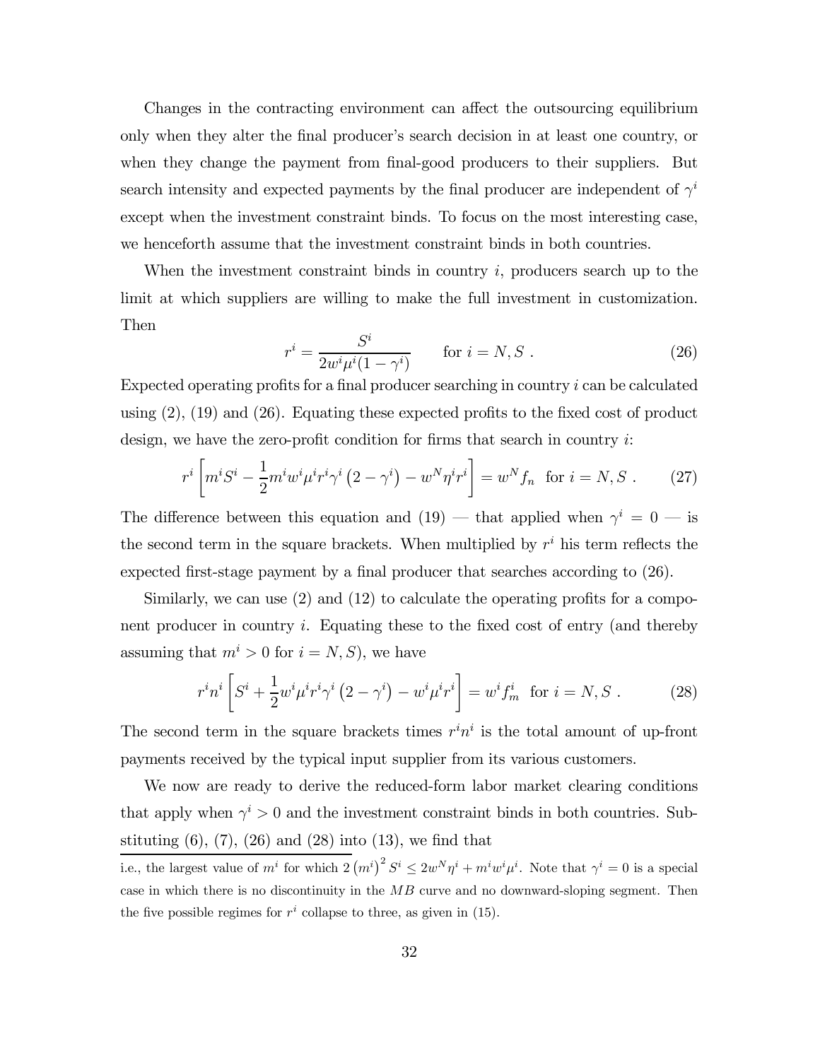Changes in the contracting environment can affect the outsourcing equilibrium only when they alter the final producer's search decision in at least one country, or when they change the payment from final-good producers to their suppliers. But search intensity and expected payments by the final producer are independent of $\gamma^i$ except when the investment constraint binds. To focus on the most interesting case, we henceforth assume that the investment constraint binds in both countries.

When the investment constraint binds in country $i$, producers search up to the limit at which suppliers are willing to make the full investment in customization. Then

$$r^i = \frac{S^i}{2w^i\mu^i(1-\gamma^i)} \qquad \text{for } i = N, S \ . \tag{26}$$

Expected operating profits for a final producer searching in country $i$ can be calculated using (2), (19) and (26). Equating these expected profits to the fixed cost of product design, we have the zero-profit condition for firms that search in country $i$:

$$r^i\left[m^iS^i - \frac{1}{2}m^iw^i\mu^ir^i\gamma^i\left(2-\gamma^i\right) - w^N\eta^ir^i\right] = w^Nf_n \ \text{ for } i = N, S \ . \tag{27}$$

The difference between this equation and (19) — that applied when $\gamma^i = 0$ — is the second term in the square brackets. When multiplied by $r^i$ his term reflects the expected first-stage payment by a final producer that searches according to (26).

Similarly, we can use (2) and (12) to calculate the operating profits for a component producer in country $i$. Equating these to the fixed cost of entry (and thereby assuming that $m^i > 0$ for $i = N, S$), we have

$$r^in^i\left[S^i + \frac{1}{2}w^i\mu^ir^i\gamma^i\left(2-\gamma^i\right) - w^i\mu^ir^i\right] = w^if_m^i \ \text{ for } i = N, S \ . \tag{28}$$

The second term in the square brackets times $r^in^i$ is the total amount of up-front payments received by the typical input supplier from its various customers.

We now are ready to derive the reduced-form labor market clearing conditions that apply when $\gamma^i > 0$ and the investment constraint binds in both countries. Substituting (6), (7), (26) and (28) into (13), we find that

i.e., the largest value of $m^i$ for which $2\left(m^i\right)^2S^i \leq 2w^N\eta^i + m^iw^i\mu^i$. Note that $\gamma^i = 0$ is a special case in which there is no discontinuity in the $MB$ curve and no downward-sloping segment. Then the five possible regimes for $r^i$ collapse to three, as given in (15).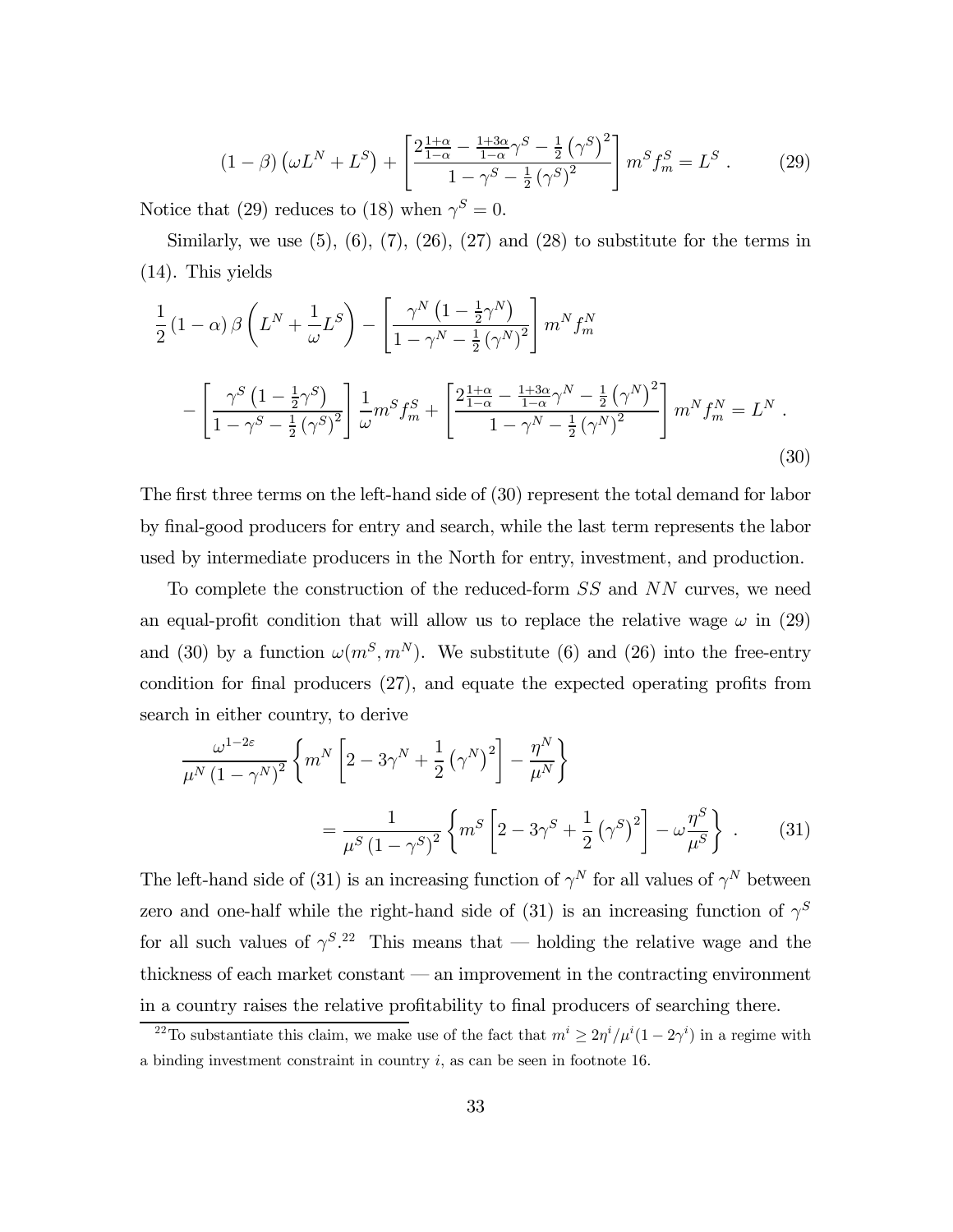$$
(1-\beta)\left(\omega L^N + L^S\right) + \left[\frac{2\frac{1+\alpha}{1-\alpha} - \frac{1+3\alpha}{1-\alpha}\gamma^S - \frac{1}{2}\left(\gamma^S\right)^2}{1-\gamma^S-\frac{1}{2}\left(\gamma^S\right)^2}\right] m^S f_m^S = L^S \; . \tag{29}
$$

Notice that (29) reduces to (18) when $\gamma^S = 0$.

Similarly, we use (5), (6), (7), (26), (27) and (28) to substitute for the terms in (14). This yields

$$
\frac{1}{2}(1-\alpha)\beta\left(L^N + \frac{1}{\omega}L^S\right) - \left[\frac{\gamma^N\left(1-\frac{1}{2}\gamma^N\right)}{1-\gamma^N-\frac{1}{2}\left(\gamma^N\right)^2}\right] m^N f_m^N
$$

$$
-\left[\frac{\gamma^S\left(1-\frac{1}{2}\gamma^S\right)}{1-\gamma^S-\frac{1}{2}\left(\gamma^S\right)^2}\right]\frac{1}{\omega} m^S f_m^S + \left[\frac{2\frac{1+\alpha}{1-\alpha} - \frac{1+3\alpha}{1-\alpha}\gamma^N - \frac{1}{2}\left(\gamma^N\right)^2}{1-\gamma^N-\frac{1}{2}\left(\gamma^N\right)^2}\right] m^N f_m^N = L^N \; . \tag{30}
$$

The first three terms on the left-hand side of (30) represent the total demand for labor by final-good producers for entry and search, while the last term represents the labor used by intermediate producers in the North for entry, investment, and production.

To complete the construction of the reduced-form $SS$ and $NN$ curves, we need an equal-profit condition that will allow us to replace the relative wage $\omega$ in (29) and (30) by a function $\omega(m^S, m^N)$. We substitute (6) and (26) into the free-entry condition for final producers (27), and equate the expected operating profits from search in either country, to derive

$$
\frac{\omega^{1-2\varepsilon}}{\mu^N\left(1-\gamma^N\right)^2}\left\{m^N\left[2-3\gamma^N+\frac{1}{2}\left(\gamma^N\right)^2\right]-\frac{\eta^N}{\mu^N}\right\}
$$

$$
= \frac{1}{\mu^S\left(1-\gamma^S\right)^2}\left\{m^S\left[2-3\gamma^S+\frac{1}{2}\left(\gamma^S\right)^2\right]-\omega\frac{\eta^S}{\mu^S}\right\} \; . \tag{31}
$$

The left-hand side of (31) is an increasing function of $\gamma^N$ for all values of $\gamma^N$ between zero and one-half while the right-hand side of (31) is an increasing function of $\gamma^S$ for all such values of $\gamma^S$.[22] This means that — holding the relative wage and the thickness of each market constant — an improvement in the contracting environment in a country raises the relative profitability to final producers of searching there.

[22]To substantiate this claim, we make use of the fact that $m^i \geq 2\eta^i/\mu^i(1-2\gamma^i)$ in a regime with a binding investment constraint in country $i$, as can be seen in footnote 16.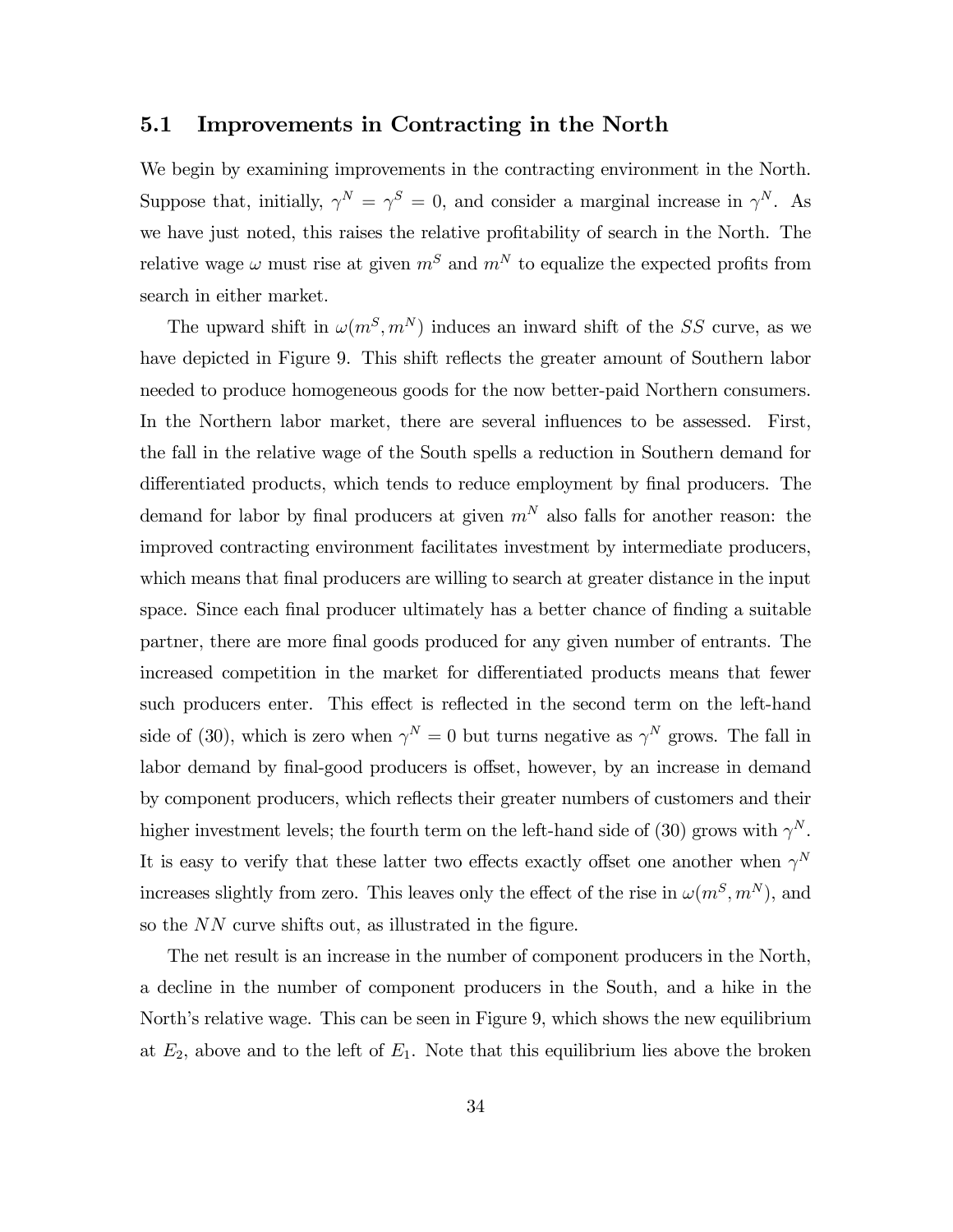## 5.1 Improvements in Contracting in the North

We begin by examining improvements in the contracting environment in the North. Suppose that, initially, $\gamma^N = \gamma^S = 0$, and consider a marginal increase in $\gamma^N$. As we have just noted, this raises the relative profitability of search in the North. The relative wage $\omega$ must rise at given $m^S$ and $m^N$ to equalize the expected profits from search in either market.

The upward shift in $\omega(m^S, m^N)$ induces an inward shift of the $SS$ curve, as we have depicted in Figure 9. This shift reflects the greater amount of Southern labor needed to produce homogeneous goods for the now better-paid Northern consumers. In the Northern labor market, there are several influences to be assessed. First, the fall in the relative wage of the South spells a reduction in Southern demand for differentiated products, which tends to reduce employment by final producers. The demand for labor by final producers at given $m^N$ also falls for another reason: the improved contracting environment facilitates investment by intermediate producers, which means that final producers are willing to search at greater distance in the input space. Since each final producer ultimately has a better chance of finding a suitable partner, there are more final goods produced for any given number of entrants. The increased competition in the market for differentiated products means that fewer such producers enter. This effect is reflected in the second term on the left-hand side of (30), which is zero when $\gamma^N = 0$ but turns negative as $\gamma^N$ grows. The fall in labor demand by final-good producers is offset, however, by an increase in demand by component producers, which reflects their greater numbers of customers and their higher investment levels; the fourth term on the left-hand side of (30) grows with $\gamma^N$. It is easy to verify that these latter two effects exactly offset one another when $\gamma^N$ increases slightly from zero. This leaves only the effect of the rise in $\omega(m^S, m^N)$, and so the $NN$ curve shifts out, as illustrated in the figure.

The net result is an increase in the number of component producers in the North, a decline in the number of component producers in the South, and a hike in the North's relative wage. This can be seen in Figure 9, which shows the new equilibrium at $E_2$, above and to the left of $E_1$. Note that this equilibrium lies above the broken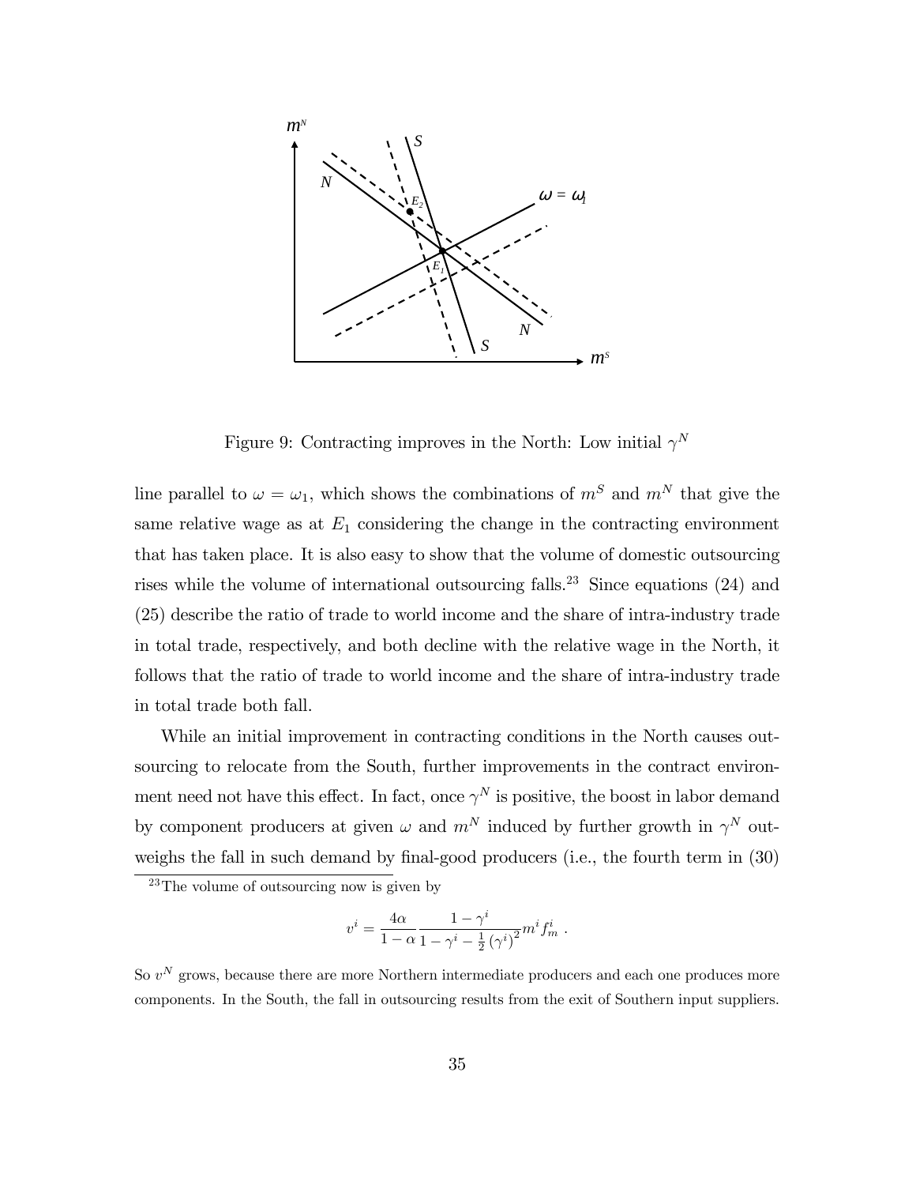Figure 9: Contracting improves in the North: Low initial $\gamma^N$

line parallel to $\omega = \omega_1$, which shows the combinations of $m^S$ and $m^N$ that give the same relative wage as at $E_1$ considering the change in the contracting environment that has taken place. It is also easy to show that the volume of domestic outsourcing rises while the volume of international outsourcing falls.[23] Since equations (24) and (25) describe the ratio of trade to world income and the share of intra-industry trade in total trade, respectively, and both decline with the relative wage in the North, it follows that the ratio of trade to world income and the share of intra-industry trade in total trade both fall.

While an initial improvement in contracting conditions in the North causes outsourcing to relocate from the South, further improvements in the contract environment need not have this effect. In fact, once $\gamma^N$ is positive, the boost in labor demand by component producers at given $\omega$ and $m^N$ induced by further growth in $\gamma^N$ outweighs the fall in such demand by final-good producers (i.e., the fourth term in (30)

[23] The volume of outsourcing now is given by

$$v^i = \frac{4\alpha}{1-\alpha} \frac{1-\gamma^i}{1-\gamma^i - \frac{1}{2}(\gamma^i)^2} m^i f_m^i \ .$$

So $v^N$ grows, because there are more Northern intermediate producers and each one produces more components. In the South, the fall in outsourcing results from the exit of Southern input suppliers.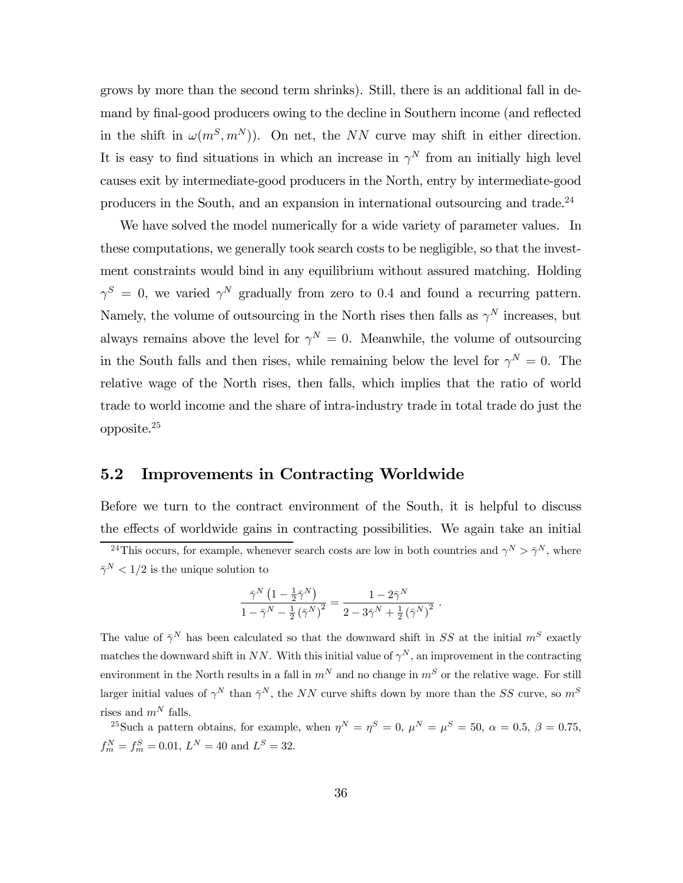grows by more than the second term shrinks). Still, there is an additional fall in demand by final-good producers owing to the decline in Southern income (and reflected in the shift in $\omega(m^S, m^N)$). On net, the $NN$ curve may shift in either direction. It is easy to find situations in which an increase in $\gamma^N$ from an initially high level causes exit by intermediate-good producers in the North, entry by intermediate-good producers in the South, and an expansion in international outsourcing and trade.[24]

We have solved the model numerically for a wide variety of parameter values. In these computations, we generally took search costs to be negligible, so that the investment constraints would bind in any equilibrium without assured matching. Holding $\gamma^S = 0$, we varied $\gamma^N$ gradually from zero to 0.4 and found a recurring pattern. Namely, the volume of outsourcing in the North rises then falls as $\gamma^N$ increases, but always remains above the level for $\gamma^N = 0$. Meanwhile, the volume of outsourcing in the South falls and then rises, while remaining below the level for $\gamma^N = 0$. The relative wage of the North rises, then falls, which implies that the ratio of world trade to world income and the share of intra-industry trade in total trade do just the opposite.[25]

## 5.2 Improvements in Contracting Worldwide

Before we turn to the contract environment of the South, it is helpful to discuss the effects of worldwide gains in contracting possibilities. We again take an initial

---

[24] This occurs, for example, whenever search costs are low in both countries and $\gamma^N > \bar{\gamma}^N$, where $\bar{\gamma}^N < 1/2$ is the unique solution to

$$\frac{\bar{\gamma}^N \left(1 - \frac{1}{2}\bar{\gamma}^N\right)}{1 - \bar{\gamma}^N - \frac{1}{2}\left(\bar{\gamma}^N\right)^2} = \frac{1 - 2\bar{\gamma}^N}{2 - 3\bar{\gamma}^N + \frac{1}{2}\left(\bar{\gamma}^N\right)^2}\ .$$

The value of $\bar{\gamma}^N$ has been calculated so that the downward shift in $SS$ at the initial $m^S$ exactly matches the downward shift in $NN$. With this initial value of $\gamma^N$, an improvement in the contracting environment in the North results in a fall in $m^N$ and no change in $m^S$ or the relative wage. For still larger initial values of $\gamma^N$ than $\bar{\gamma}^N$, the $NN$ curve shifts down by more than the $SS$ curve, so $m^S$ rises and $m^N$ falls.

[25] Such a pattern obtains, for example, when $\eta^N = \eta^S = 0$, $\mu^N = \mu^S = 50$, $\alpha = 0.5$, $\beta = 0.75$, $f_m^N = f_m^S = 0.01$, $L^N = 40$ and $L^S = 32$.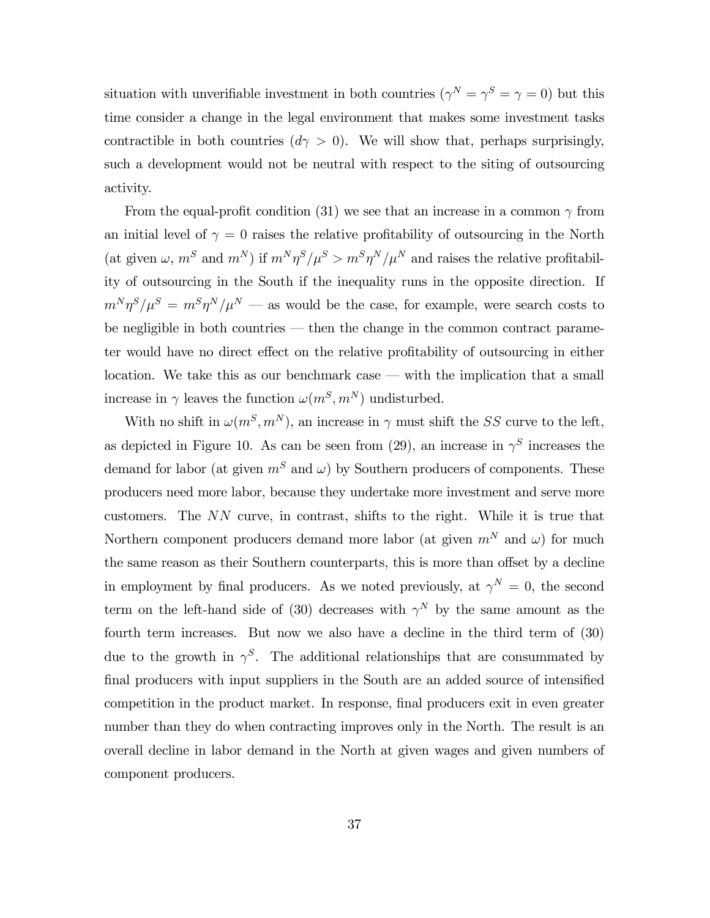situation with unverifiable investment in both countries ($\gamma^N = \gamma^S = \gamma = 0$) but this time consider a change in the legal environment that makes some investment tasks contractible in both countries ($d\gamma > 0$). We will show that, perhaps surprisingly, such a development would not be neutral with respect to the siting of outsourcing activity.

From the equal-profit condition (31) we see that an increase in a common $\gamma$ from an initial level of $\gamma = 0$ raises the relative profitability of outsourcing in the North (at given $\omega$, $m^S$ and $m^N$) if $m^N \eta^S / \mu^S > m^S \eta^N / \mu^N$ and raises the relative profitability of outsourcing in the South if the inequality runs in the opposite direction. If $m^N \eta^S / \mu^S = m^S \eta^N / \mu^N$ — as would be the case, for example, were search costs to be negligible in both countries — then the change in the common contract parameter would have no direct effect on the relative profitability of outsourcing in either location. We take this as our benchmark case — with the implication that a small increase in $\gamma$ leaves the function $\omega(m^S, m^N)$ undisturbed.

With no shift in $\omega(m^S, m^N)$, an increase in $\gamma$ must shift the $SS$ curve to the left, as depicted in Figure 10. As can be seen from (29), an increase in $\gamma^S$ increases the demand for labor (at given $m^S$ and $\omega$) by Southern producers of components. These producers need more labor, because they undertake more investment and serve more customers. The $NN$ curve, in contrast, shifts to the right. While it is true that Northern component producers demand more labor (at given $m^N$ and $\omega$) for much the same reason as their Southern counterparts, this is more than offset by a decline in employment by final producers. As we noted previously, at $\gamma^N = 0$, the second term on the left-hand side of (30) decreases with $\gamma^N$ by the same amount as the fourth term increases. But now we also have a decline in the third term of (30) due to the growth in $\gamma^S$. The additional relationships that are consummated by final producers with input suppliers in the South are an added source of intensified competition in the product market. In response, final producers exit in even greater number than they do when contracting improves only in the North. The result is an overall decline in labor demand in the North at given wages and given numbers of component producers.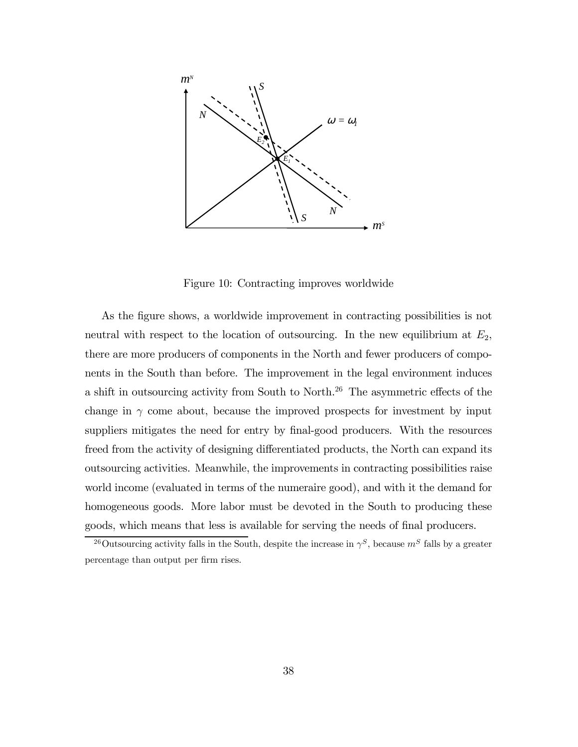Figure 10: Contracting improves worldwide

As the figure shows, a worldwide improvement in contracting possibilities is not neutral with respect to the location of outsourcing. In the new equilibrium at $E_2$, there are more producers of components in the North and fewer producers of components in the South than before. The improvement in the legal environment induces a shift in outsourcing activity from South to North.[26] The asymmetric effects of the change in $\gamma$ come about, because the improved prospects for investment by input suppliers mitigates the need for entry by final-good producers. With the resources freed from the activity of designing differentiated products, the North can expand its outsourcing activities. Meanwhile, the improvements in contracting possibilities raise world income (evaluated in terms of the numeraire good), and with it the demand for homogeneous goods. More labor must be devoted in the South to producing these goods, which means that less is available for serving the needs of final producers.

[26] Outsourcing activity falls in the South, despite the increase in $\gamma^S$, because $m^S$ falls by a greater percentage than output per firm rises.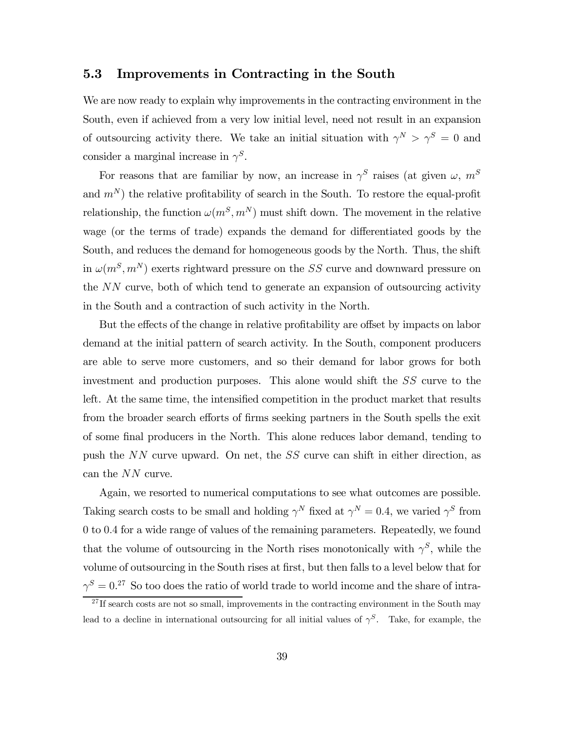### 5.3 Improvements in Contracting in the South

We are now ready to explain why improvements in the contracting environment in the South, even if achieved from a very low initial level, need not result in an expansion of outsourcing activity there. We take an initial situation with $\gamma^N > \gamma^S = 0$ and consider a marginal increase in $\gamma^S$.

For reasons that are familiar by now, an increase in $\gamma^S$ raises (at given $\omega$, $m^S$ and $m^N$) the relative profitability of search in the South. To restore the equal-profit relationship, the function $\omega(m^S, m^N)$ must shift down. The movement in the relative wage (or the terms of trade) expands the demand for differentiated goods by the South, and reduces the demand for homogeneous goods by the North. Thus, the shift in $\omega(m^S, m^N)$ exerts rightward pressure on the $SS$ curve and downward pressure on the $NN$ curve, both of which tend to generate an expansion of outsourcing activity in the South and a contraction of such activity in the North.

But the effects of the change in relative profitability are offset by impacts on labor demand at the initial pattern of search activity. In the South, component producers are able to serve more customers, and so their demand for labor grows for both investment and production purposes. This alone would shift the $SS$ curve to the left. At the same time, the intensified competition in the product market that results from the broader search efforts of firms seeking partners in the South spells the exit of some final producers in the North. This alone reduces labor demand, tending to push the $NN$ curve upward. On net, the $SS$ curve can shift in either direction, as can the $NN$ curve.

Again, we resorted to numerical computations to see what outcomes are possible. Taking search costs to be small and holding $\gamma^N$ fixed at $\gamma^N = 0.4$, we varied $\gamma^S$ from 0 to 0.4 for a wide range of values of the remaining parameters. Repeatedly, we found that the volume of outsourcing in the North rises monotonically with $\gamma^S$, while the volume of outsourcing in the South rises at first, but then falls to a level below that for $\gamma^S = 0$.[27] So too does the ratio of world trade to world income and the share of intra-

[27] If search costs are not so small, improvements in the contracting environment in the South may lead to a decline in international outsourcing for all initial values of $\gamma^S$. Take, for example, the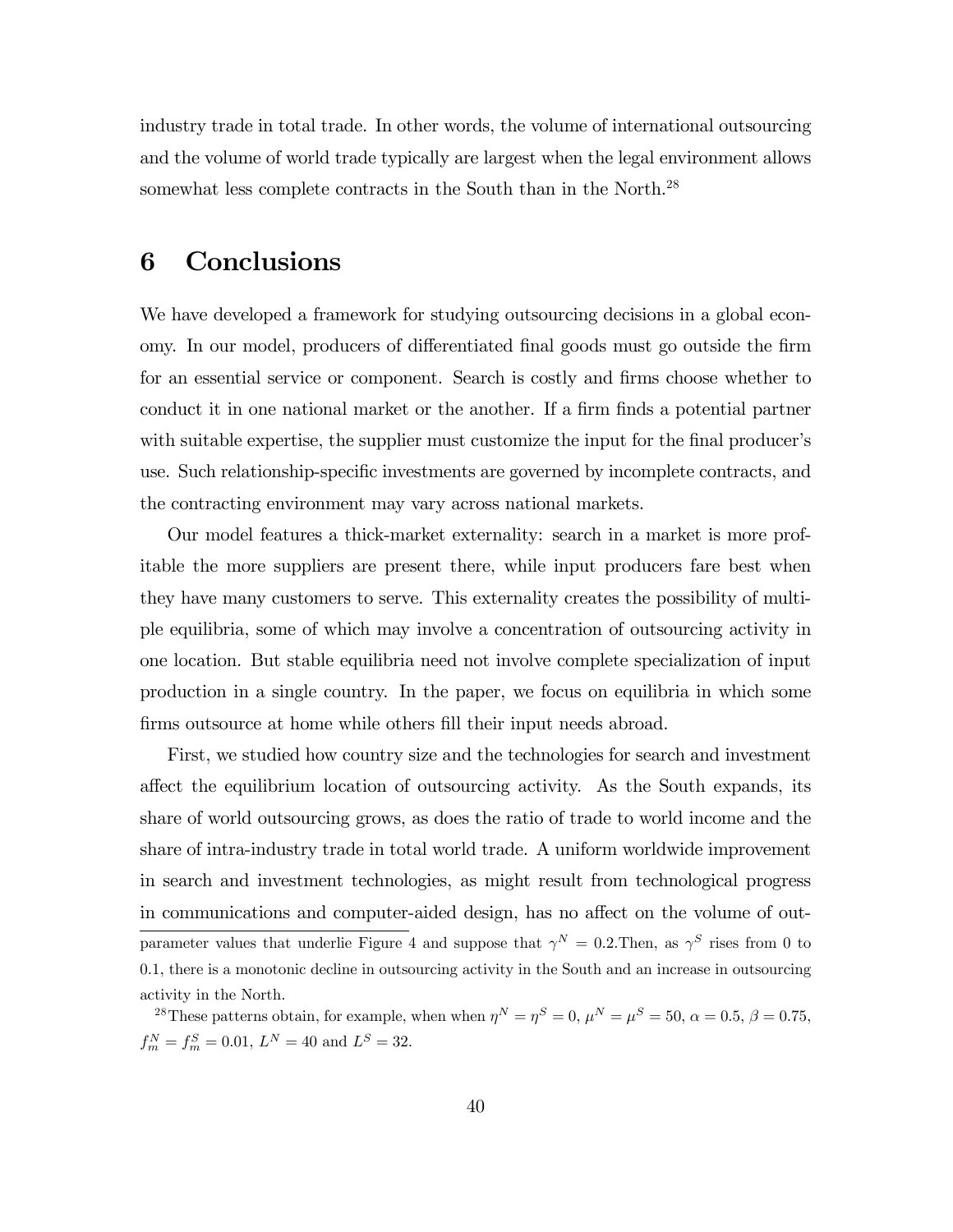industry trade in total trade. In other words, the volume of international outsourcing and the volume of world trade typically are largest when the legal environment allows somewhat less complete contracts in the South than in the North.[28]

# 6 Conclusions

We have developed a framework for studying outsourcing decisions in a global economy. In our model, producers of differentiated final goods must go outside the firm for an essential service or component. Search is costly and firms choose whether to conduct it in one national market or the another. If a firm finds a potential partner with suitable expertise, the supplier must customize the input for the final producer's use. Such relationship-specific investments are governed by incomplete contracts, and the contracting environment may vary across national markets.

Our model features a thick-market externality: search in a market is more profitable the more suppliers are present there, while input producers fare best when they have many customers to serve. This externality creates the possibility of multiple equilibria, some of which may involve a concentration of outsourcing activity in one location. But stable equilibria need not involve complete specialization of input production in a single country. In the paper, we focus on equilibria in which some firms outsource at home while others fill their input needs abroad.

First, we studied how country size and the technologies for search and investment affect the equilibrium location of outsourcing activity. As the South expands, its share of world outsourcing grows, as does the ratio of trade to world income and the share of intra-industry trade in total world trade. A uniform worldwide improvement in search and investment technologies, as might result from technological progress in communications and computer-aided design, has no affect on the volume of out-

---

parameter values that underlie Figure 4 and suppose that $\gamma^N = 0.2$.Then, as $\gamma^S$ rises from 0 to 0.1, there is a monotonic decline in outsourcing activity in the South and an increase in outsourcing activity in the North.

[28] These patterns obtain, for example, when when $\eta^N = \eta^S = 0$, $\mu^N = \mu^S = 50$, $\alpha = 0.5$, $\beta = 0.75$, $f_m^N = f_m^S = 0.01$, $L^N = 40$ and $L^S = 32$.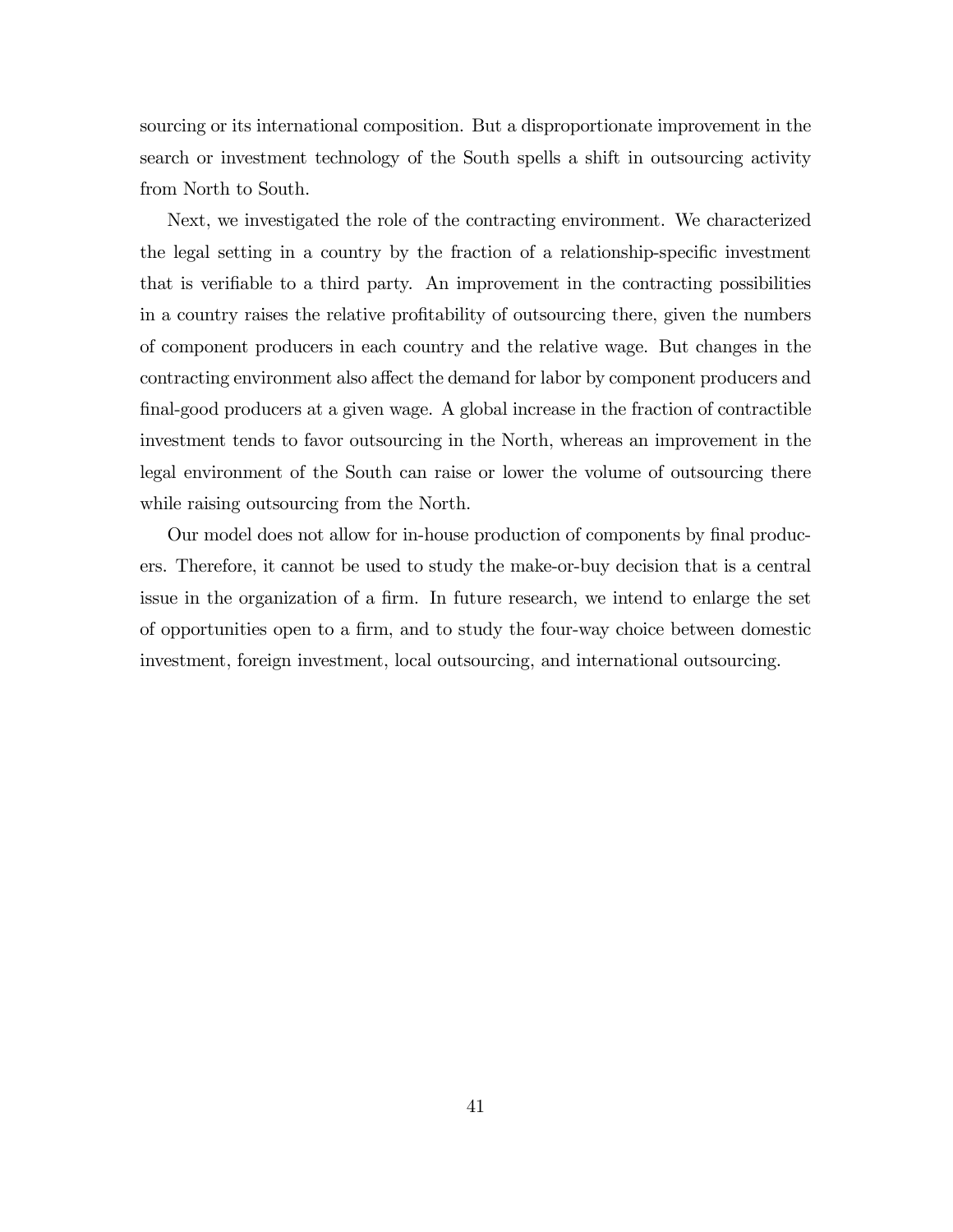sourcing or its international composition. But a disproportionate improvement in the search or investment technology of the South spells a shift in outsourcing activity from North to South.

Next, we investigated the role of the contracting environment. We characterized the legal setting in a country by the fraction of a relationship-specific investment that is verifiable to a third party. An improvement in the contracting possibilities in a country raises the relative profitability of outsourcing there, given the numbers of component producers in each country and the relative wage. But changes in the contracting environment also affect the demand for labor by component producers and final-good producers at a given wage. A global increase in the fraction of contractible investment tends to favor outsourcing in the North, whereas an improvement in the legal environment of the South can raise or lower the volume of outsourcing there while raising outsourcing from the North.

Our model does not allow for in-house production of components by final producers. Therefore, it cannot be used to study the make-or-buy decision that is a central issue in the organization of a firm. In future research, we intend to enlarge the set of opportunities open to a firm, and to study the four-way choice between domestic investment, foreign investment, local outsourcing, and international outsourcing.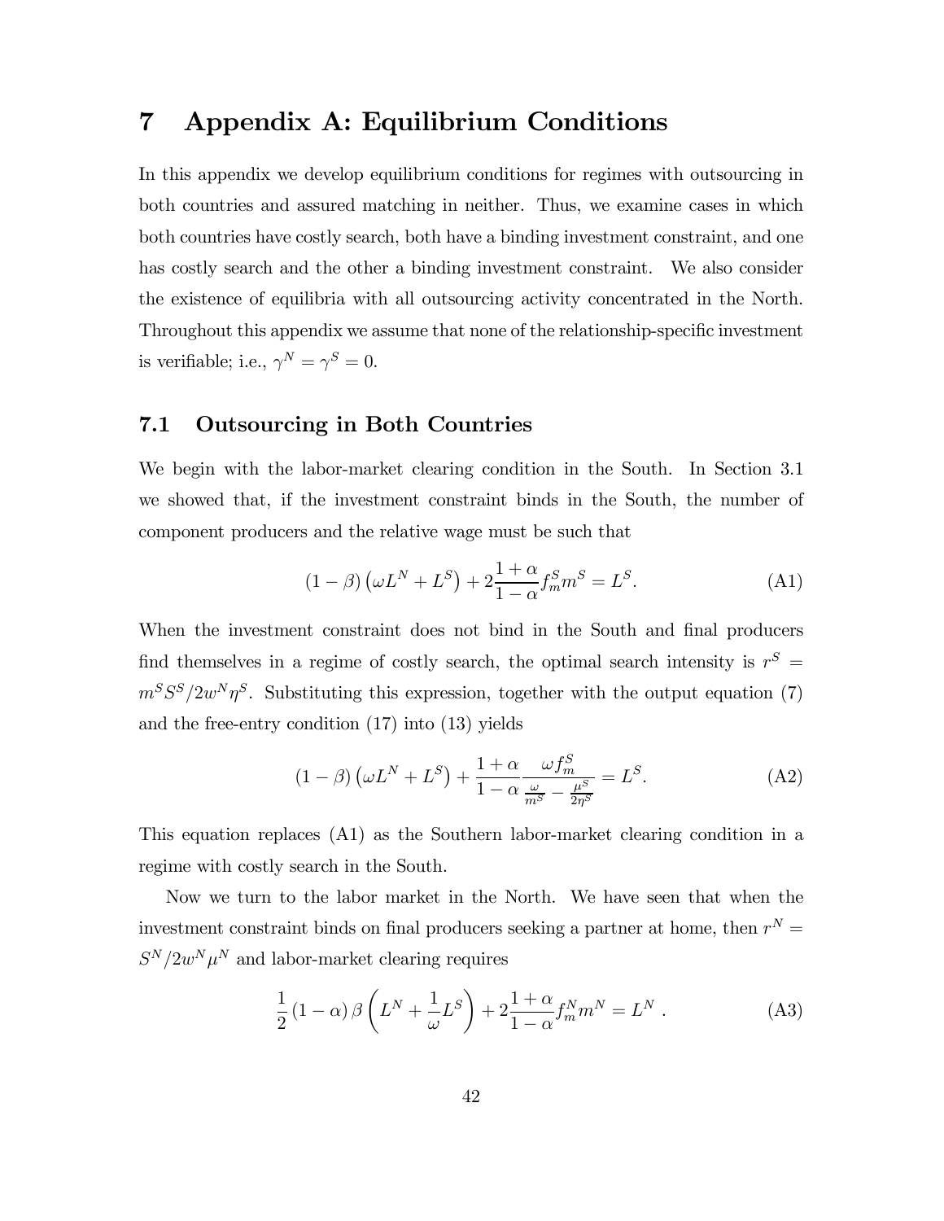# 7 Appendix A: Equilibrium Conditions

In this appendix we develop equilibrium conditions for regimes with outsourcing in both countries and assured matching in neither. Thus, we examine cases in which both countries have costly search, both have a binding investment constraint, and one has costly search and the other a binding investment constraint. We also consider the existence of equilibria with all outsourcing activity concentrated in the North. Throughout this appendix we assume that none of the relationship-specific investment is verifiable; i.e., $\gamma^N = \gamma^S = 0$.

## 7.1 Outsourcing in Both Countries

We begin with the labor-market clearing condition in the South. In Section 3.1 we showed that, if the investment constraint binds in the South, the number of component producers and the relative wage must be such that

$$(1-\beta)\left(\omega L^N + L^S\right) + 2\frac{1+\alpha}{1-\alpha} f_m^S m^S = L^S. \tag{A1}$$

When the investment constraint does not bind in the South and final producers find themselves in a regime of costly search, the optimal search intensity is $r^S = m^S S^S / 2w^N \eta^S$. Substituting this expression, together with the output equation (7) and the free-entry condition (17) into (13) yields

$$(1-\beta)\left(\omega L^N + L^S\right) + \frac{1+\alpha}{1-\alpha} \frac{\omega f_m^S}{\frac{\omega}{m^S} - \frac{\mu^S}{2\eta^S}} = L^S. \tag{A2}$$

This equation replaces (A1) as the Southern labor-market clearing condition in a regime with costly search in the South.

Now we turn to the labor market in the North. We have seen that when the investment constraint binds on final producers seeking a partner at home, then $r^N = S^N / 2w^N \mu^N$ and labor-market clearing requires

$$\frac{1}{2}(1-\alpha)\beta\left(L^N + \frac{1}{\omega}L^S\right) + 2\frac{1+\alpha}{1-\alpha} f_m^N m^N = L^N \ . \tag{A3}$$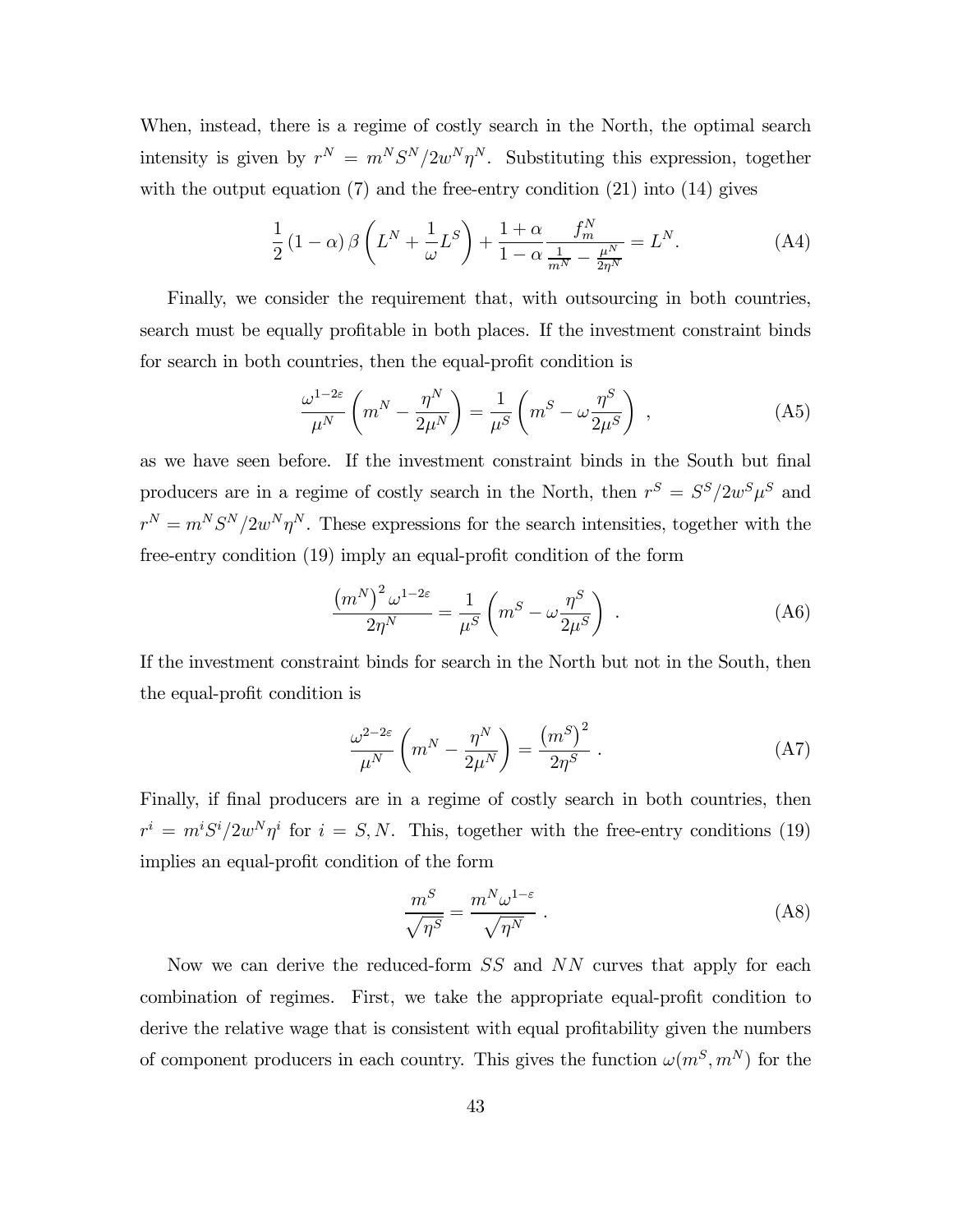When, instead, there is a regime of costly search in the North, the optimal search intensity is given by $r^N = m^N S^N / 2w^N \eta^N$. Substituting this expression, together with the output equation (7) and the free-entry condition (21) into (14) gives

$$\frac{1}{2}(1-\alpha)\beta\left(L^N + \frac{1}{\omega}L^S\right) + \frac{1+\alpha}{1-\alpha}\frac{f_m^N}{\frac{1}{m^N} - \frac{\mu^N}{2\eta^N}} = L^N. \tag{A4}$$

Finally, we consider the requirement that, with outsourcing in both countries, search must be equally profitable in both places. If the investment constraint binds for search in both countries, then the equal-profit condition is

$$\frac{\omega^{1-2\varepsilon}}{\mu^N}\left(m^N - \frac{\eta^N}{2\mu^N}\right) = \frac{1}{\mu^S}\left(m^S - \omega\frac{\eta^S}{2\mu^S}\right) \ , \tag{A5}$$

as we have seen before. If the investment constraint binds in the South but final producers are in a regime of costly search in the North, then $r^S = S^S / 2w^S \mu^S$ and $r^N = m^N S^N / 2w^N \eta^N$. These expressions for the search intensities, together with the free-entry condition (19) imply an equal-profit condition of the form

$$\frac{\left(m^N\right)^2 \omega^{1-2\varepsilon}}{2\eta^N} = \frac{1}{\mu^S}\left(m^S - \omega\frac{\eta^S}{2\mu^S}\right) \ . \tag{A6}$$

If the investment constraint binds for search in the North but not in the South, then the equal-profit condition is

$$\frac{\omega^{2-2\varepsilon}}{\mu^N}\left(m^N - \frac{\eta^N}{2\mu^N}\right) = \frac{\left(m^S\right)^2}{2\eta^S} \ . \tag{A7}$$

Finally, if final producers are in a regime of costly search in both countries, then $r^i = m^i S^i / 2w^N \eta^i$ for $i = S, N$. This, together with the free-entry conditions (19) implies an equal-profit condition of the form

$$\frac{m^S}{\sqrt{\eta^S}} = \frac{m^N \omega^{1-\varepsilon}}{\sqrt{\eta^N}} \ . \tag{A8}$$

Now we can derive the reduced-form $SS$ and $NN$ curves that apply for each combination of regimes. First, we take the appropriate equal-profit condition to derive the relative wage that is consistent with equal profitability given the numbers of component producers in each country. This gives the function $\omega(m^S, m^N)$ for the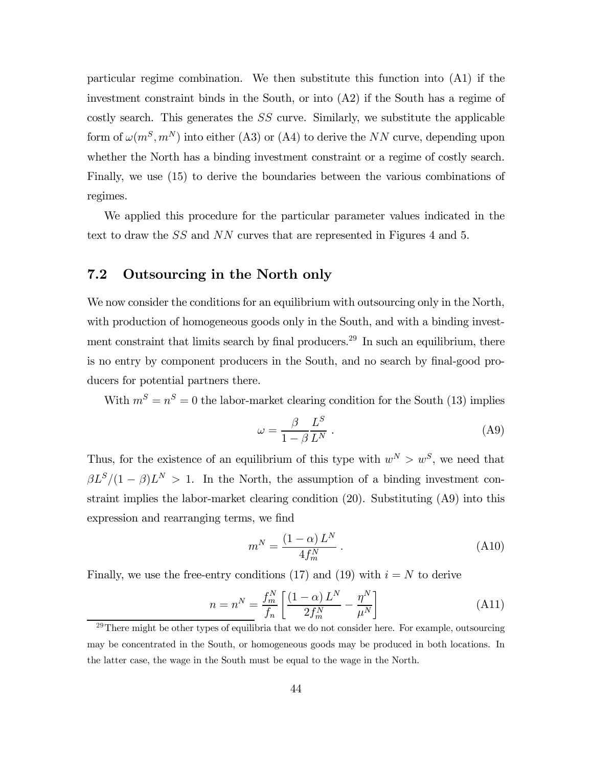particular regime combination. We then substitute this function into (A1) if the investment constraint binds in the South, or into (A2) if the South has a regime of costly search. This generates the $SS$ curve. Similarly, we substitute the applicable form of $\omega(m^S, m^N)$ into either (A3) or (A4) to derive the $NN$ curve, depending upon whether the North has a binding investment constraint or a regime of costly search. Finally, we use (15) to derive the boundaries between the various combinations of regimes.

We applied this procedure for the particular parameter values indicated in the text to draw the $SS$ and $NN$ curves that are represented in Figures 4 and 5.

## 7.2 Outsourcing in the North only

We now consider the conditions for an equilibrium with outsourcing only in the North, with production of homogeneous goods only in the South, and with a binding investment constraint that limits search by final producers.[29] In such an equilibrium, there is no entry by component producers in the South, and no search by final-good producers for potential partners there.

With $m^S = n^S = 0$ the labor-market clearing condition for the South (13) implies

$$\omega = \frac{\beta}{1-\beta} \frac{L^S}{L^N} \,. \tag{A9}$$

Thus, for the existence of an equilibrium of this type with $w^N > w^S$, we need that $\beta L^S / (1-\beta) L^N > 1$. In the North, the assumption of a binding investment constraint implies the labor-market clearing condition (20). Substituting (A9) into this expression and rearranging terms, we find

$$m^N = \frac{(1-\alpha) L^N}{4 f_m^N} \,. \tag{A10}$$

Finally, we use the free-entry conditions (17) and (19) with $i = N$ to derive

$$n = n^N = \frac{f_m^N}{f_n} \left[ \frac{(1-\alpha) L^N}{2 f_m^N} - \frac{\eta^N}{\mu^N} \right] \tag{A11}$$

[29] There might be other types of equilibria that we do not consider here. For example, outsourcing may be concentrated in the South, or homogeneous goods may be produced in both locations. In the latter case, the wage in the South must be equal to the wage in the North.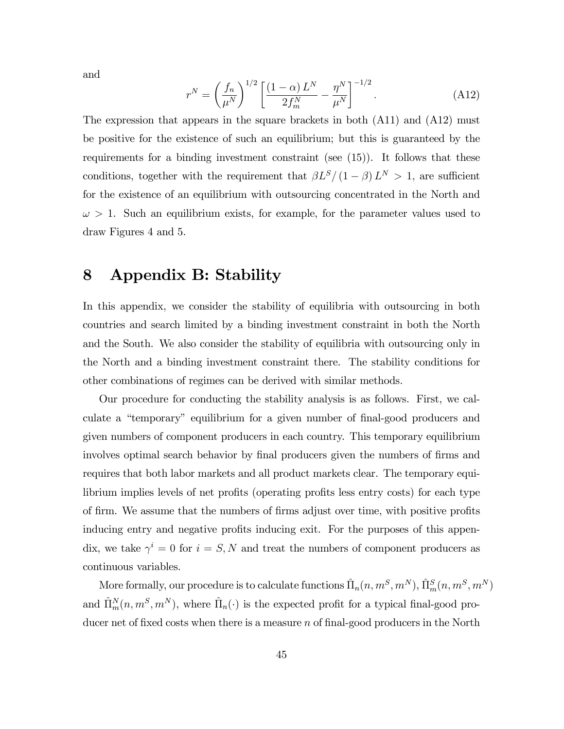and

$$r^N = \left(\frac{f_n}{\mu^N}\right)^{1/2} \left[\frac{(1-\alpha) L^N}{2 f_m^N} - \frac{\eta^N}{\mu^N}\right]^{-1/2}. \tag{A12}$$

The expression that appears in the square brackets in both (A11) and (A12) must be positive for the existence of such an equilibrium; but this is guaranteed by the requirements for a binding investment constraint (see (15)). It follows that these conditions, together with the requirement that $\beta L^S / (1-\beta) L^N > 1$, are sufficient for the existence of an equilibrium with outsourcing concentrated in the North and $\omega > 1$. Such an equilibrium exists, for example, for the parameter values used to draw Figures 4 and 5.

# 8 Appendix B: Stability

In this appendix, we consider the stability of equilibria with outsourcing in both countries and search limited by a binding investment constraint in both the North and the South. We also consider the stability of equilibria with outsourcing only in the North and a binding investment constraint there. The stability conditions for other combinations of regimes can be derived with similar methods.

Our procedure for conducting the stability analysis is as follows. First, we calculate a "temporary" equilibrium for a given number of final-good producers and given numbers of component producers in each country. This temporary equilibrium involves optimal search behavior by final producers given the numbers of firms and requires that both labor markets and all product markets clear. The temporary equilibrium implies levels of net profits (operating profits less entry costs) for each type of firm. We assume that the numbers of firms adjust over time, with positive profits inducing entry and negative profits inducing exit. For the purposes of this appendix, we take $\gamma^i = 0$ for $i = S, N$ and treat the numbers of component producers as continuous variables.

More formally, our procedure is to calculate functions $\hat{\Pi}_n(n, m^S, m^N)$, $\hat{\Pi}_m^S(n, m^S, m^N)$ and $\hat{\Pi}_m^N(n, m^S, m^N)$, where $\hat{\Pi}_n(\cdot)$ is the expected profit for a typical final-good producer net of fixed costs when there is a measure $n$ of final-good producers in the North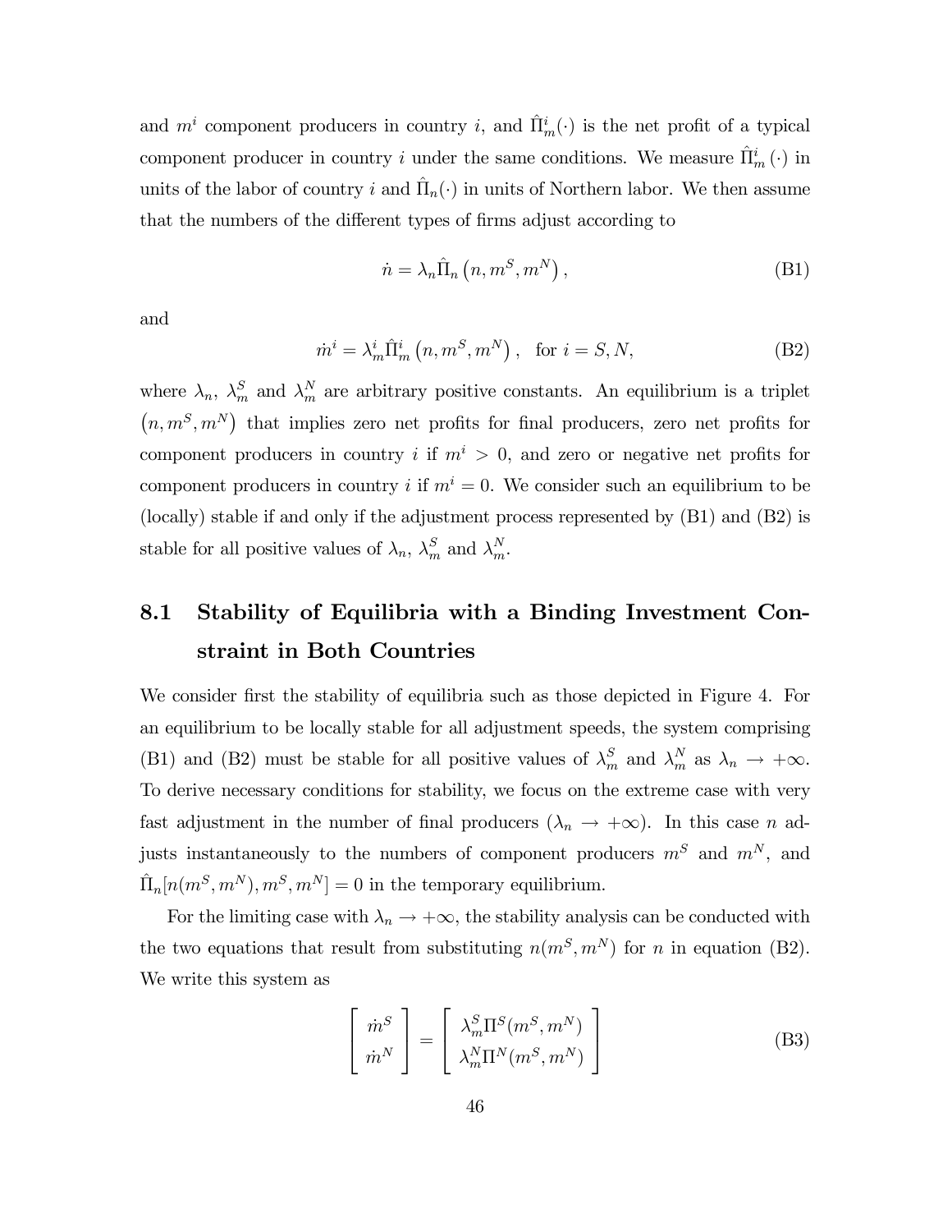and $m^i$ component producers in country $i$, and $\hat{\Pi}^i_m(\cdot)$ is the net profit of a typical component producer in country $i$ under the same conditions. We measure $\hat{\Pi}^i_m(\cdot)$ in units of the labor of country $i$ and $\hat{\Pi}_n(\cdot)$ in units of Northern labor. We then assume that the numbers of the different types of firms adjust according to

$$\dot{n} = \lambda_n \hat{\Pi}_n \left(n, m^S, m^N\right), \tag{B1}$$

and

$$\dot{m}^i = \lambda^i_m \hat{\Pi}^i_m \left(n, m^S, m^N\right), \quad \text{for } i = S, N, \tag{B2}$$

where $\lambda_n$, $\lambda^S_m$ and $\lambda^N_m$ are arbitrary positive constants. An equilibrium is a triplet $\left(n, m^S, m^N\right)$ that implies zero net profits for final producers, zero net profits for component producers in country $i$ if $m^i > 0$, and zero or negative net profits for component producers in country $i$ if $m^i = 0$. We consider such an equilibrium to be (locally) stable if and only if the adjustment process represented by (B1) and (B2) is stable for all positive values of $\lambda_n$, $\lambda^S_m$ and $\lambda^N_m$.

## 8.1 Stability of Equilibria with a Binding Investment Constraint in Both Countries

We consider first the stability of equilibria such as those depicted in Figure 4. For an equilibrium to be locally stable for all adjustment speeds, the system comprising (B1) and (B2) must be stable for all positive values of $\lambda^S_m$ and $\lambda^N_m$ as $\lambda_n \to +\infty$. To derive necessary conditions for stability, we focus on the extreme case with very fast adjustment in the number of final producers ($\lambda_n \to +\infty$). In this case $n$ adjusts instantaneously to the numbers of component producers $m^S$ and $m^N$, and $\hat{\Pi}_n[n(m^S, m^N), m^S, m^N] = 0$ in the temporary equilibrium.

For the limiting case with $\lambda_n \to +\infty$, the stability analysis can be conducted with the two equations that result from substituting $n(m^S, m^N)$ for $n$ in equation (B2). We write this system as

$$\begin{bmatrix} \dot{m}^S \\ \dot{m}^N \end{bmatrix} = \begin{bmatrix} \lambda^S_m \Pi^S(m^S, m^N) \\ \lambda^N_m \Pi^N(m^S, m^N) \end{bmatrix} \tag{B3}$$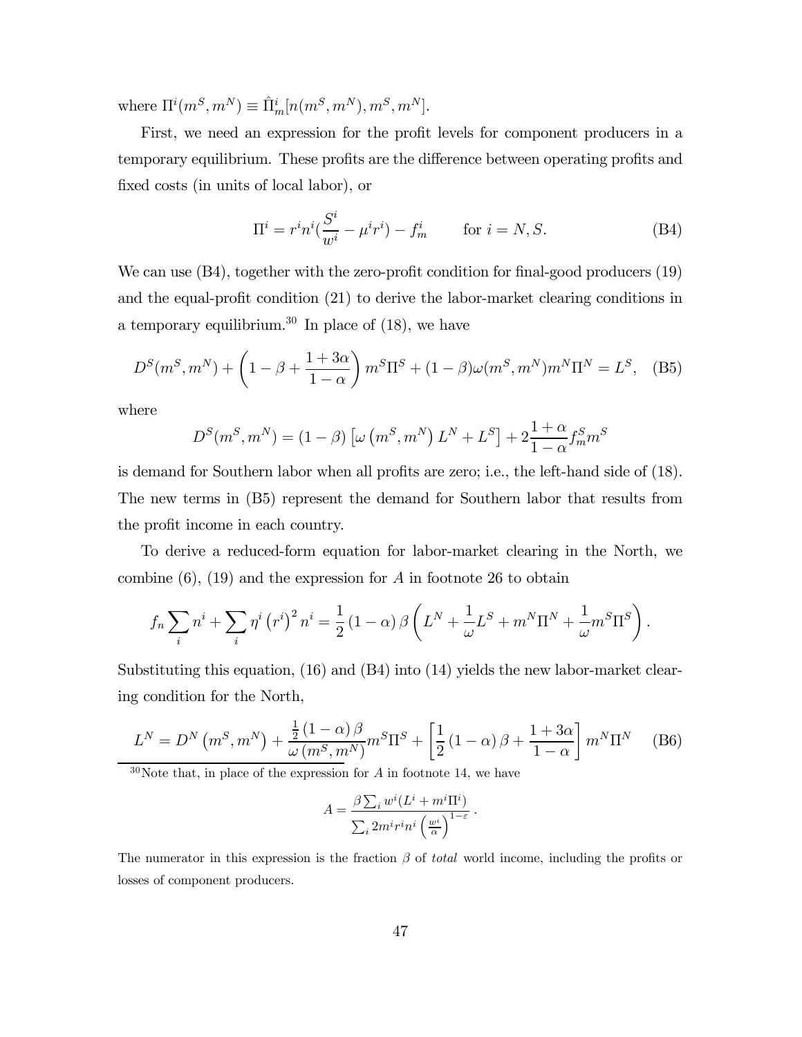where $\Pi^i(m^S, m^N) \equiv \hat{\Pi}^i_m[n(m^S, m^N), m^S, m^N]$.

First, we need an expression for the profit levels for component producers in a temporary equilibrium. These profits are the difference between operating profits and fixed costs (in units of local labor), or

$$\Pi^i = r^i n^i (\frac{S^i}{w^i} - \mu^i r^i) - f^i_m \qquad \text{for } i = N, S. \tag{B4}$$

We can use (B4), together with the zero-profit condition for final-good producers (19) and the equal-profit condition (21) to derive the labor-market clearing conditions in a temporary equilibrium.[30] In place of (18), we have

$$D^S(m^S, m^N) + \left(1 - \beta + \frac{1 + 3\alpha}{1 - \alpha}\right) m^S \Pi^S + (1 - \beta)\omega(m^S, m^N) m^N \Pi^N = L^S, \tag{B5}$$

where

$$D^S(m^S, m^N) = (1 - \beta)\left[\omega\left(m^S, m^N\right) L^N + L^S\right] + 2\frac{1 + \alpha}{1 - \alpha} f^S_m m^S$$

is demand for Southern labor when all profits are zero; i.e., the left-hand side of (18). The new terms in (B5) represent the demand for Southern labor that results from the profit income in each country.

To derive a reduced-form equation for labor-market clearing in the North, we combine (6), (19) and the expression for $A$ in footnote 26 to obtain

$$f_n \sum_i n^i + \sum_i \eta^i \left(r^i\right)^2 n^i = \frac{1}{2}(1 - \alpha)\beta\left(L^N + \frac{1}{\omega}L^S + m^N \Pi^N + \frac{1}{\omega} m^S \Pi^S\right).$$

Substituting this equation, (16) and (B4) into (14) yields the new labor-market clearing condition for the North,

$$L^N = D^N\left(m^S, m^N\right) + \frac{\frac{1}{2}(1 - \alpha)\beta}{\omega\left(m^S, m^N\right)} m^S \Pi^S + \left[\frac{1}{2}(1 - \alpha)\beta + \frac{1 + 3\alpha}{1 - \alpha}\right] m^N \Pi^N \tag{B6}$$

[30] Note that, in place of the expression for $A$ in footnote 14, we have

$$A = \frac{\beta \sum_i w^i (L^i + m^i \Pi^i)}{\sum_i 2 m^i r^i n^i \left(\frac{w^i}{\alpha}\right)^{1 - \varepsilon}}.$$

The numerator in this expression is the fraction $\beta$ of *total* world income, including the profits or losses of component producers.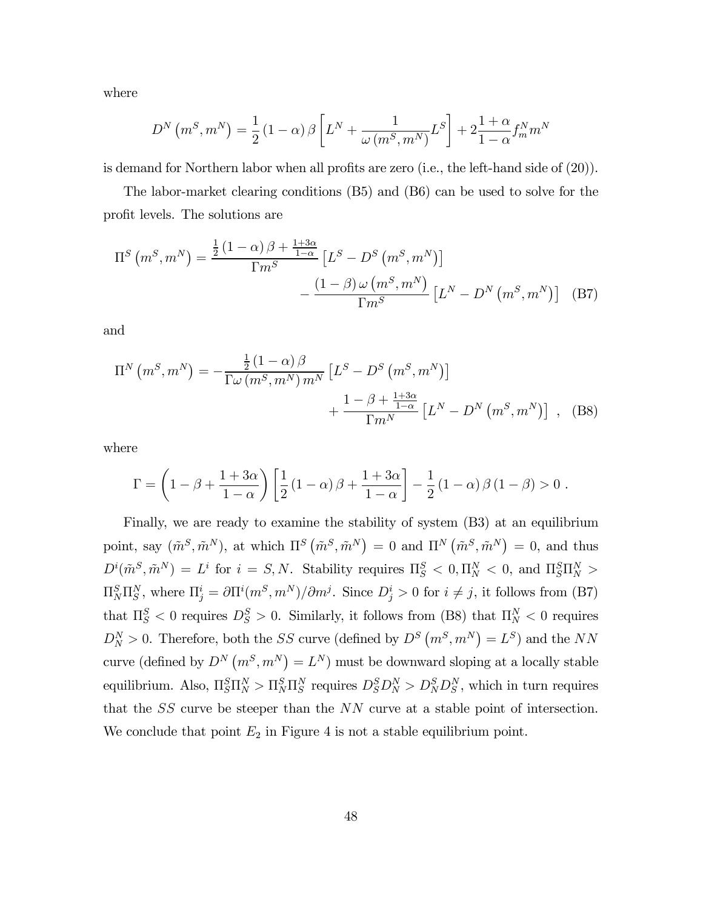where

$$D^{N}\left(m^{S},m^{N}\right)=\frac{1}{2}\left(1-\alpha\right)\beta\left[L^{N}+\frac{1}{\omega\left(m^{S},m^{N}\right)}L^{S}\right]+2\frac{1+\alpha}{1-\alpha}f_{m}^{N}m^{N}$$

is demand for Northern labor when all profits are zero (i.e., the left-hand side of (20)).

The labor-market clearing conditions (B5) and (B6) can be used to solve for the profit levels. The solutions are

$$\Pi^{S}\left(m^{S},m^{N}\right)=\frac{\frac{1}{2}\left(1-\alpha\right)\beta+\frac{1+3\alpha}{1-\alpha}}{\Gamma m^{S}}\left[L^{S}-D^{S}\left(m^{S},m^{N}\right)\right] -\frac{\left(1-\beta\right)\omega\left(m^{S},m^{N}\right)}{\Gamma m^{S}}\left[L^{N}-D^{N}\left(m^{S},m^{N}\right)\right] \quad \text{(B7)}$$

and

$$\Pi^{N}\left(m^{S},m^{N}\right)=-\frac{\frac{1}{2}\left(1-\alpha\right)\beta}{\Gamma\omega\left(m^{S},m^{N}\right)m^{N}}\left[L^{S}-D^{S}\left(m^{S},m^{N}\right)\right] +\frac{1-\beta+\frac{1+3\alpha}{1-\alpha}}{\Gamma m^{N}}\left[L^{N}-D^{N}\left(m^{S},m^{N}\right)\right]\ , \quad \text{(B8)}$$

where

$$\Gamma=\left(1-\beta+\frac{1+3\alpha}{1-\alpha}\right)\left[\frac{1}{2}\left(1-\alpha\right)\beta+\frac{1+3\alpha}{1-\alpha}\right]-\frac{1}{2}\left(1-\alpha\right)\beta\left(1-\beta\right)>0\ .$$

Finally, we are ready to examine the stability of system (B3) at an equilibrium point, say $(\tilde{m}^{S},\tilde{m}^{N})$, at which $\Pi^{S}\left(\tilde{m}^{S},\tilde{m}^{N}\right)=0$ and $\Pi^{N}\left(\tilde{m}^{S},\tilde{m}^{N}\right)=0$, and thus $D^{i}(\tilde{m}^{S},\tilde{m}^{N})=L^{i}$ for $i=S,N$. Stability requires $\Pi_{S}^{S}<0,\Pi_{N}^{N}<0$, and $\Pi_{S}^{S}\Pi_{N}^{N}>\Pi_{N}^{S}\Pi_{S}^{N}$, where $\Pi_{j}^{i}=\partial\Pi^{i}(m^{S},m^{N})/\partial m^{j}$. Since $D_{j}^{i}>0$ for $i\neq j$, it follows from (B7) that $\Pi_{S}^{S}<0$ requires $D_{S}^{S}>0$. Similarly, it follows from (B8) that $\Pi_{N}^{N}<0$ requires $D_{N}^{N}>0$. Therefore, both the $SS$ curve (defined by $D^{S}\left(m^{S},m^{N}\right)=L^{S}$) and the $NN$ curve (defined by $D^{N}\left(m^{S},m^{N}\right)=L^{N}$) must be downward sloping at a locally stable equilibrium. Also, $\Pi_{S}^{S}\Pi_{N}^{N}>\Pi_{N}^{S}\Pi_{S}^{N}$ requires $D_{S}^{S}D_{N}^{N}>D_{N}^{S}D_{S}^{N}$, which in turn requires that the $SS$ curve be steeper than the $NN$ curve at a stable point of intersection. We conclude that point $E_2$ in Figure 4 is not a stable equilibrium point.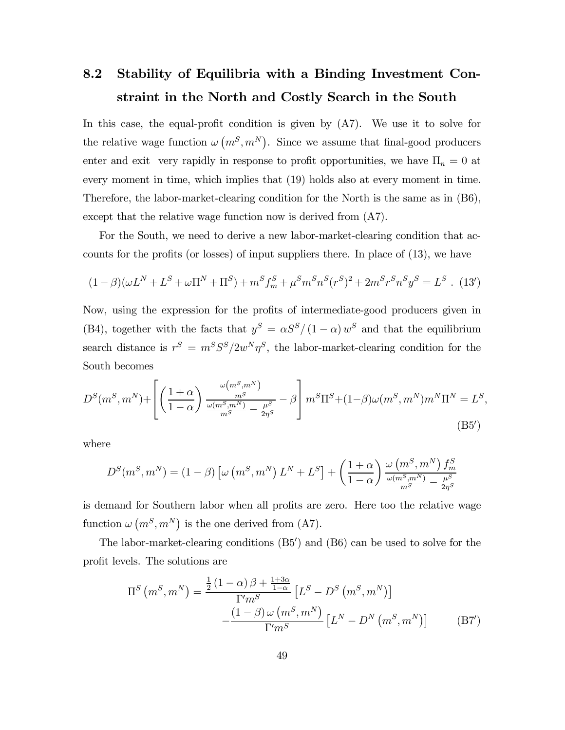## 8.2 Stability of Equilibria with a Binding Investment Constraint in the North and Costly Search in the South

In this case, the equal-profit condition is given by (A7). We use it to solve for the relative wage function $\omega\left(m^S, m^N\right)$. Since we assume that final-good producers enter and exit very rapidly in response to profit opportunities, we have $\Pi_n = 0$ at every moment in time, which implies that (19) holds also at every moment in time. Therefore, the labor-market-clearing condition for the North is the same as in (B6), except that the relative wage function now is derived from (A7).

For the South, we need to derive a new labor-market-clearing condition that accounts for the profits (or losses) of input suppliers there. In place of (13), we have

$$(1-\beta)(\omega L^N + L^S + \omega \Pi^N + \Pi^S) + m^S f_m^S + \mu^S m^S n^S (r^S)^2 + 2m^S r^S n^S y^S = L^S \ . \quad (13')$$

Now, using the expression for the profits of intermediate-good producers given in (B4), together with the facts that $y^S = \alpha S^S / (1-\alpha) w^S$ and that the equilibrium search distance is $r^S = m^S S^S / 2w^N \eta^S$, the labor-market-clearing condition for the South becomes

$$D^S(m^S, m^N) + \left[ \left( \frac{1+\alpha}{1-\alpha} \right) \frac{\frac{\omega\left(m^S, m^N\right)}{m^S}}{\frac{\omega\left(m^S, m^N\right)}{m^S} - \frac{\mu^S}{2\eta^S}} - \beta \right] m^S \Pi^S + (1-\beta)\omega(m^S, m^N) m^N \Pi^N = L^S, \quad (B5')$$

where

$$D^S(m^S, m^N) = (1-\beta)\left[\omega\left(m^S, m^N\right) L^N + L^S\right] + \left( \frac{1+\alpha}{1-\alpha} \right) \frac{\omega\left(m^S, m^N\right) f_m^S}{\frac{\omega\left(m^S, m^N\right)}{m^S} - \frac{\mu^S}{2\eta^S}}$$

is demand for Southern labor when all profits are zero. Here too the relative wage function $\omega\left(m^S, m^N\right)$ is the one derived from (A7).

The labor-market-clearing conditions (B5′) and (B6) can be used to solve for the profit levels. The solutions are

$$\Pi^S\left(m^S, m^N\right) = \frac{\frac{1}{2}(1-\alpha)\beta + \frac{1+3\alpha}{1-\alpha}}{\Gamma' m^S}\left[L^S - D^S\left(m^S, m^N\right)\right] - \frac{(1-\beta)\,\omega\left(m^S, m^N\right)}{\Gamma' m^S}\left[L^N - D^N\left(m^S, m^N\right)\right] \quad (B7')$$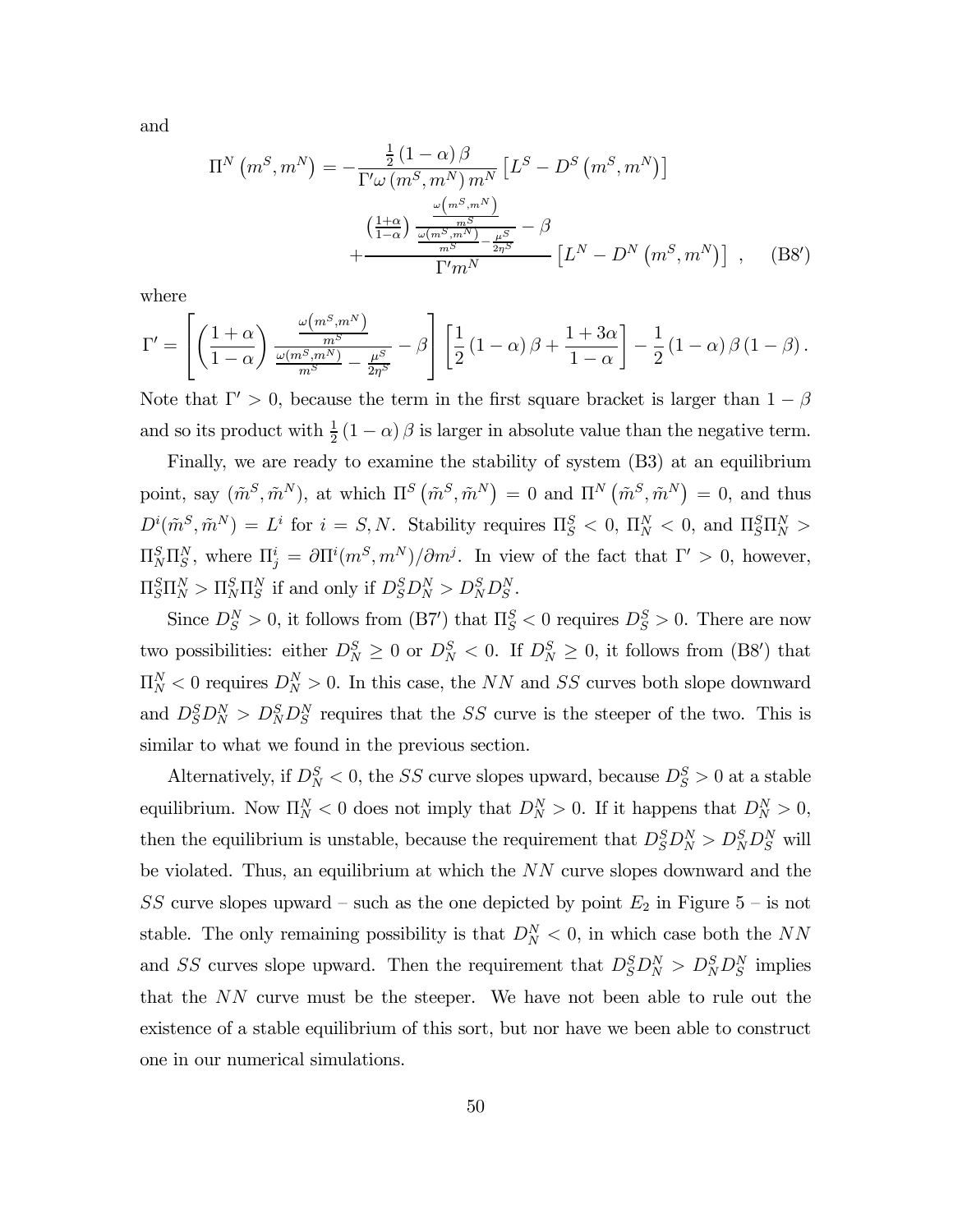and

$$\Pi^N\left(m^S,m^N\right) = -\frac{\frac{1}{2}\left(1-\alpha\right)\beta}{\Gamma'\omega\left(m^S,m^N\right)m^N}\left[L^S - D^S\left(m^S,m^N\right)\right] + \frac{\left(\frac{1+\alpha}{1-\alpha}\right)\frac{\frac{\omega\left(m^S,m^N\right)}{m^S}}{\frac{\omega\left(m^S,m^N\right)}{m^S}-\frac{\mu^S}{2\eta^S}} - \beta}{\Gamma' m^N}\left[L^N - D^N\left(m^S,m^N\right)\right] \ , \quad \text{(B8}'\text{)}$$

where

$$\Gamma' = \left[\left(\frac{1+\alpha}{1-\alpha}\right)\frac{\frac{\omega\left(m^S,m^N\right)}{m^S}}{\frac{\omega\left(m^S,m^N\right)}{m^S}-\frac{\mu^S}{2\eta^S}} - \beta\right]\left[\frac{1}{2}\left(1-\alpha\right)\beta + \frac{1+3\alpha}{1-\alpha}\right] - \frac{1}{2}\left(1-\alpha\right)\beta\left(1-\beta\right).$$

Note that $\Gamma' > 0$, because the term in the first square bracket is larger than $1-\beta$ and so its product with $\frac{1}{2}\left(1-\alpha\right)\beta$ is larger in absolute value than the negative term.

Finally, we are ready to examine the stability of system (B3) at an equilibrium point, say $(\tilde{m}^S, \tilde{m}^N)$, at which $\Pi^S\left(\tilde{m}^S,\tilde{m}^N\right) = 0$ and $\Pi^N\left(\tilde{m}^S,\tilde{m}^N\right) = 0$, and thus $D^i(\tilde{m}^S,\tilde{m}^N) = L^i$ for $i = S, N$. Stability requires $\Pi^S_S < 0$, $\Pi^N_N < 0$, and $\Pi^S_S\Pi^N_N > \Pi^S_N\Pi^N_S$, where $\Pi^i_j = \partial\Pi^i(m^S,m^N)/\partial m^j$. In view of the fact that $\Gamma' > 0$, however, $\Pi^S_S\Pi^N_N > \Pi^S_N\Pi^N_S$ if and only if $D^S_S D^N_N > D^S_N D^N_S$.

Since $D^N_S > 0$, it follows from (B7′) that $\Pi^S_S < 0$ requires $D^S_S > 0$. There are now two possibilities: either $D^S_N \geq 0$ or $D^S_N < 0$. If $D^S_N \geq 0$, it follows from (B8′) that $\Pi^N_N < 0$ requires $D^N_N > 0$. In this case, the $NN$ and $SS$ curves both slope downward and $D^S_S D^N_N > D^S_N D^N_S$ requires that the $SS$ curve is the steeper of the two. This is similar to what we found in the previous section.

Alternatively, if $D^S_N < 0$, the $SS$ curve slopes upward, because $D^S_S > 0$ at a stable equilibrium. Now $\Pi^N_N < 0$ does not imply that $D^N_N > 0$. If it happens that $D^N_N > 0$, then the equilibrium is unstable, because the requirement that $D^S_S D^N_N > D^S_N D^N_S$ will be violated. Thus, an equilibrium at which the $NN$ curve slopes downward and the $SS$ curve slopes upward – such as the one depicted by point $E_2$ in Figure 5 – is not stable. The only remaining possibility is that $D^N_N < 0$, in which case both the $NN$ and $SS$ curves slope upward. Then the requirement that $D^S_S D^N_N > D^S_N D^N_S$ implies that the $NN$ curve must be the steeper. We have not been able to rule out the existence of a stable equilibrium of this sort, but nor have we been able to construct one in our numerical simulations.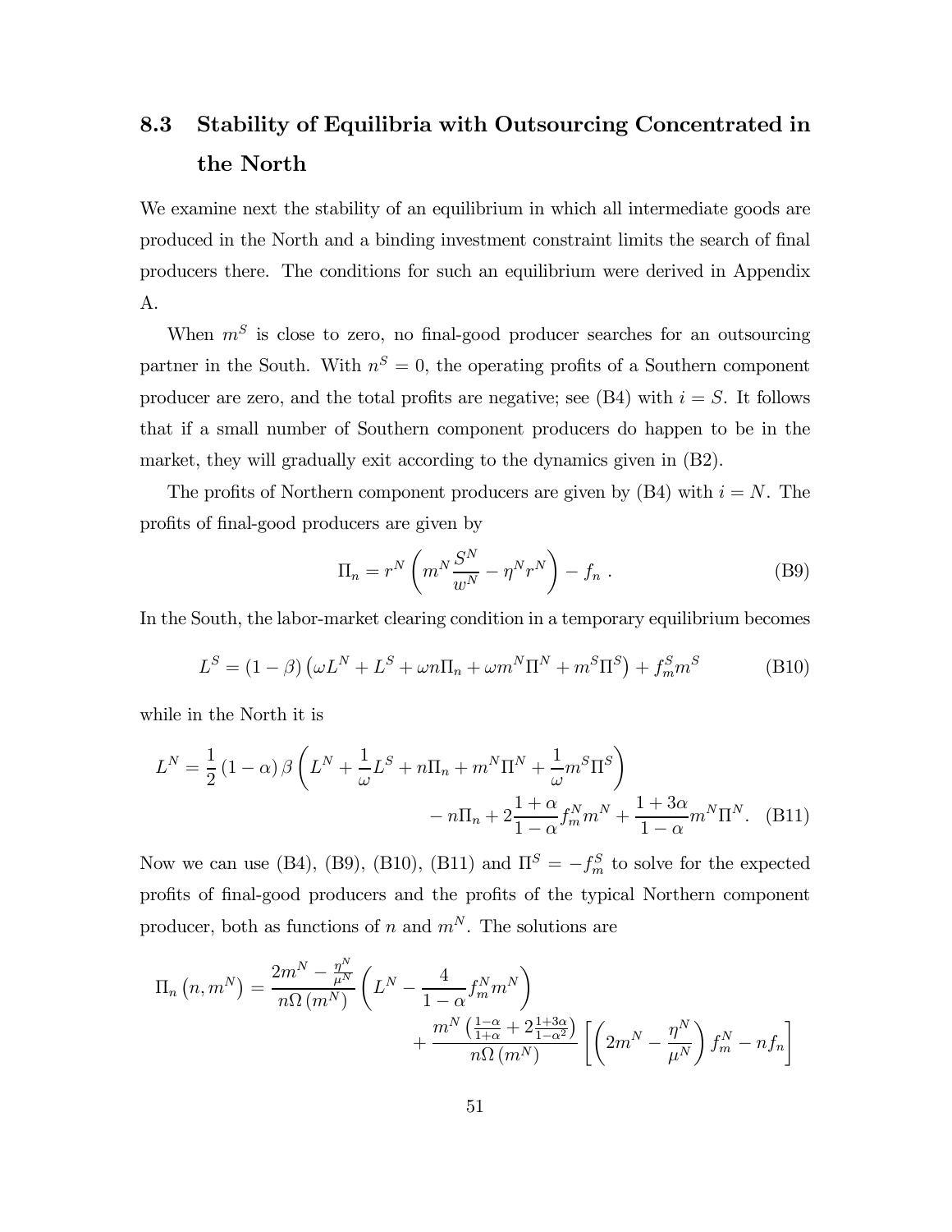## 8.3 Stability of Equilibria with Outsourcing Concentrated in the North

We examine next the stability of an equilibrium in which all intermediate goods are produced in the North and a binding investment constraint limits the search of final producers there. The conditions for such an equilibrium were derived in Appendix A.

When $m^S$ is close to zero, no final-good producer searches for an outsourcing partner in the South. With $n^S = 0$, the operating profits of a Southern component producer are zero, and the total profits are negative; see (B4) with $i = S$. It follows that if a small number of Southern component producers do happen to be in the market, they will gradually exit according to the dynamics given in (B2).

The profits of Northern component producers are given by (B4) with $i = N$. The profits of final-good producers are given by

$$\Pi_n = r^N \left( m^N \frac{S^N}{w^N} - \eta^N r^N \right) - f_n \ . \tag{B9}$$

In the South, the labor-market clearing condition in a temporary equilibrium becomes

$$L^S = (1-\beta)\left(\omega L^N + L^S + \omega n \Pi_n + \omega m^N \Pi^N + m^S \Pi^S\right) + f_m^S m^S \tag{B10}$$

while in the North it is

$$L^N = \frac{1}{2}(1-\alpha)\beta \left( L^N + \frac{1}{\omega} L^S + n\Pi_n + m^N \Pi^N + \frac{1}{\omega} m^S \Pi^S \right) - n\Pi_n + 2\frac{1+\alpha}{1-\alpha} f_m^N m^N + \frac{1+3\alpha}{1-\alpha} m^N \Pi^N. \tag{B11}$$

Now we can use (B4), (B9), (B10), (B11) and $\Pi^S = -f_m^S$ to solve for the expected profits of final-good producers and the profits of the typical Northern component producer, both as functions of $n$ and $m^N$. The solutions are

$$\Pi_n\left(n, m^N\right) = \frac{2m^N - \frac{\eta^N}{\mu^N}}{n\Omega\left(m^N\right)} \left( L^N - \frac{4}{1-\alpha} f_m^N m^N \right) + \frac{m^N \left( \frac{1-\alpha}{1+\alpha} + 2\frac{1+3\alpha}{1-\alpha^2} \right)}{n\Omega\left(m^N\right)} \left[ \left( 2m^N - \frac{\eta^N}{\mu^N} \right) f_m^N - n f_n \right]$$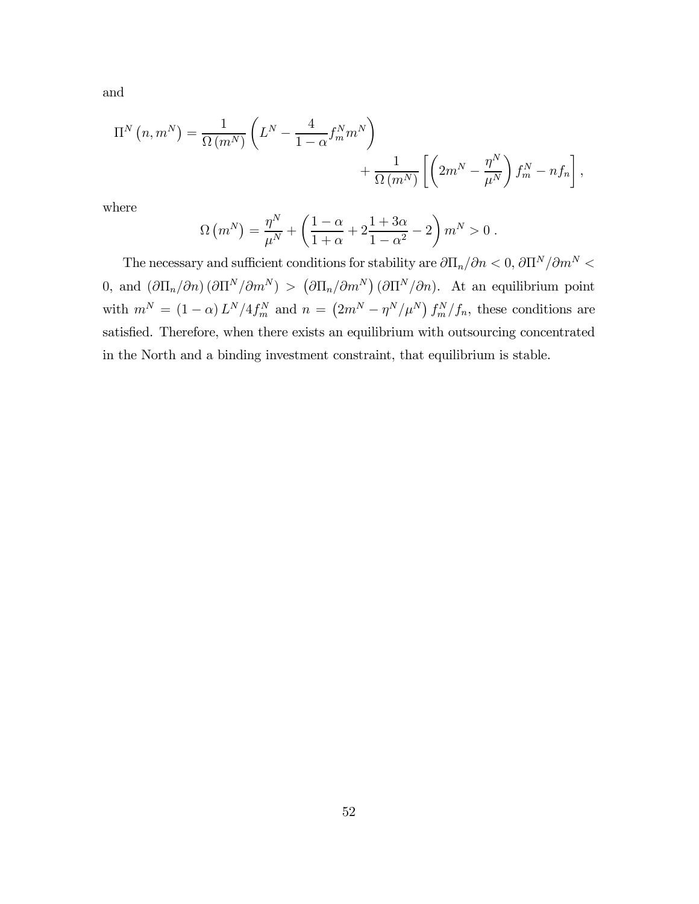and

$$\Pi^N\left(n, m^N\right) = \frac{1}{\Omega\left(m^N\right)}\left(L^N - \frac{4}{1-\alpha} f_m^N m^N\right) + \frac{1}{\Omega\left(m^N\right)}\left[\left(2m^N - \frac{\eta^N}{\mu^N}\right) f_m^N - n f_n\right],$$

where

$$\Omega\left(m^N\right) = \frac{\eta^N}{\mu^N} + \left(\frac{1-\alpha}{1+\alpha} + 2\frac{1+3\alpha}{1-\alpha^2} - 2\right) m^N > 0 \; .$$

The necessary and sufficient conditions for stability are $\partial \Pi_n / \partial n < 0$, $\partial \Pi^N / \partial m^N < 0$, and $\left(\partial \Pi_n / \partial n\right)\left(\partial \Pi^N / \partial m^N\right) > \left(\partial \Pi_n / \partial m^N\right)\left(\partial \Pi^N / \partial n\right)$. At an equilibrium point with $m^N = (1-\alpha) L^N / 4 f_m^N$ and $n = \left(2m^N - \eta^N / \mu^N\right) f_m^N / f_n$, these conditions are satisfied. Therefore, when there exists an equilibrium with outsourcing concentrated in the North and a binding investment constraint, that equilibrium is stable.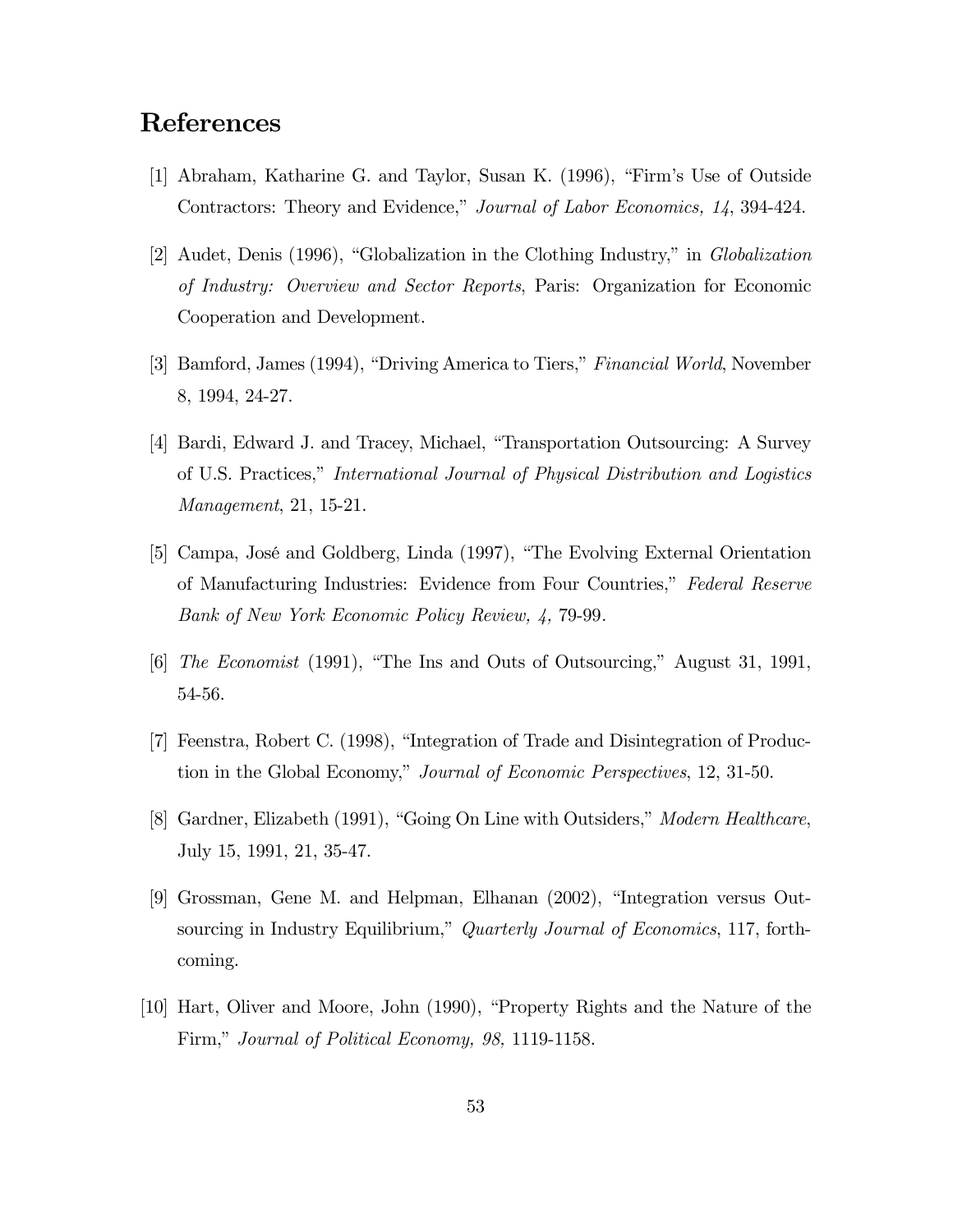# References

[1] Abraham, Katharine G. and Taylor, Susan K. (1996), "Firm's Use of Outside Contractors: Theory and Evidence," *Journal of Labor Economics, 14*, 394-424.

[2] Audet, Denis (1996), "Globalization in the Clothing Industry," in *Globalization of Industry: Overview and Sector Reports*, Paris: Organization for Economic Cooperation and Development.

[3] Bamford, James (1994), "Driving America to Tiers," *Financial World*, November 8, 1994, 24-27.

[4] Bardi, Edward J. and Tracey, Michael, "Transportation Outsourcing: A Survey of U.S. Practices," *International Journal of Physical Distribution and Logistics Management*, 21, 15-21.

[5] Campa, José and Goldberg, Linda (1997), "The Evolving External Orientation of Manufacturing Industries: Evidence from Four Countries," *Federal Reserve Bank of New York Economic Policy Review, 4,* 79-99.

[6] *The Economist* (1991), "The Ins and Outs of Outsourcing," August 31, 1991, 54-56.

[7] Feenstra, Robert C. (1998), "Integration of Trade and Disintegration of Production in the Global Economy," *Journal of Economic Perspectives*, 12, 31-50.

[8] Gardner, Elizabeth (1991), "Going On Line with Outsiders," *Modern Healthcare*, July 15, 1991, 21, 35-47.

[9] Grossman, Gene M. and Helpman, Elhanan (2002), "Integration versus Outsourcing in Industry Equilibrium," *Quarterly Journal of Economics*, 117, forthcoming.

[10] Hart, Oliver and Moore, John (1990), "Property Rights and the Nature of the Firm," *Journal of Political Economy, 98,* 1119-1158.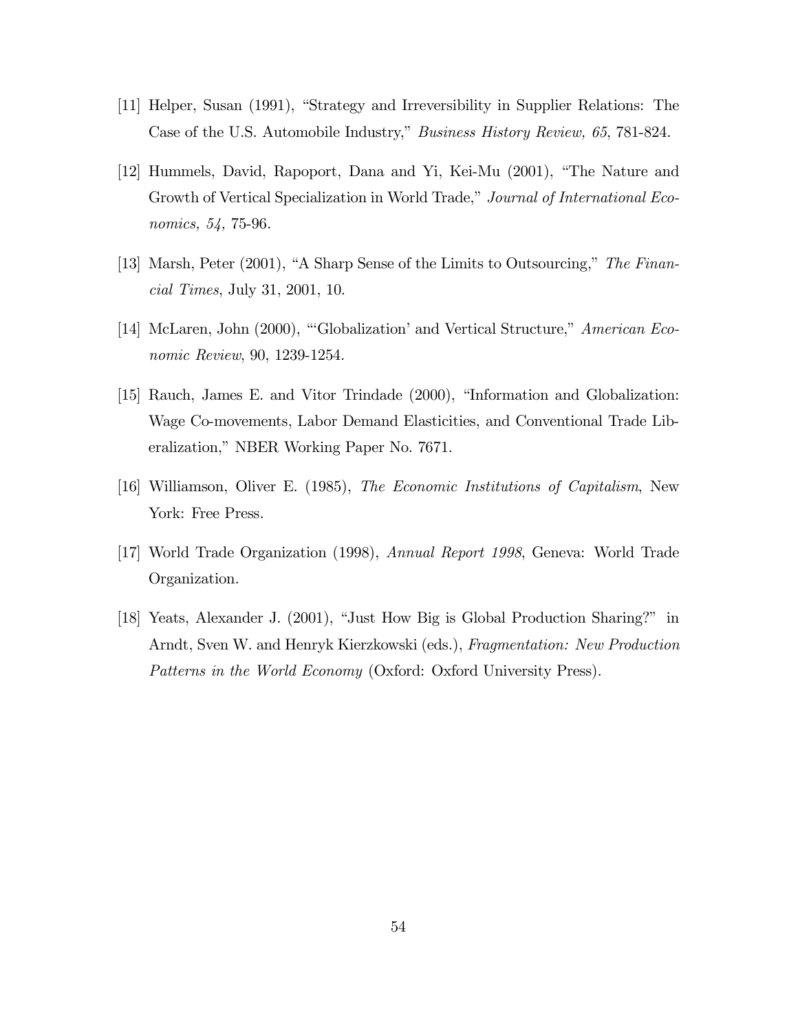[11] Helper, Susan (1991), "Strategy and Irreversibility in Supplier Relations: The Case of the U.S. Automobile Industry," *Business History Review, 65*, 781-824.

[12] Hummels, David, Rapoport, Dana and Yi, Kei-Mu (2001), "The Nature and Growth of Vertical Specialization in World Trade," *Journal of International Economics, 54,* 75-96.

[13] Marsh, Peter (2001), "A Sharp Sense of the Limits to Outsourcing," *The Financial Times*, July 31, 2001, 10.

[14] McLaren, John (2000), "'Globalization' and Vertical Structure," *American Economic Review*, 90, 1239-1254.

[15] Rauch, James E. and Vitor Trindade (2000), "Information and Globalization: Wage Co-movements, Labor Demand Elasticities, and Conventional Trade Liberalization," NBER Working Paper No. 7671.

[16] Williamson, Oliver E. (1985), *The Economic Institutions of Capitalism*, New York: Free Press.

[17] World Trade Organization (1998), *Annual Report 1998*, Geneva: World Trade Organization.

[18] Yeats, Alexander J. (2001), "Just How Big is Global Production Sharing?" in Arndt, Sven W. and Henryk Kierzkowski (eds.), *Fragmentation: New Production Patterns in the World Economy* (Oxford: Oxford University Press).